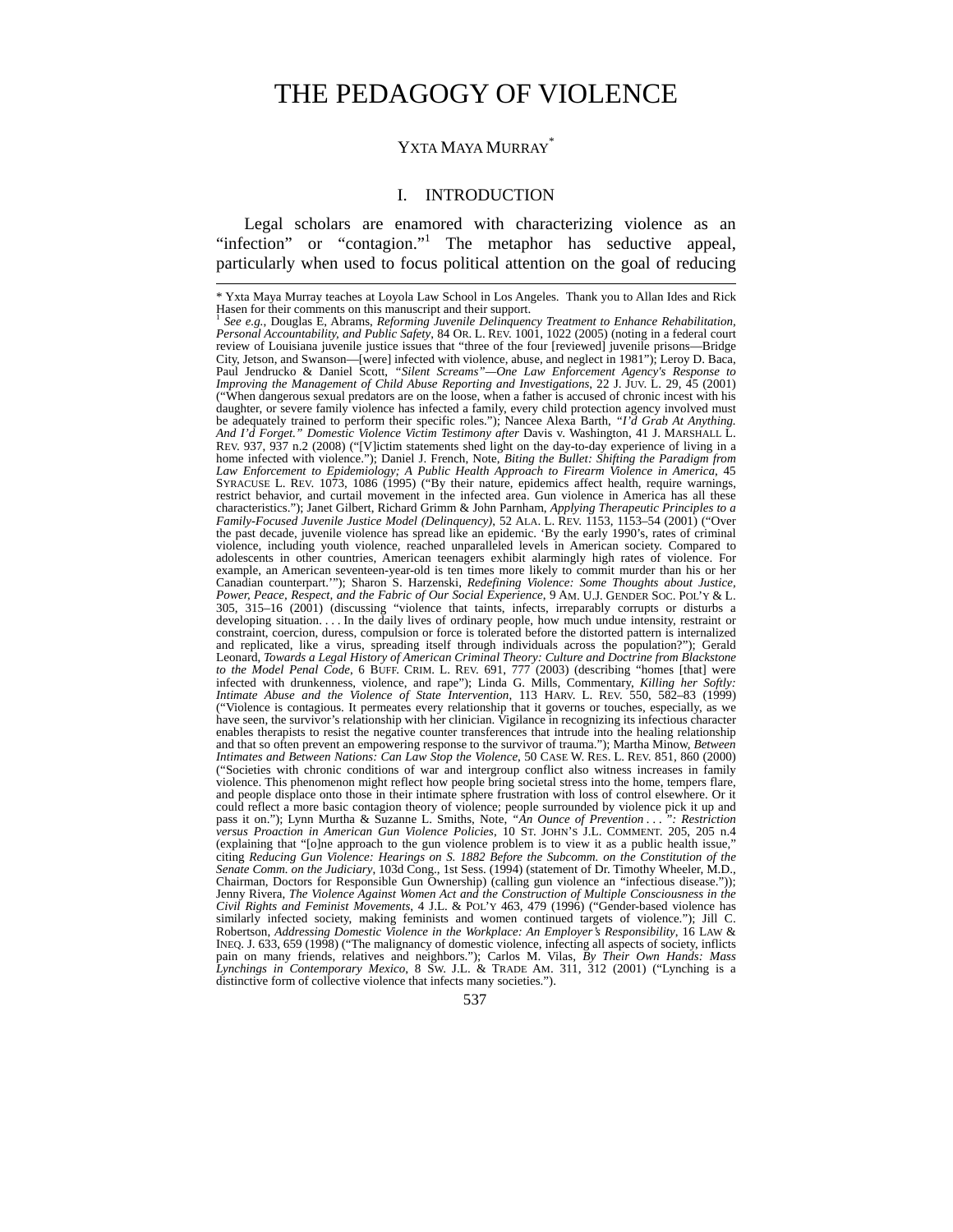# THE PEDAGOGY OF VIOLENCE

YXTA MAYA MURRAY*

## I. INTRODUCTION

Legal scholars are enamored with characterizing violence as an "infection" or "contagion."[1] The metaphor has seductive appeal, particularly when used to focus political attention on the goal of reducing

---

\* Yxta Maya Murray teaches at Loyola Law School in Los Angeles. Thank you to Allan Ides and Rick Hasen for their comments on this manuscript and their support.

[1] *See e.g.*, Douglas E, Abrams, *Reforming Juvenile Delinquency Treatment to Enhance Rehabilitation, Personal Accountability, and Public Safety*, 84 OR. L. REV. 1001, 1022 (2005) (noting in a federal court review of Louisiana juvenile justice issues that "three of the four [reviewed] juvenile prisons—Bridge City, Jetson, and Swanson—[were] infected with violence, abuse, and neglect in 1981"); Leroy D. Baca, Paul Jendrucko & Daniel Scott, *"Silent Screams"—One Law Enforcement Agency's Response to Improving the Management of Child Abuse Reporting and Investigations*, 22 J. JUV. L. 29, 45 (2001) ("When dangerous sexual predators are on the loose, when a father is accused of chronic incest with his daughter, or severe family violence has infected a family, every child protection agency involved must be adequately trained to perform their specific roles."); Nancee Alexa Barth, *"I'd Grab At Anything. And I'd Forget." Domestic Violence Victim Testimony after* Davis v. Washington, 41 J. MARSHALL L. REV. 937, 937 n.2 (2008) ("[V]ictim statements shed light on the day-to-day experience of living in a home infected with violence."); Daniel J. French, Note, *Biting the Bullet: Shifting the Paradigm from Law Enforcement to Epidemiology; A Public Health Approach to Firearm Violence in America*, 45 SYRACUSE L. REV. 1073, 1086 (1995) ("By their nature, epidemics affect health, require warnings, restrict behavior, and curtail movement in the infected area. Gun violence in America has all these characteristics."); Janet Gilbert, Richard Grimm & John Parnham, *Applying Therapeutic Principles to a Family-Focused Juvenile Justice Model (Delinquency)*, 52 ALA. L. REV. 1153, 1153–54 (2001) ("Over the past decade, juvenile violence has spread like an epidemic. 'By the early 1990's, rates of criminal violence, including youth violence, reached unparalleled levels in American society. Compared to adolescents in other countries, American teenagers exhibit alarmingly high rates of violence. For example, an American seventeen-year-old is ten times more likely to commit murder than his or her Canadian counterpart.'"); Sharon S. Harzenski, *Redefining Violence: Some Thoughts about Justice, Power, Peace, Respect, and the Fabric of Our Social Experience*, 9 AM. U.J. GENDER SOC. POL'Y & L. 305, 315–16 (2001) (discussing "violence that taints, infects, irreparably corrupts or disturbs a developing situation. . . . In the daily lives of ordinary people, how much undue intensity, restraint or constraint, coercion, duress, compulsion or force is tolerated before the distorted pattern is internalized and replicated, like a virus, spreading itself through individuals across the population?"); Gerald Leonard, *Towards a Legal History of American Criminal Theory: Culture and Doctrine from Blackstone to the Model Penal Code*, 6 BUFF. CRIM. L. REV. 691, 777 (2003) (describing "homes [that] were infected with drunkenness, violence, and rape"); Linda G. Mills, Commentary, *Killing her Softly: Intimate Abuse and the Violence of State Intervention*, 113 HARV. L. REV. 550, 582–83 (1999) ("Violence is contagious. It permeates every relationship that it governs or touches, especially, as we have seen, the survivor's relationship with her clinician. Vigilance in recognizing its infectious character enables therapists to resist the negative counter transferences that intrude into the healing relationship and that so often prevent an empowering response to the survivor of trauma."); Martha Minow, *Between Intimates and Between Nations: Can Law Stop the Violence*, 50 CASE W. RES. L. REV. 851, 860 (2000) ("Societies with chronic conditions of war and intergroup conflict also witness increases in family violence. This phenomenon might reflect how people bring societal stress into the home, tempers flare, and people displace onto those in their intimate sphere frustration with loss of control elsewhere. Or it could reflect a more basic contagion theory of violence; people surrounded by violence pick it up and pass it on."); Lynn Murtha & Suzanne L. Smiths, Note, *"An Ounce of Prevention . . . ": Restriction versus Proaction in American Gun Violence Policies*, 10 ST. JOHN'S J.L. COMMENT. 205, 205 n.4 (explaining that "[o]ne approach to the gun violence problem is to view it as a public health issue," citing *Reducing Gun Violence: Hearings on S. 1882 Before the Subcomm. on the Constitution of the Senate Comm. on the Judiciary*, 103d Cong., 1st Sess. (1994) (statement of Dr. Timothy Wheeler, M.D., Chairman, Doctors for Responsible Gun Ownership) (calling gun violence an "infectious disease.")); Jenny Rivera, *The Violence Against Women Act and the Construction of Multiple Consciousness in the Civil Rights and Feminist Movements*, 4 J.L. & POL'Y 463, 479 (1996) ("Gender-based violence has similarly infected society, making feminists and women continued targets of violence."); Jill C. Robertson, *Addressing Domestic Violence in the Workplace: An Employer's Responsibility*, 16 LAW & INEQ. J. 633, 659 (1998) ("The malignancy of domestic violence, infecting all aspects of society, inflicts pain on many friends, relatives and neighbors."); Carlos M. Vilas, *By Their Own Hands: Mass Lynchings in Contemporary Mexico*, 8 SW. J.L. & TRADE AM. 311, 312 (2001) ("Lynching is a distinctive form of collective violence that infects many societies.").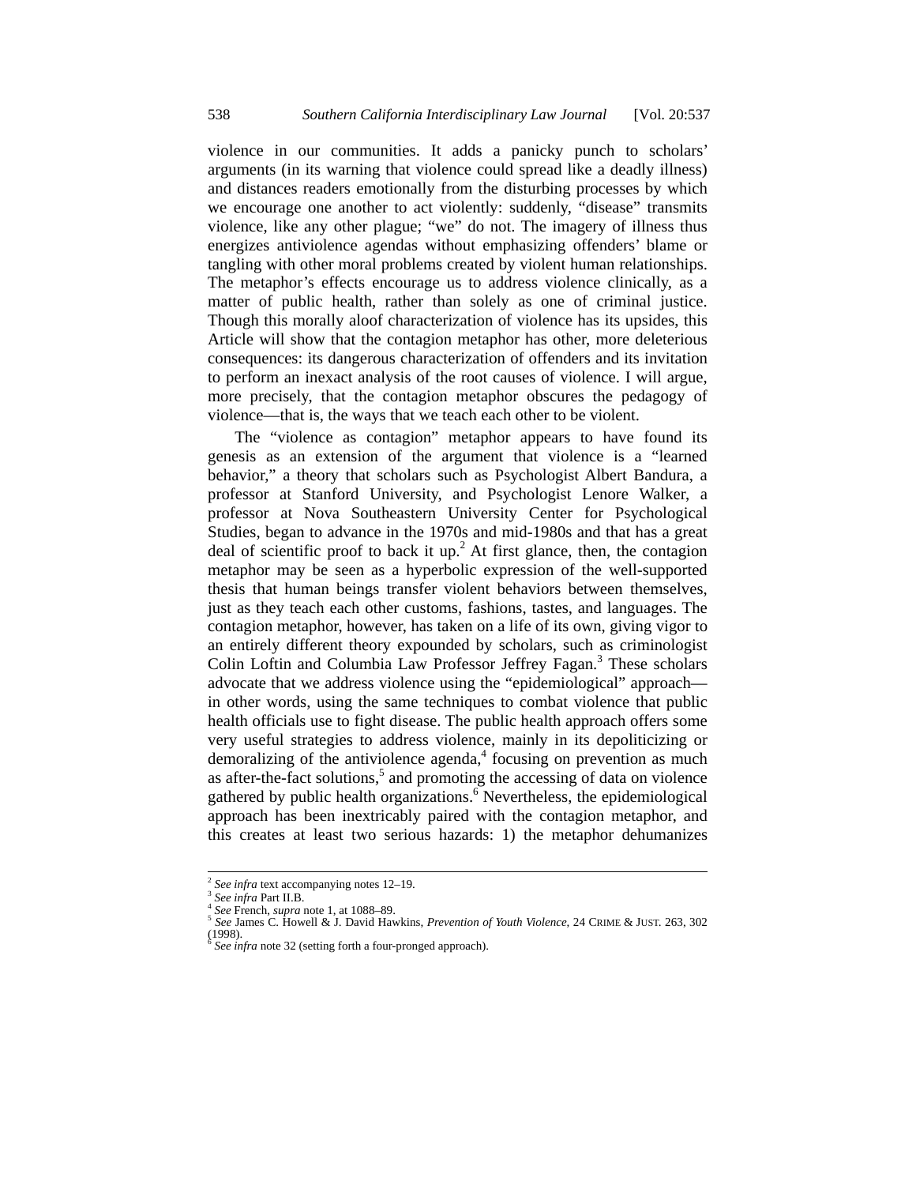violence in our communities. It adds a panicky punch to scholars' arguments (in its warning that violence could spread like a deadly illness) and distances readers emotionally from the disturbing processes by which we encourage one another to act violently: suddenly, "disease" transmits violence, like any other plague; "we" do not. The imagery of illness thus energizes antiviolence agendas without emphasizing offenders' blame or tangling with other moral problems created by violent human relationships. The metaphor's effects encourage us to address violence clinically, as a matter of public health, rather than solely as one of criminal justice. Though this morally aloof characterization of violence has its upsides, this Article will show that the contagion metaphor has other, more deleterious consequences: its dangerous characterization of offenders and its invitation to perform an inexact analysis of the root causes of violence. I will argue, more precisely, that the contagion metaphor obscures the pedagogy of violence—that is, the ways that we teach each other to be violent.

The "violence as contagion" metaphor appears to have found its genesis as an extension of the argument that violence is a "learned behavior," a theory that scholars such as Psychologist Albert Bandura, a professor at Stanford University, and Psychologist Lenore Walker, a professor at Nova Southeastern University Center for Psychological Studies, began to advance in the 1970s and mid-1980s and that has a great deal of scientific proof to back it up.[2] At first glance, then, the contagion metaphor may be seen as a hyperbolic expression of the well-supported thesis that human beings transfer violent behaviors between themselves, just as they teach each other customs, fashions, tastes, and languages. The contagion metaphor, however, has taken on a life of its own, giving vigor to an entirely different theory expounded by scholars, such as criminologist Colin Loftin and Columbia Law Professor Jeffrey Fagan.[3] These scholars advocate that we address violence using the "epidemiological" approach—in other words, using the same techniques to combat violence that public health officials use to fight disease. The public health approach offers some very useful strategies to address violence, mainly in its depoliticizing or demoralizing of the antiviolence agenda,[4] focusing on prevention as much as after-the-fact solutions,[5] and promoting the accessing of data on violence gathered by public health organizations.[6] Nevertheless, the epidemiological approach has been inextricably paired with the contagion metaphor, and this creates at least two serious hazards: 1) the metaphor dehumanizes

---

[2] *See infra* text accompanying notes 12–19.

[3] *See infra* Part II.B.

[4] *See* French, *supra* note 1, at 1088–89.

[5] *See* James C. Howell & J. David Hawkins, *Prevention of Youth Violence*, 24 CRIME & JUST. 263, 302 (1998).

[6] *See infra* note 32 (setting forth a four-pronged approach).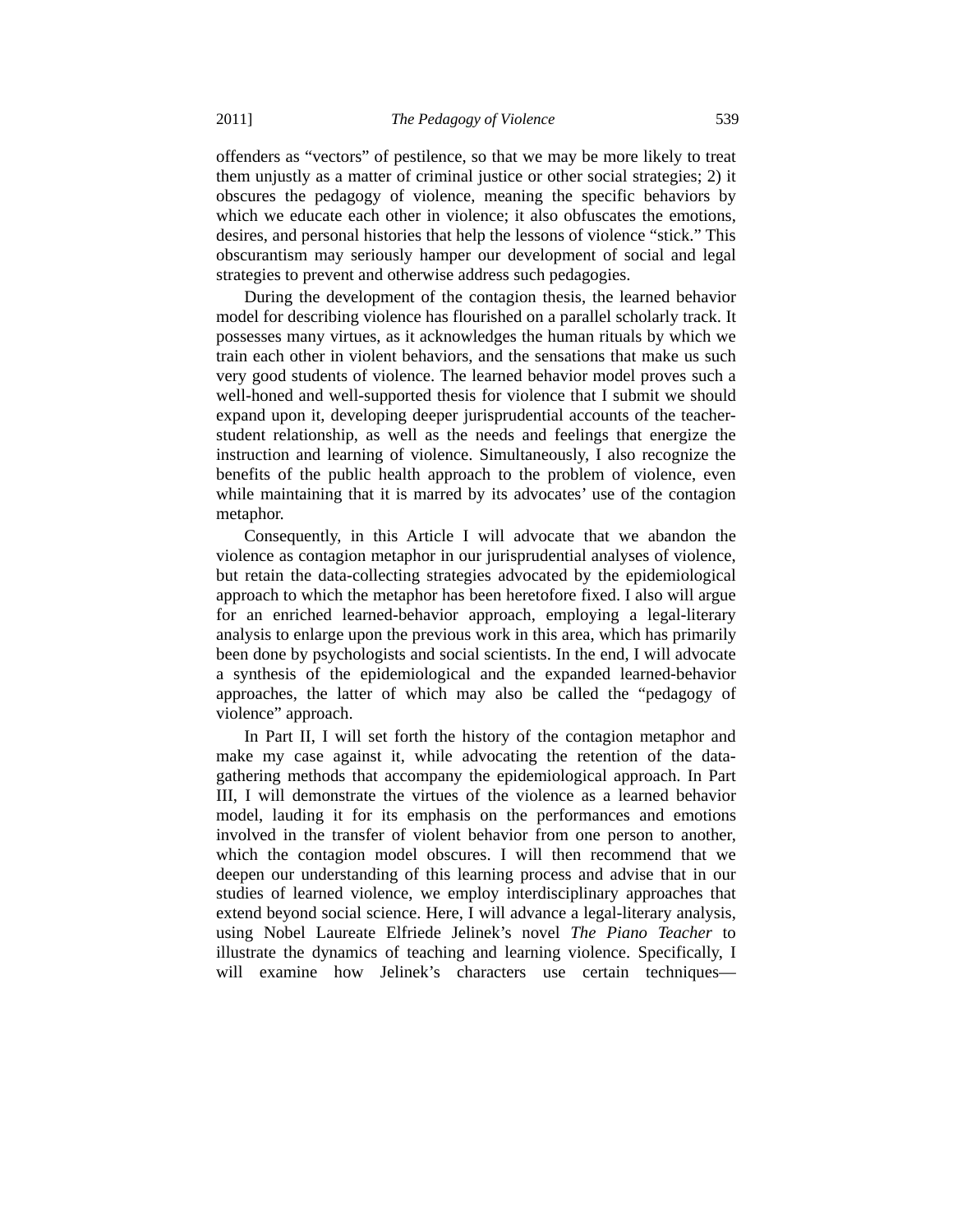offenders as "vectors" of pestilence, so that we may be more likely to treat them unjustly as a matter of criminal justice or other social strategies; 2) it obscures the pedagogy of violence, meaning the specific behaviors by which we educate each other in violence; it also obfuscates the emotions, desires, and personal histories that help the lessons of violence "stick." This obscurantism may seriously hamper our development of social and legal strategies to prevent and otherwise address such pedagogies.

During the development of the contagion thesis, the learned behavior model for describing violence has flourished on a parallel scholarly track. It possesses many virtues, as it acknowledges the human rituals by which we train each other in violent behaviors, and the sensations that make us such very good students of violence. The learned behavior model proves such a well-honed and well-supported thesis for violence that I submit we should expand upon it, developing deeper jurisprudential accounts of the teacher-student relationship, as well as the needs and feelings that energize the instruction and learning of violence. Simultaneously, I also recognize the benefits of the public health approach to the problem of violence, even while maintaining that it is marred by its advocates' use of the contagion metaphor.

Consequently, in this Article I will advocate that we abandon the violence as contagion metaphor in our jurisprudential analyses of violence, but retain the data-collecting strategies advocated by the epidemiological approach to which the metaphor has been heretofore fixed. I also will argue for an enriched learned-behavior approach, employing a legal-literary analysis to enlarge upon the previous work in this area, which has primarily been done by psychologists and social scientists. In the end, I will advocate a synthesis of the epidemiological and the expanded learned-behavior approaches, the latter of which may also be called the "pedagogy of violence" approach.

In Part II, I will set forth the history of the contagion metaphor and make my case against it, while advocating the retention of the data-gathering methods that accompany the epidemiological approach. In Part III, I will demonstrate the virtues of the violence as a learned behavior model, lauding it for its emphasis on the performances and emotions involved in the transfer of violent behavior from one person to another, which the contagion model obscures. I will then recommend that we deepen our understanding of this learning process and advise that in our studies of learned violence, we employ interdisciplinary approaches that extend beyond social science. Here, I will advance a legal-literary analysis, using Nobel Laureate Elfriede Jelinek's novel *The Piano Teacher* to illustrate the dynamics of teaching and learning violence. Specifically, I will examine how Jelinek's characters use certain techniques—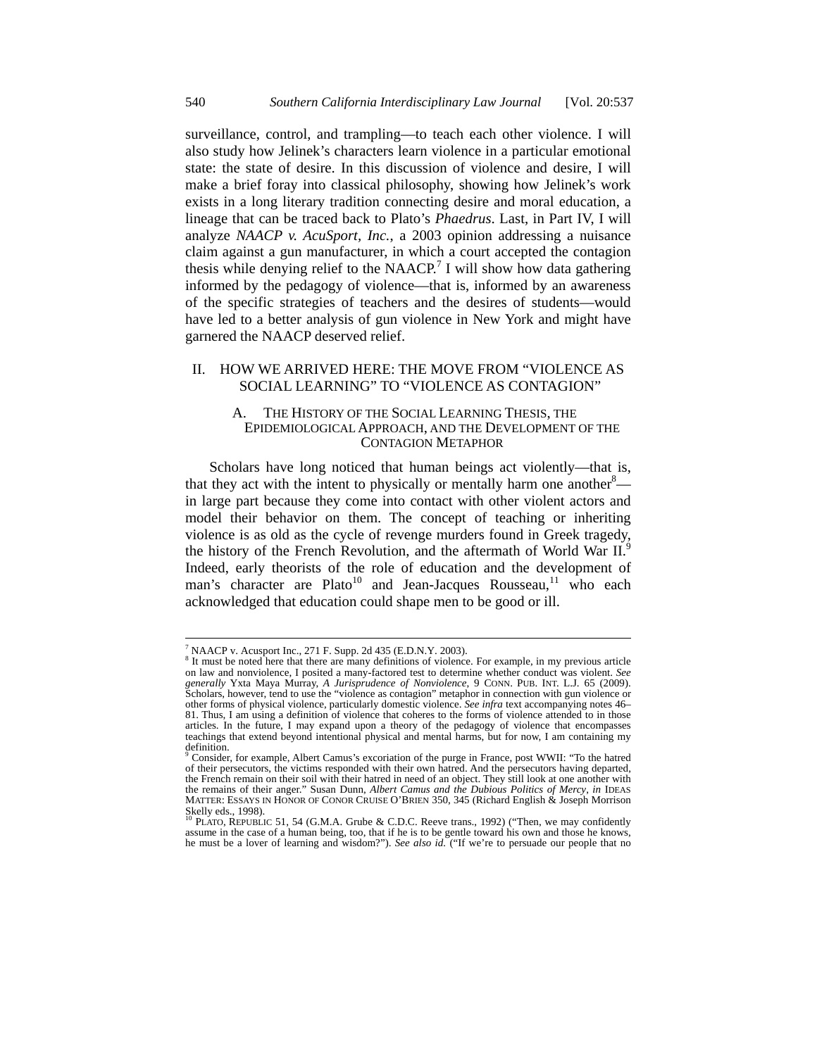surveillance, control, and trampling—to teach each other violence. I will also study how Jelinek's characters learn violence in a particular emotional state: the state of desire. In this discussion of violence and desire, I will make a brief foray into classical philosophy, showing how Jelinek's work exists in a long literary tradition connecting desire and moral education, a lineage that can be traced back to Plato's *Phaedrus*. Last, in Part IV, I will analyze *NAACP v. AcuSport, Inc.*, a 2003 opinion addressing a nuisance claim against a gun manufacturer, in which a court accepted the contagion thesis while denying relief to the NAACP.[7] I will show how data gathering informed by the pedagogy of violence—that is, informed by an awareness of the specific strategies of teachers and the desires of students—would have led to a better analysis of gun violence in New York and might have garnered the NAACP deserved relief.

## II. HOW WE ARRIVED HERE: THE MOVE FROM "VIOLENCE AS SOCIAL LEARNING" TO "VIOLENCE AS CONTAGION"

### A. THE HISTORY OF THE SOCIAL LEARNING THESIS, THE EPIDEMIOLOGICAL APPROACH, AND THE DEVELOPMENT OF THE CONTAGION METAPHOR

Scholars have long noticed that human beings act violently—that is, that they act with the intent to physically or mentally harm one another[8]—in large part because they come into contact with other violent actors and model their behavior on them. The concept of teaching or inheriting violence is as old as the cycle of revenge murders found in Greek tragedy, the history of the French Revolution, and the aftermath of World War II.[9] Indeed, early theorists of the role of education and the development of man's character are Plato[10] and Jean-Jacques Rousseau,[11] who each acknowledged that education could shape men to be good or ill.

---

[7] NAACP v. Acusport Inc., 271 F. Supp. 2d 435 (E.D.N.Y. 2003).

[8] It must be noted here that there are many definitions of violence. For example, in my previous article on law and nonviolence, I posited a many-factored test to determine whether conduct was violent. *See generally* Yxta Maya Murray, *A Jurisprudence of Nonviolence*, 9 CONN. PUB. INT. L.J. 65 (2009). Scholars, however, tend to use the "violence as contagion" metaphor in connection with gun violence or other forms of physical violence, particularly domestic violence. *See infra* text accompanying notes 46–81. Thus, I am using a definition of violence that coheres to the forms of violence attended to in those articles. In the future, I may expand upon a theory of the pedagogy of violence that encompasses teachings that extend beyond intentional physical and mental harms, but for now, I am containing my definition.

[9] Consider, for example, Albert Camus's excoriation of the purge in France, post WWII: "To the hatred of their persecutors, the victims responded with their own hatred. And the persecutors having departed, the French remain on their soil with their hatred in need of an object. They still look at one another with the remains of their anger." Susan Dunn, *Albert Camus and the Dubious Politics of Mercy*, *in* IDEAS MATTER: ESSAYS IN HONOR OF CONOR CRUISE O'BRIEN 350, 345 (Richard English & Joseph Morrison Skelly eds., 1998).

[10] PLATO, REPUBLIC 51, 54 (G.M.A. Grube & C.D.C. Reeve trans., 1992) ("Then, we may confidently assume in the case of a human being, too, that if he is to be gentle toward his own and those he knows, he must be a lover of learning and wisdom?"). *See also id.* ("If we're to persuade our people that no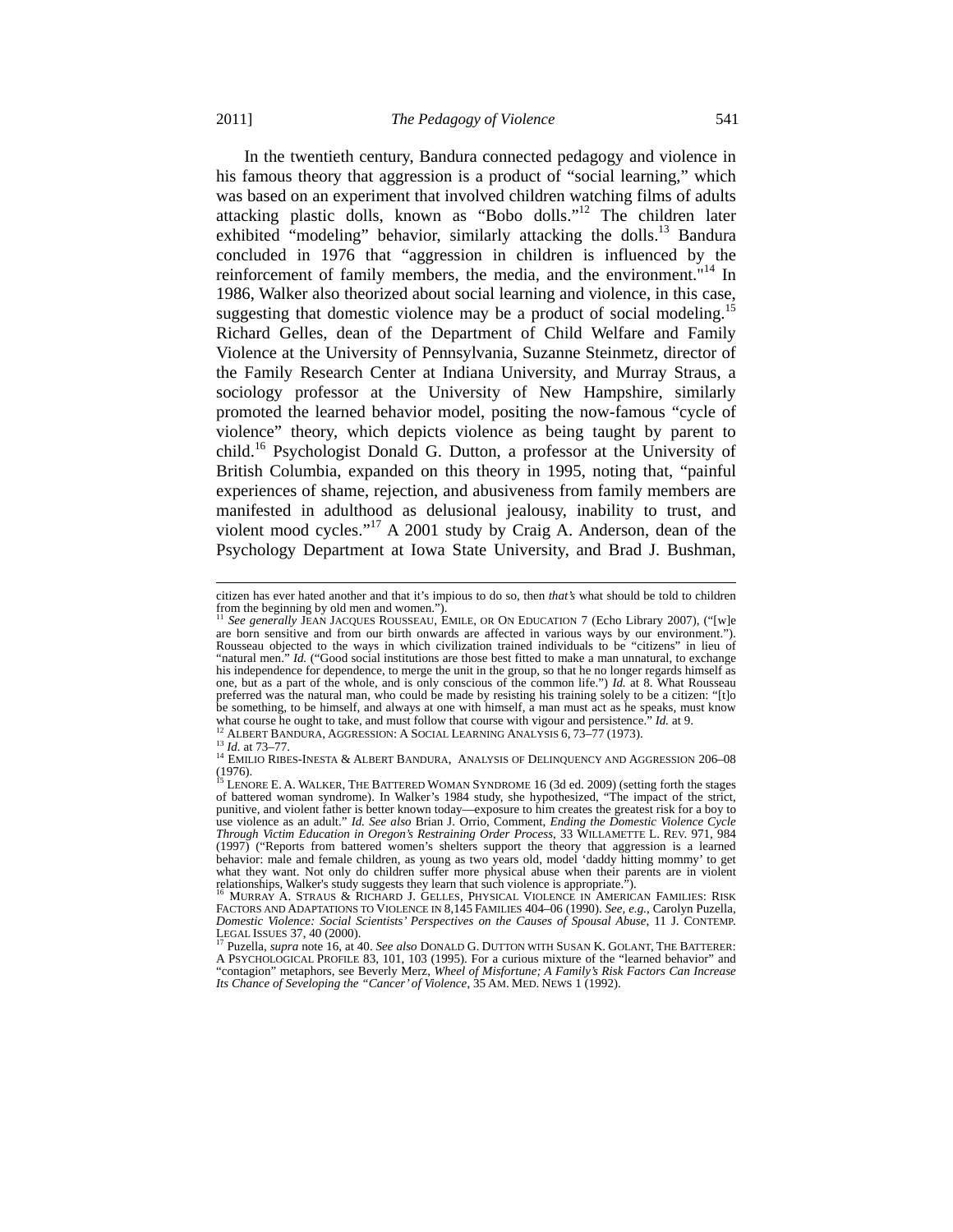In the twentieth century, Bandura connected pedagogy and violence in his famous theory that aggression is a product of "social learning," which was based on an experiment that involved children watching films of adults attacking plastic dolls, known as "Bobo dolls."[12] The children later exhibited "modeling" behavior, similarly attacking the dolls.[13] Bandura concluded in 1976 that "aggression in children is influenced by the reinforcement of family members, the media, and the environment."[14] In 1986, Walker also theorized about social learning and violence, in this case, suggesting that domestic violence may be a product of social modeling.[15] Richard Gelles, dean of the Department of Child Welfare and Family Violence at the University of Pennsylvania, Suzanne Steinmetz, director of the Family Research Center at Indiana University, and Murray Straus, a sociology professor at the University of New Hampshire, similarly promoted the learned behavior model, positing the now-famous "cycle of violence" theory, which depicts violence as being taught by parent to child.[16] Psychologist Donald G. Dutton, a professor at the University of British Columbia, expanded on this theory in 1995, noting that, "painful experiences of shame, rejection, and abusiveness from family members are manifested in adulthood as delusional jealousy, inability to trust, and violent mood cycles."[17] A 2001 study by Craig A. Anderson, dean of the Psychology Department at Iowa State University, and Brad J. Bushman,

---

citizen has ever hated another and that it's impious to do so, then *that's* what should be told to children from the beginning by old men and women.").

[11] *See generally* JEAN JACQUES ROUSSEAU, EMILE, OR ON EDUCATION 7 (Echo Library 2007), ("[w]e are born sensitive and from our birth onwards are affected in various ways by our environment."). Rousseau objected to the ways in which civilization trained individuals to be "citizens" in lieu of "natural men." *Id.* ("Good social institutions are those best fitted to make a man unnatural, to exchange his independence for dependence, to merge the unit in the group, so that he no longer regards himself as one, but as a part of the whole, and is only conscious of the common life.") *Id.* at 8. What Rousseau preferred was the natural man, who could be made by resisting his training solely to be a citizen: "[t]o be something, to be himself, and always at one with himself, a man must act as he speaks, must know what course he ought to take, and must follow that course with vigour and persistence." *Id.* at 9.

[12] ALBERT BANDURA, AGGRESSION: A SOCIAL LEARNING ANALYSIS 6, 73–77 (1973).

[13] *Id.* at 73–77.

[14] EMILIO RIBES-INESTA & ALBERT BANDURA, ANALYSIS OF DELINQUENCY AND AGGRESSION 206–08 (1976).

[15] LENORE E. A. WALKER, THE BATTERED WOMAN SYNDROME 16 (3d ed. 2009) (setting forth the stages of battered woman syndrome). In Walker's 1984 study, she hypothesized, "The impact of the strict, punitive, and violent father is better known today—exposure to him creates the greatest risk for a boy to use violence as an adult." *Id. See also* Brian J. Orrio, Comment, *Ending the Domestic Violence Cycle Through Victim Education in Oregon's Restraining Order Process*, 33 WILLAMETTE L. REV. 971, 984 (1997) ("Reports from battered women's shelters support the theory that aggression is a learned behavior: male and female children, as young as two years old, model 'daddy hitting mommy' to get what they want. Not only do children suffer more physical abuse when their parents are in violent relationships, Walker's study suggests they learn that such violence is appropriate.").

[16] MURRAY A. STRAUS & RICHARD J. GELLES, PHYSICAL VIOLENCE IN AMERICAN FAMILIES: RISK FACTORS AND ADAPTATIONS TO VIOLENCE IN 8,145 FAMILIES 404–06 (1990). *See, e.g.*, Carolyn Puzella, *Domestic Violence: Social Scientists' Perspectives on the Causes of Spousal Abuse*, 11 J. CONTEMP. LEGAL ISSUES 37, 40 (2000).

[17] Puzella, *supra* note 16, at 40. *See also* DONALD G. DUTTON WITH SUSAN K. GOLANT, THE BATTERER: A PSYCHOLOGICAL PROFILE 83, 101, 103 (1995). For a curious mixture of the "learned behavior" and "contagion" metaphors, see Beverly Merz, *Wheel of Misfortune; A Family's Risk Factors Can Increase Its Chance of Seveloping the "Cancer' of Violence*, 35 AM. MED. NEWS 1 (1992).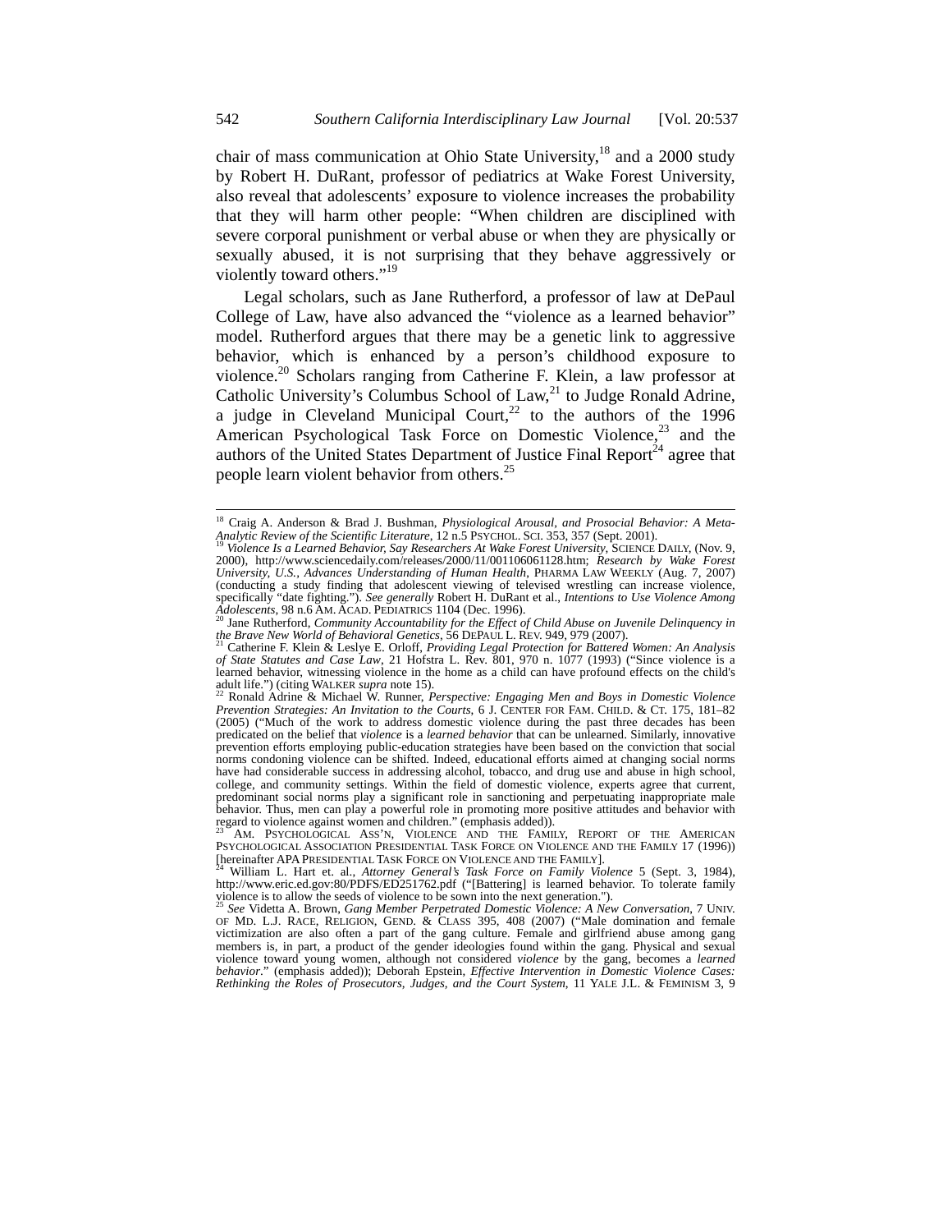chair of mass communication at Ohio State University,[18] and a 2000 study by Robert H. DuRant, professor of pediatrics at Wake Forest University, also reveal that adolescents' exposure to violence increases the probability that they will harm other people: "When children are disciplined with severe corporal punishment or verbal abuse or when they are physically or sexually abused, it is not surprising that they behave aggressively or violently toward others."[19]

Legal scholars, such as Jane Rutherford, a professor of law at DePaul College of Law, have also advanced the "violence as a learned behavior" model. Rutherford argues that there may be a genetic link to aggressive behavior, which is enhanced by a person's childhood exposure to violence.[20] Scholars ranging from Catherine F. Klein, a law professor at Catholic University's Columbus School of Law,[21] to Judge Ronald Adrine, a judge in Cleveland Municipal Court,[22] to the authors of the 1996 American Psychological Task Force on Domestic Violence,[23] and the authors of the United States Department of Justice Final Report[24] agree that people learn violent behavior from others.[25]

---

[18] Craig A. Anderson & Brad J. Bushman, *Physiological Arousal, and Prosocial Behavior: A Meta-Analytic Review of the Scientific Literature*, 12 n.5 PSYCHOL. SCI. 353, 357 (Sept. 2001).

[19] *Violence Is a Learned Behavior, Say Researchers At Wake Forest University*, SCIENCE DAILY, (Nov. 9, 2000), http://www.sciencedaily.com/releases/2000/11/001106061128.htm; *Research by Wake Forest University, U.S., Advances Understanding of Human Health*, PHARMA LAW WEEKLY (Aug. 7, 2007) (conducting a study finding that adolescent viewing of televised wrestling can increase violence, specifically "date fighting."). *See generally* Robert H. DuRant et al., *Intentions to Use Violence Among Adolescents*, 98 n.6 AM. ACAD. PEDIATRICS 1104 (Dec. 1996).

[20] Jane Rutherford, *Community Accountability for the Effect of Child Abuse on Juvenile Delinquency in the Brave New World of Behavioral Genetics*, 56 DEPAUL L. REV. 949, 979 (2007).

[21] Catherine F. Klein & Leslye E. Orloff, *Providing Legal Protection for Battered Women: An Analysis of State Statutes and Case Law*, 21 Hofstra L. Rev. 801, 970 n. 1077 (1993) ("Since violence is a learned behavior, witnessing violence in the home as a child can have profound effects on the child's adult life.") (citing WALKER *supra* note 15).

[22] Ronald Adrine & Michael W. Runner, *Perspective: Engaging Men and Boys in Domestic Violence Prevention Strategies: An Invitation to the Courts*, 6 J. CENTER FOR FAM. CHILD. & CT. 175, 181–82 (2005) ("Much of the work to address domestic violence during the past three decades has been predicated on the belief that *violence* is a *learned behavior* that can be unlearned. Similarly, innovative prevention efforts employing public-education strategies have been based on the conviction that social norms condoning violence can be shifted. Indeed, educational efforts aimed at changing social norms have had considerable success in addressing alcohol, tobacco, and drug use and abuse in high school, college, and community settings. Within the field of domestic violence, experts agree that current, predominant social norms play a significant role in sanctioning and perpetuating inappropriate male behavior. Thus, men can play a powerful role in promoting more positive attitudes and behavior with regard to violence against women and children." (emphasis added)).

[23] AM. PSYCHOLOGICAL ASS'N, VIOLENCE AND THE FAMILY, REPORT OF THE AMERICAN PSYCHOLOGICAL ASSOCIATION PRESIDENTIAL TASK FORCE ON VIOLENCE AND THE FAMILY 17 (1996)) [hereinafter APA PRESIDENTIAL TASK FORCE ON VIOLENCE AND THE FAMILY].

[24] William L. Hart et. al., *Attorney General's Task Force on Family Violence* 5 (Sept. 3, 1984), http://www.eric.ed.gov:80/PDFS/ED251762.pdf ("[Battering] is learned behavior. To tolerate family violence is to allow the seeds of violence to be sown into the next generation.").

[25] *See* Videtta A. Brown, *Gang Member Perpetrated Domestic Violence: A New Conversation*, 7 UNIV. OF MD. L.J. RACE, RELIGION, GEND. & CLASS 395, 408 (2007) ("Male domination and female victimization are also often a part of the gang culture. Female and girlfriend abuse among gang members is, in part, a product of the gender ideologies found within the gang. Physical and sexual violence toward young women, although not considered *violence* by the gang, becomes a *learned behavior*." (emphasis added)); Deborah Epstein, *Effective Intervention in Domestic Violence Cases: Rethinking the Roles of Prosecutors, Judges, and the Court System*, 11 YALE J.L. & FEMINISM 3, 9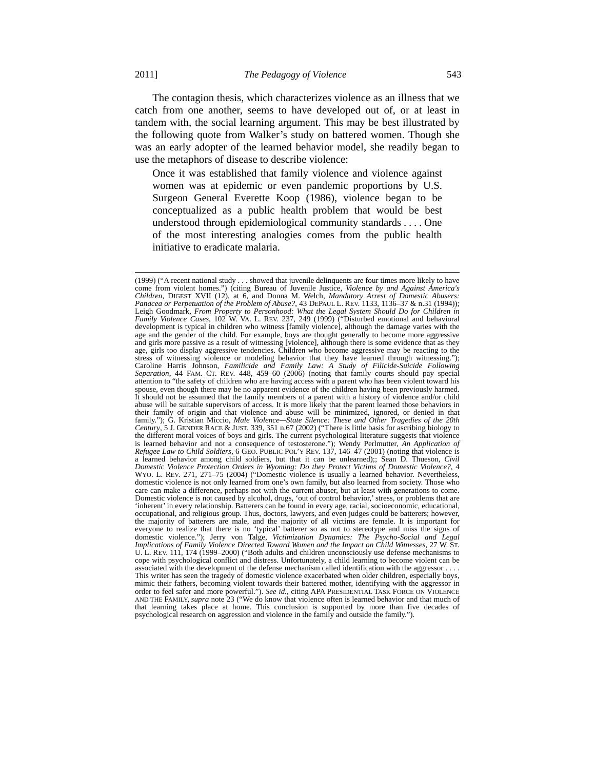The contagion thesis, which characterizes violence as an illness that we catch from one another, seems to have developed out of, or at least in tandem with, the social learning argument. This may be best illustrated by the following quote from Walker's study on battered women. Though she was an early adopter of the learned behavior model, she readily began to use the metaphors of disease to describe violence:

> Once it was established that family violence and violence against women was at epidemic or even pandemic proportions by U.S. Surgeon General Everette Koop (1986), violence began to be conceptualized as a public health problem that would be best understood through epidemiological community standards . . . . One of the most interesting analogies comes from the public health initiative to eradicate malaria.

---

(1999) ("A recent national study . . . showed that juvenile delinquents are four times more likely to have come from violent homes.") (citing Bureau of Juvenile Justice, *Violence by and Against America's Children*, DIGEST XVII (12), at 6, and Donna M. Welch, *Mandatory Arrest of Domestic Abusers: Panacea or Perpetuation of the Problem of Abuse?*, 43 DEPAUL L. REV. 1133, 1136–37 & n.31 (1994)); Leigh Goodmark, *From Property to Personhood: What the Legal System Should Do for Children in Family Violence Cases*, 102 W. VA. L. REV. 237, 249 (1999) ("Disturbed emotional and behavioral development is typical in children who witness [family violence], although the damage varies with the age and the gender of the child. For example, boys are thought generally to become more aggressive and girls more passive as a result of witnessing [violence], although there is some evidence that as they age, girls too display aggressive tendencies. Children who become aggressive may be reacting to the stress of witnessing violence or modeling behavior that they have learned through witnessing."); Caroline Harris Johnson, *Familicide and Family Law: A Study of Filicide-Suicide Following Separation*, 44 FAM. CT. REV. 448, 459–60 (2006) (noting that family courts should pay special attention to "the safety of children who are having access with a parent who has been violent toward his spouse, even though there may be no apparent evidence of the children having been previously harmed. It should not be assumed that the family members of a parent with a history of violence and/or child abuse will be suitable supervisors of access. It is more likely that the parent learned those behaviors in their family of origin and that violence and abuse will be minimized, ignored, or denied in that family."); G. Kristian Miccio, *Male Violence—State Silence: These and Other Tragedies of the 20th Century*, 5 J. GENDER RACE & JUST. 339, 351 n.67 (2002) ("There is little basis for ascribing biology to the different moral voices of boys and girls. The current psychological literature suggests that violence is learned behavior and not a consequence of testosterone."); Wendy Perlmutter, *An Application of Refugee Law to Child Soldiers*, 6 GEO. PUBLIC POL'Y REV. 137, 146–47 (2001) (noting that violence is a learned behavior among child soldiers, but that it can be unlearned);; Sean D. Thueson, *Civil Domestic Violence Protection Orders in Wyoming: Do they Protect Victims of Domestic Violence?*, 4 WYO. L. REV. 271, 271–75 (2004) ("Domestic violence is usually a learned behavior. Nevertheless, domestic violence is not only learned from one's own family, but also learned from society. Those who care can make a difference, perhaps not with the current abuser, but at least with generations to come. Domestic violence is not caused by alcohol, drugs, 'out of control behavior,' stress, or problems that are 'inherent' in every relationship. Batterers can be found in every age, racial, socioeconomic, educational, occupational, and religious group. Thus, doctors, lawyers, and even judges could be batterers; however, the majority of batterers are male, and the majority of all victims are female. It is important for everyone to realize that there is no 'typical' batterer so as not to stereotype and miss the signs of domestic violence."); Jerry von Talge, *Victimization Dynamics: The Psycho-Social and Legal Implications of Family Violence Directed Toward Women and the Impact on Child Witnesses*, 27 W. ST. U. L. REV. 111, 174 (1999–2000) ("Both adults and children unconsciously use defense mechanisms to cope with psychological conflict and distress. Unfortunately, a child learning to become violent can be associated with the development of the defense mechanism called identification with the aggressor . . . . This writer has seen the tragedy of domestic violence exacerbated when older children, especially boys, mimic their fathers, becoming violent towards their battered mother, identifying with the aggressor in order to feel safer and more powerful."). *See id.*, citing APA PRESIDENTIAL TASK FORCE ON VIOLENCE AND THE FAMILY, *supra* note 23 ("We do know that violence often is learned behavior and that much of that learning takes place at home. This conclusion is supported by more than five decades of psychological research on aggression and violence in the family and outside the family.").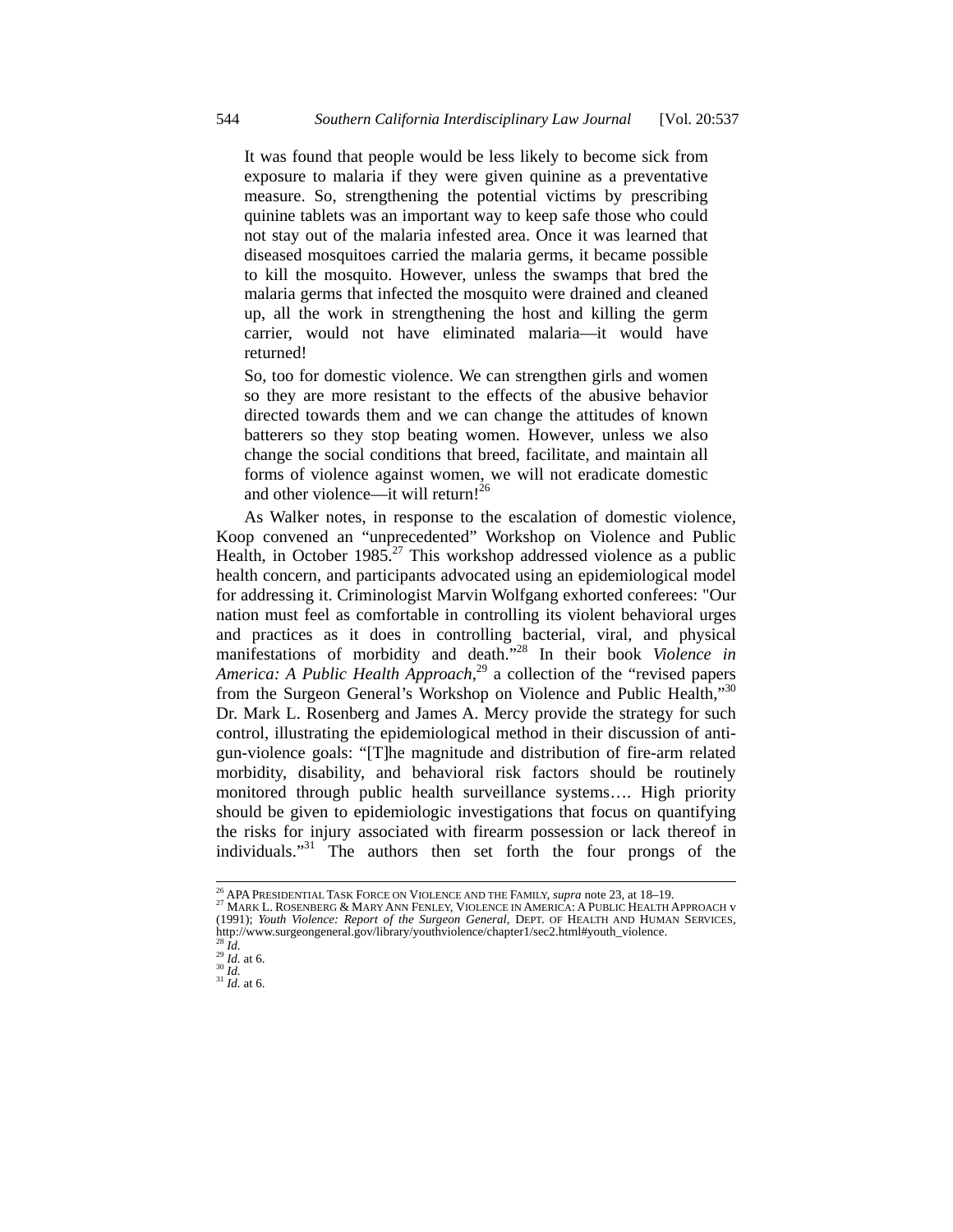> It was found that people would be less likely to become sick from exposure to malaria if they were given quinine as a preventative measure. So, strengthening the potential victims by prescribing quinine tablets was an important way to keep safe those who could not stay out of the malaria infested area. Once it was learned that diseased mosquitoes carried the malaria germs, it became possible to kill the mosquito. However, unless the swamps that bred the malaria germs that infected the mosquito were drained and cleaned up, all the work in strengthening the host and killing the germ carrier, would not have eliminated malaria—it would have returned!
>
> So, too for domestic violence. We can strengthen girls and women so they are more resistant to the effects of the abusive behavior directed towards them and we can change the attitudes of known batterers so they stop beating women. However, unless we also change the social conditions that breed, facilitate, and maintain all forms of violence against women, we will not eradicate domestic and other violence—it will return![26]

As Walker notes, in response to the escalation of domestic violence, Koop convened an "unprecedented" Workshop on Violence and Public Health, in October 1985.[27] This workshop addressed violence as a public health concern, and participants advocated using an epidemiological model for addressing it. Criminologist Marvin Wolfgang exhorted conferees: "Our nation must feel as comfortable in controlling its violent behavioral urges and practices as it does in controlling bacterial, viral, and physical manifestations of morbidity and death."[28] In their book *Violence in America: A Public Health Approach*,[29] a collection of the "revised papers from the Surgeon General's Workshop on Violence and Public Health,"[30] Dr. Mark L. Rosenberg and James A. Mercy provide the strategy for such control, illustrating the epidemiological method in their discussion of anti-gun-violence goals: "[T]he magnitude and distribution of fire-arm related morbidity, disability, and behavioral risk factors should be routinely monitored through public health surveillance systems…. High priority should be given to epidemiologic investigations that focus on quantifying the risks for injury associated with firearm possession or lack thereof in individuals."[31] The authors then set forth the four prongs of the

---

[26] APA Presidential Task Force on Violence and the Family, *supra* note 23, at 18–19.
[27] Mark L. Rosenberg & Mary Ann Fenley, Violence in America: A Public Health Approach v (1991); *Youth Violence: Report of the Surgeon General*, Dept. of Health and Human Services, http://www.surgeongeneral.gov/library/youthviolence/chapter1/sec2.html#youth_violence.
[28] *Id.*
[29] *Id.* at 6.
[30] *Id.*
[31] *Id.* at 6.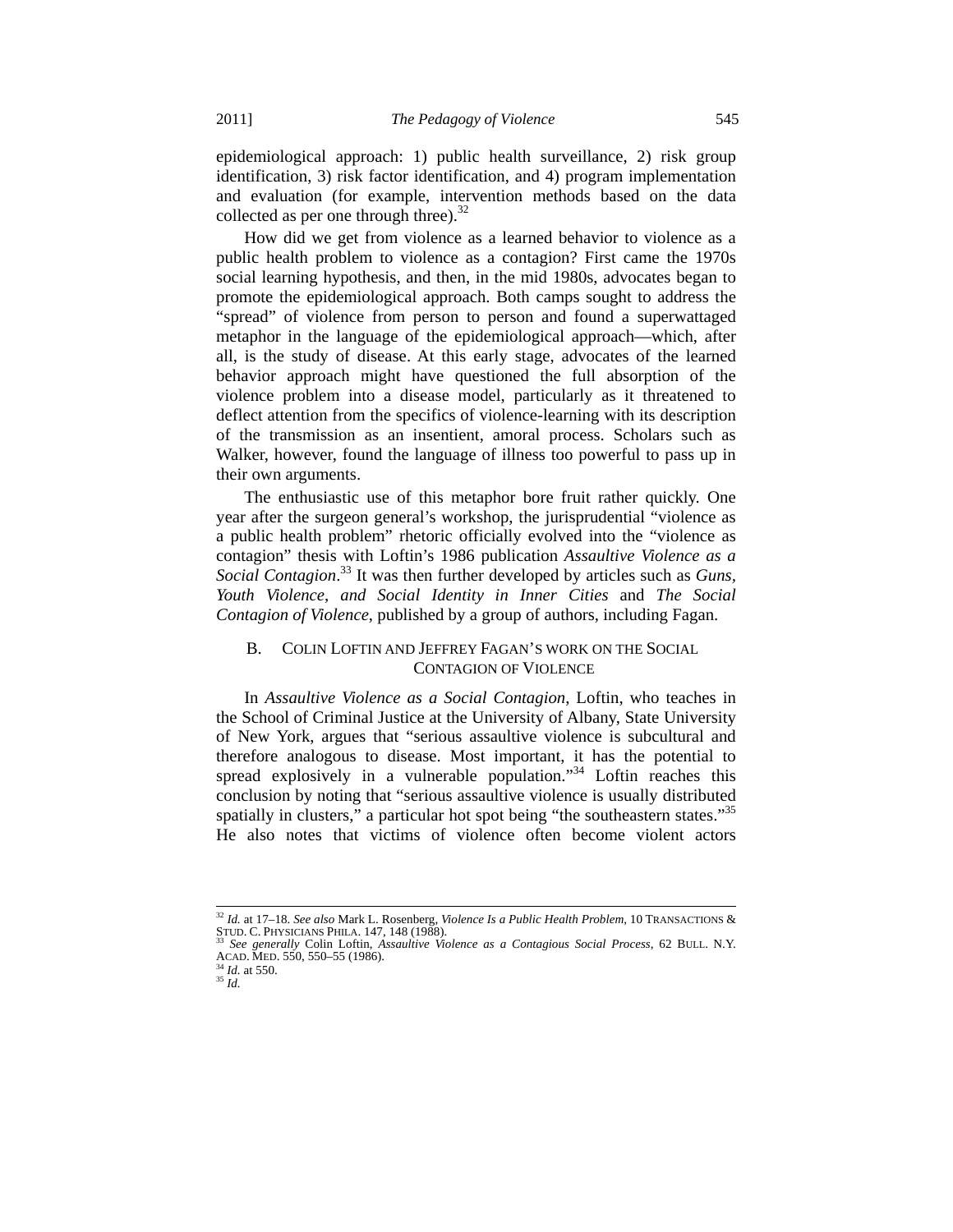epidemiological approach: 1) public health surveillance, 2) risk group identification, 3) risk factor identification, and 4) program implementation and evaluation (for example, intervention methods based on the data collected as per one through three).[32]

How did we get from violence as a learned behavior to violence as a public health problem to violence as a contagion? First came the 1970s social learning hypothesis, and then, in the mid 1980s, advocates began to promote the epidemiological approach. Both camps sought to address the "spread" of violence from person to person and found a superwattaged metaphor in the language of the epidemiological approach—which, after all, is the study of disease. At this early stage, advocates of the learned behavior approach might have questioned the full absorption of the violence problem into a disease model, particularly as it threatened to deflect attention from the specifics of violence-learning with its description of the transmission as an insentient, amoral process. Scholars such as Walker, however, found the language of illness too powerful to pass up in their own arguments.

The enthusiastic use of this metaphor bore fruit rather quickly. One year after the surgeon general's workshop, the jurisprudential "violence as a public health problem" rhetoric officially evolved into the "violence as contagion" thesis with Loftin's 1986 publication *Assaultive Violence as a Social Contagion*.[33] It was then further developed by articles such as *Guns, Youth Violence, and Social Identity in Inner Cities* and *The Social Contagion of Violence*, published by a group of authors, including Fagan.

### B. Colin Loftin and Jeffrey Fagan's Work on the Social Contagion of Violence

In *Assaultive Violence as a Social Contagion*, Loftin, who teaches in the School of Criminal Justice at the University of Albany, State University of New York, argues that "serious assaultive violence is subcultural and therefore analogous to disease. Most important, it has the potential to spread explosively in a vulnerable population."[34] Loftin reaches this conclusion by noting that "serious assaultive violence is usually distributed spatially in clusters," a particular hot spot being "the southeastern states."[35] He also notes that victims of violence often become violent actors

---

[32] *Id.* at 17–18. *See also* Mark L. Rosenberg, *Violence Is a Public Health Problem*, 10 Transactions & Stud. C. Physicians Phila. 147, 148 (1988).

[33] *See generally* Colin Loftin, *Assaultive Violence as a Contagious Social Process*, 62 Bull. N.Y. Acad. Med. 550, 550–55 (1986).

[34] *Id.* at 550.

[35] *Id.*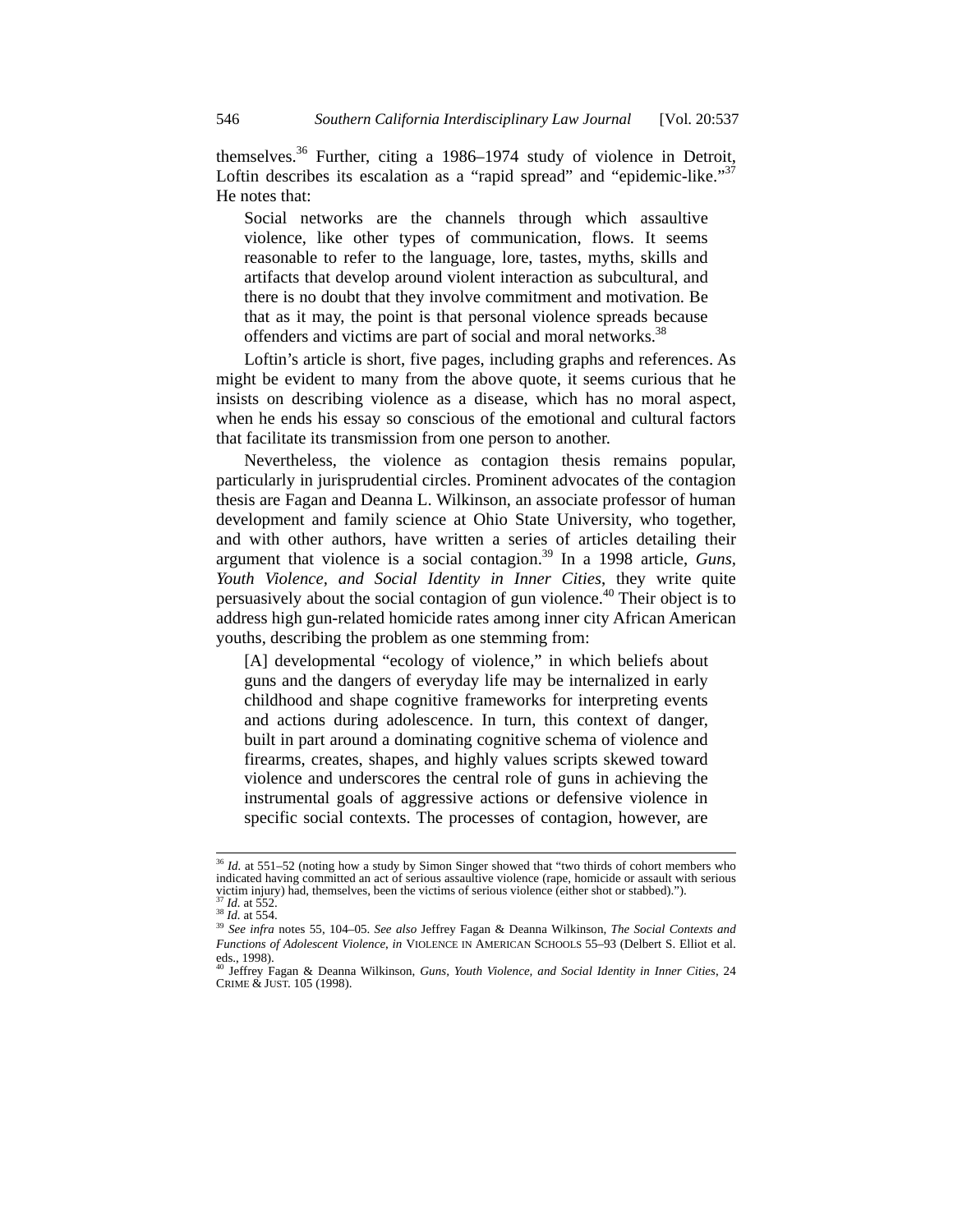themselves.[36] Further, citing a 1986–1974 study of violence in Detroit, Loftin describes its escalation as a "rapid spread" and "epidemic-like."[37] He notes that:

> Social networks are the channels through which assaultive violence, like other types of communication, flows. It seems reasonable to refer to the language, lore, tastes, myths, skills and artifacts that develop around violent interaction as subcultural, and there is no doubt that they involve commitment and motivation. Be that as it may, the point is that personal violence spreads because offenders and victims are part of social and moral networks.[38]

Loftin's article is short, five pages, including graphs and references. As might be evident to many from the above quote, it seems curious that he insists on describing violence as a disease, which has no moral aspect, when he ends his essay so conscious of the emotional and cultural factors that facilitate its transmission from one person to another.

Nevertheless, the violence as contagion thesis remains popular, particularly in jurisprudential circles. Prominent advocates of the contagion thesis are Fagan and Deanna L. Wilkinson, an associate professor of human development and family science at Ohio State University, who together, and with other authors, have written a series of articles detailing their argument that violence is a social contagion.[39] In a 1998 article, *Guns, Youth Violence, and Social Identity in Inner Cities*, they write quite persuasively about the social contagion of gun violence.[40] Their object is to address high gun-related homicide rates among inner city African American youths, describing the problem as one stemming from:

> [A] developmental "ecology of violence," in which beliefs about guns and the dangers of everyday life may be internalized in early childhood and shape cognitive frameworks for interpreting events and actions during adolescence. In turn, this context of danger, built in part around a dominating cognitive schema of violence and firearms, creates, shapes, and highly values scripts skewed toward violence and underscores the central role of guns in achieving the instrumental goals of aggressive actions or defensive violence in specific social contexts. The processes of contagion, however, are

---

[36] *Id.* at 551–52 (noting how a study by Simon Singer showed that "two thirds of cohort members who indicated having committed an act of serious assaultive violence (rape, homicide or assault with serious victim injury) had, themselves, been the victims of serious violence (either shot or stabbed).").

[37] *Id.* at 552.

[38] *Id.* at 554.

[39] *See infra* notes 55, 104–05. *See also* Jeffrey Fagan & Deanna Wilkinson, *The Social Contexts and Functions of Adolescent Violence*, *in* VIOLENCE IN AMERICAN SCHOOLS 55–93 (Delbert S. Elliot et al. eds., 1998).

[40] Jeffrey Fagan & Deanna Wilkinson, *Guns, Youth Violence, and Social Identity in Inner Cities*, 24 CRIME & JUST. 105 (1998).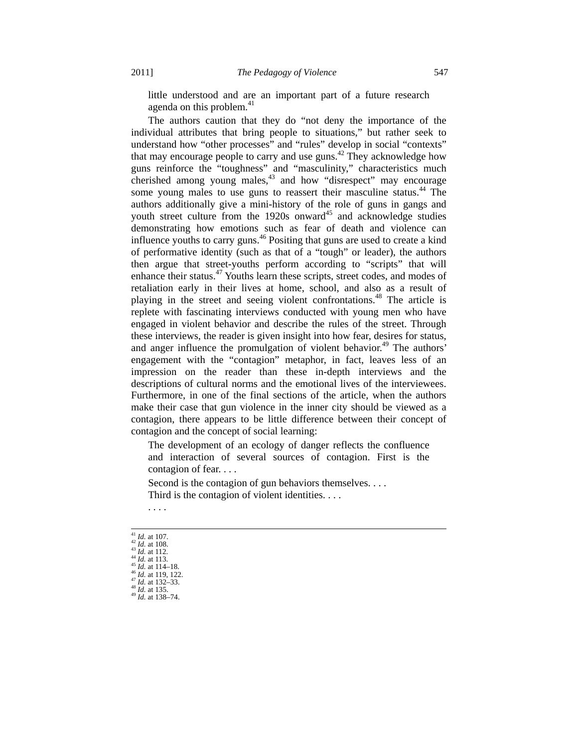> little understood and are an important part of a future research agenda on this problem.[41]

The authors caution that they do "not deny the importance of the individual attributes that bring people to situations," but rather seek to understand how "other processes" and "rules" develop in social "contexts" that may encourage people to carry and use guns.[42] They acknowledge how guns reinforce the "toughness" and "masculinity," characteristics much cherished among young males,[43] and how "disrespect" may encourage some young males to use guns to reassert their masculine status.[44] The authors additionally give a mini-history of the role of guns in gangs and youth street culture from the 1920s onward[45] and acknowledge studies demonstrating how emotions such as fear of death and violence can influence youths to carry guns.[46] Positing that guns are used to create a kind of performative identity (such as that of a "tough" or leader), the authors then argue that street-youths perform according to "scripts" that will enhance their status.[47] Youths learn these scripts, street codes, and modes of retaliation early in their lives at home, school, and also as a result of playing in the street and seeing violent confrontations.[48] The article is replete with fascinating interviews conducted with young men who have engaged in violent behavior and describe the rules of the street. Through these interviews, the reader is given insight into how fear, desires for status, and anger influence the promulgation of violent behavior.[49] The authors' engagement with the "contagion" metaphor, in fact, leaves less of an impression on the reader than these in-depth interviews and the descriptions of cultural norms and the emotional lives of the interviewees. Furthermore, in one of the final sections of the article, when the authors make their case that gun violence in the inner city should be viewed as a contagion, there appears to be little difference between their concept of contagion and the concept of social learning:

> The development of an ecology of danger reflects the confluence and interaction of several sources of contagion. First is the contagion of fear. . . .
>
> Second is the contagion of gun behaviors themselves. . . .
>
> Third is the contagion of violent identities. . . .
>
> . . . .

---

[41] *Id.* at 107.
[42] *Id.* at 108.
[43] *Id.* at 112.
[44] *Id.* at 113.
[45] *Id.* at 114–18.
[46] *Id.* at 119, 122.
[47] *Id.* at 132–33.
[48] *Id.* at 135.
[49] *Id.* at 138–74.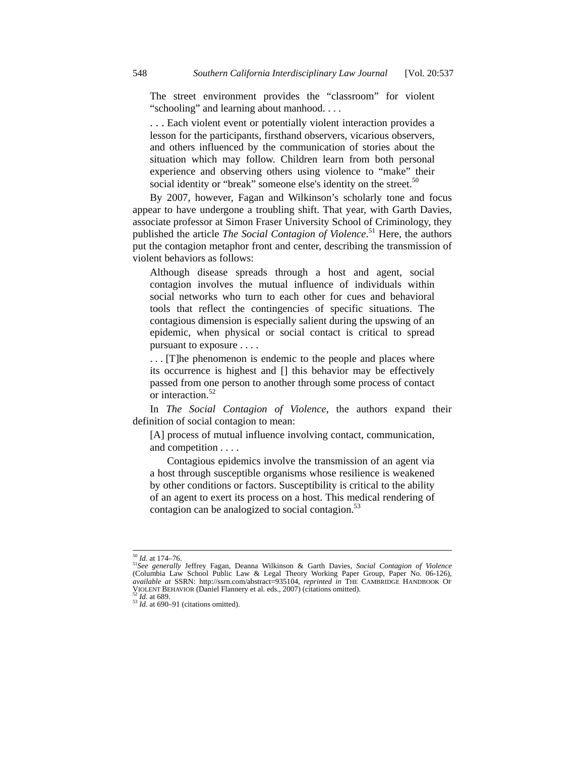> The street environment provides the "classroom" for violent "schooling" and learning about manhood. . . .
>
> . . . Each violent event or potentially violent interaction provides a lesson for the participants, firsthand observers, vicarious observers, and others influenced by the communication of stories about the situation which may follow. Children learn from both personal experience and observing others using violence to "make" their social identity or "break" someone else's identity on the street.[50]

By 2007, however, Fagan and Wilkinson's scholarly tone and focus appear to have undergone a troubling shift. That year, with Garth Davies, associate professor at Simon Fraser University School of Criminology, they published the article *The Social Contagion of Violence*.[51] Here, the authors put the contagion metaphor front and center, describing the transmission of violent behaviors as follows:

> Although disease spreads through a host and agent, social contagion involves the mutual influence of individuals within social networks who turn to each other for cues and behavioral tools that reflect the contingencies of specific situations. The contagious dimension is especially salient during the upswing of an epidemic, when physical or social contact is critical to spread pursuant to exposure . . . .
>
> . . . [T]he phenomenon is endemic to the people and places where its occurrence is highest and [] this behavior may be effectively passed from one person to another through some process of contact or interaction.[52]

In *The Social Contagion of Violence*, the authors expand their definition of social contagion to mean:

> [A] process of mutual influence involving contact, communication, and competition . . . .
>
> Contagious epidemics involve the transmission of an agent via a host through susceptible organisms whose resilience is weakened by other conditions or factors. Susceptibility is critical to the ability of an agent to exert its process on a host. This medical rendering of contagion can be analogized to social contagion.[53]

---

[50] *Id.* at 174–76.

[51] *See generally* Jeffrey Fagan, Deanna Wilkinson & Garth Davies, *Social Contagion of Violence* (Columbia Law School Public Law & Legal Theory Working Paper Group, Paper No. 06-126), *available at* SSRN: http://ssrn.com/abstract=935104, *reprinted in* THE CAMBRIDGE HANDBOOK OF VIOLENT BEHAVIOR (Daniel Flannery et al. eds., 2007) (citations omitted).

[52] *Id.* at 689.

[53] *Id.* at 690–91 (citations omitted).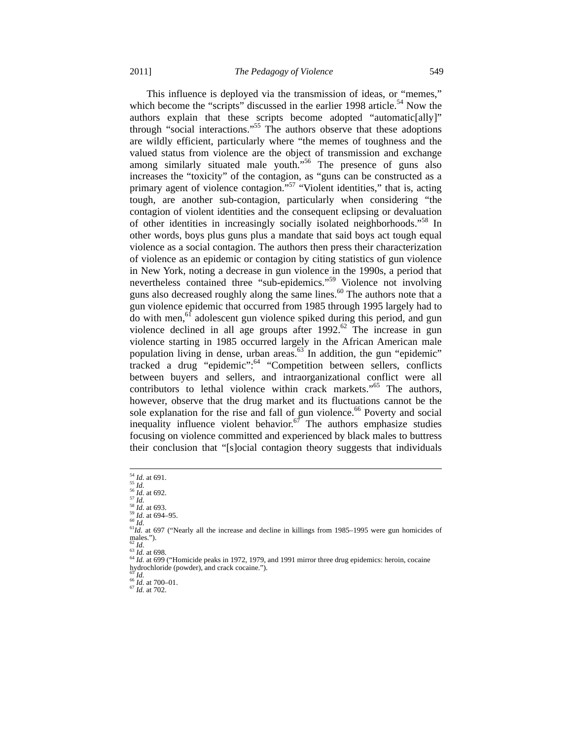This influence is deployed via the transmission of ideas, or "memes," which become the "scripts" discussed in the earlier 1998 article.[54] Now the authors explain that these scripts become adopted "automatic[ally]" through "social interactions."[55] The authors observe that these adoptions are wildly efficient, particularly where "the memes of toughness and the valued status from violence are the object of transmission and exchange among similarly situated male youth."[56] The presence of guns also increases the "toxicity" of the contagion, as "guns can be constructed as a primary agent of violence contagion."[57] "Violent identities," that is, acting tough, are another sub-contagion, particularly when considering "the contagion of violent identities and the consequent eclipsing or devaluation of other identities in increasingly socially isolated neighborhoods."[58] In other words, boys plus guns plus a mandate that said boys act tough equal violence as a social contagion. The authors then press their characterization of violence as an epidemic or contagion by citing statistics of gun violence in New York, noting a decrease in gun violence in the 1990s, a period that nevertheless contained three "sub-epidemics."[59] Violence not involving guns also decreased roughly along the same lines.[60] The authors note that a gun violence epidemic that occurred from 1985 through 1995 largely had to do with men,[61] adolescent gun violence spiked during this period, and gun violence declined in all age groups after 1992.[62] The increase in gun violence starting in 1985 occurred largely in the African American male population living in dense, urban areas.[63] In addition, the gun "epidemic" tracked a drug "epidemic":[64] "Competition between sellers, conflicts between buyers and sellers, and intraorganizational conflict were all contributors to lethal violence within crack markets."[65] The authors, however, observe that the drug market and its fluctuations cannot be the sole explanation for the rise and fall of gun violence.[66] Poverty and social inequality influence violent behavior.[67] The authors emphasize studies focusing on violence committed and experienced by black males to buttress their conclusion that "[s]ocial contagion theory suggests that individuals

---

[54] *Id.* at 691.
[55] *Id.*
[56] *Id.* at 692.
[57] *Id.*
[58] *Id.* at 693.
[59] *Id.* at 694–95.
[60] *Id.*
[61] *Id.* at 697 ("Nearly all the increase and decline in killings from 1985–1995 were gun homicides of males.").
[62] *Id.*
[63] *Id.* at 698.
[64] *Id.* at 699 ("Homicide peaks in 1972, 1979, and 1991 mirror three drug epidemics: heroin, cocaine hydrochloride (powder), and crack cocaine.").
[65] *Id.*
[66] *Id.* at 700–01.
[67] *Id.* at 702.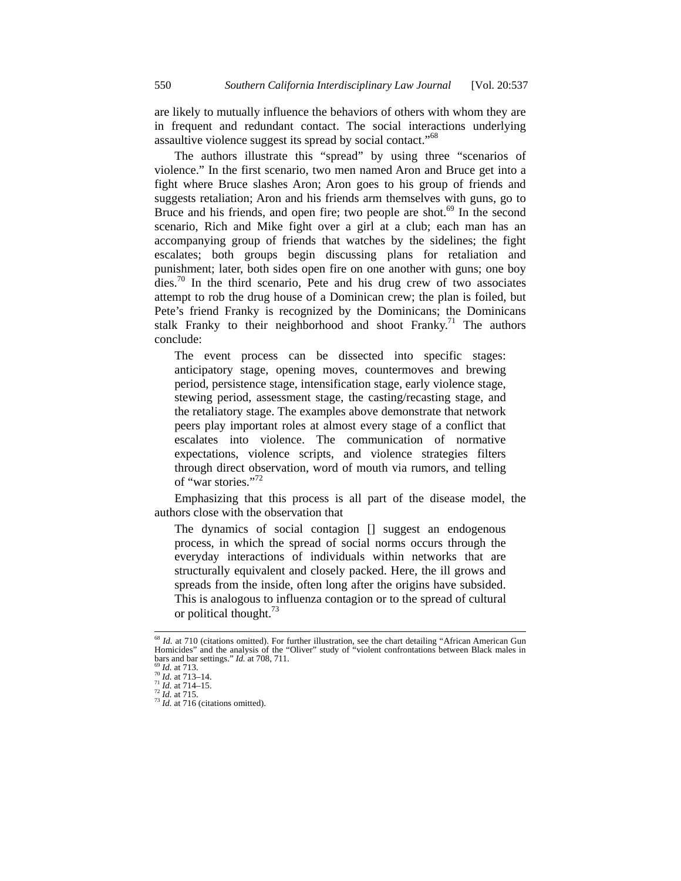are likely to mutually influence the behaviors of others with whom they are in frequent and redundant contact. The social interactions underlying assaultive violence suggest its spread by social contact."[68]

The authors illustrate this "spread" by using three "scenarios of violence." In the first scenario, two men named Aron and Bruce get into a fight where Bruce slashes Aron; Aron goes to his group of friends and suggests retaliation; Aron and his friends arm themselves with guns, go to Bruce and his friends, and open fire; two people are shot.[69] In the second scenario, Rich and Mike fight over a girl at a club; each man has an accompanying group of friends that watches by the sidelines; the fight escalates; both groups begin discussing plans for retaliation and punishment; later, both sides open fire on one another with guns; one boy dies.[70] In the third scenario, Pete and his drug crew of two associates attempt to rob the drug house of a Dominican crew; the plan is foiled, but Pete's friend Franky is recognized by the Dominicans; the Dominicans stalk Franky to their neighborhood and shoot Franky.[71] The authors conclude:

> The event process can be dissected into specific stages: anticipatory stage, opening moves, countermoves and brewing period, persistence stage, intensification stage, early violence stage, stewing period, assessment stage, the casting/recasting stage, and the retaliatory stage. The examples above demonstrate that network peers play important roles at almost every stage of a conflict that escalates into violence. The communication of normative expectations, violence scripts, and violence strategies filters through direct observation, word of mouth via rumors, and telling of "war stories."[72]

Emphasizing that this process is all part of the disease model, the authors close with the observation that

> The dynamics of social contagion [] suggest an endogenous process, in which the spread of social norms occurs through the everyday interactions of individuals within networks that are structurally equivalent and closely packed. Here, the ill grows and spreads from the inside, often long after the origins have subsided. This is analogous to influenza contagion or to the spread of cultural or political thought.[73]

---

[68] *Id.* at 710 (citations omitted). For further illustration, see the chart detailing "African American Gun Homicides" and the analysis of the "Oliver" study of "violent confrontations between Black males in bars and bar settings." *Id.* at 708, 711.

[69] *Id.* at 713.

[70] *Id.* at 713–14.

[71] *Id.* at 714–15.

[72] *Id.* at 715.

[73] *Id.* at 716 (citations omitted).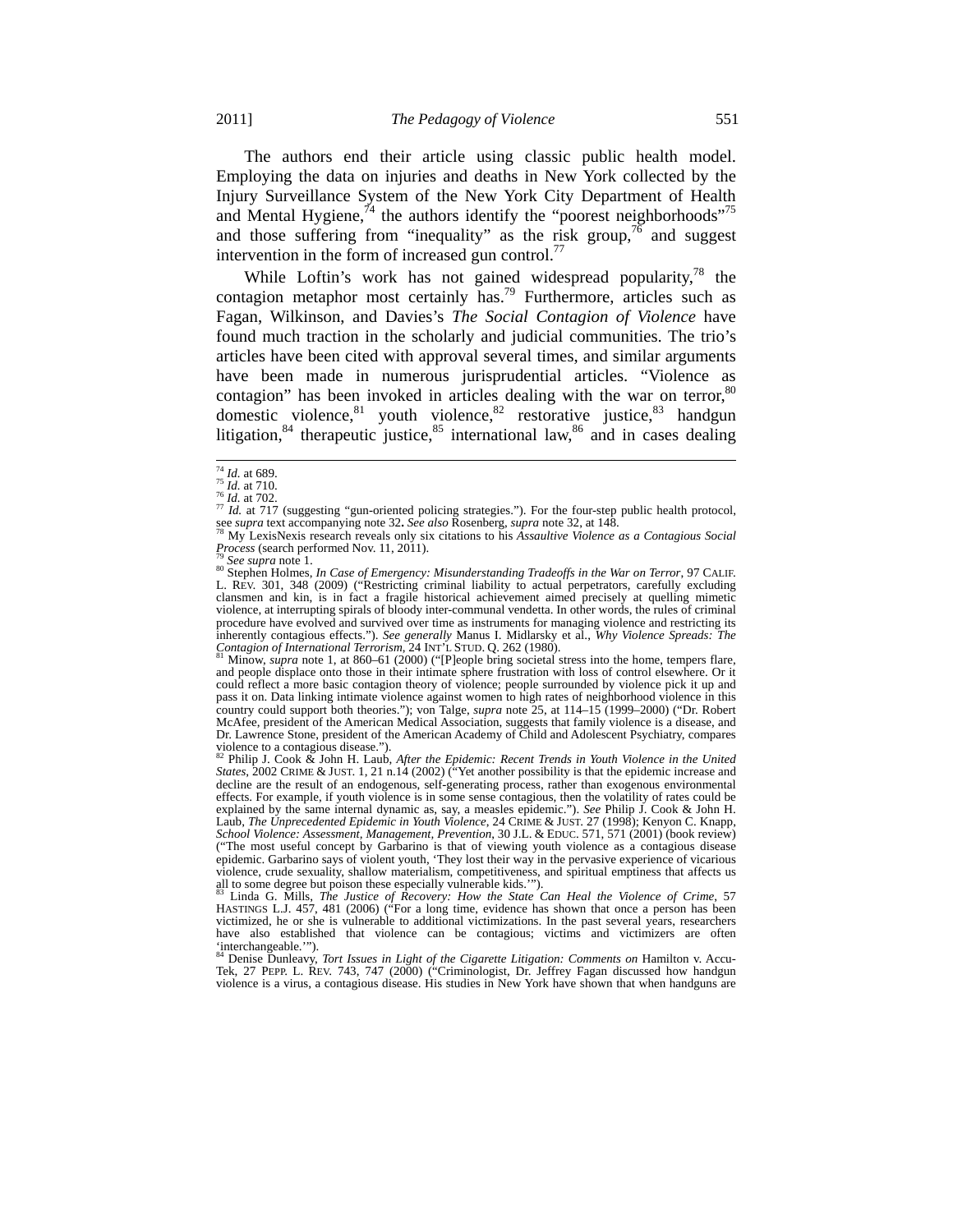The authors end their article using classic public health model. Employing the data on injuries and deaths in New York collected by the Injury Surveillance System of the New York City Department of Health and Mental Hygiene,[74] the authors identify the "poorest neighborhoods"[75] and those suffering from "inequality" as the risk group,[76] and suggest intervention in the form of increased gun control.[77]

While Loftin's work has not gained widespread popularity,[78] the contagion metaphor most certainly has.[79] Furthermore, articles such as Fagan, Wilkinson, and Davies's *The Social Contagion of Violence* have found much traction in the scholarly and judicial communities. The trio's articles have been cited with approval several times, and similar arguments have been made in numerous jurisprudential articles. "Violence as contagion" has been invoked in articles dealing with the war on terror,[80] domestic violence,[81] youth violence,[82] restorative justice,[83] handgun litigation,[84] therapeutic justice,[85] international law,[86] and in cases dealing

---

[74] *Id.* at 689.

[75] *Id.* at 710.

[76] *Id.* at 702.

[77] *Id.* at 717 (suggesting "gun-oriented policing strategies."). For the four-step public health protocol, see *supra* text accompanying note 32**.** *See also* Rosenberg, *supra* note 32, at 148.

[78] My LexisNexis research reveals only six citations to his *Assaultive Violence as a Contagious Social Process* (search performed Nov. 11, 2011).

[79] *See supra* note 1.

[80] Stephen Holmes, *In Case of Emergency: Misunderstanding Tradeoffs in the War on Terror*, 97 CALIF. L. REV. 301, 348 (2009) ("Restricting criminal liability to actual perpetrators, carefully excluding clansmen and kin, is in fact a fragile historical achievement aimed precisely at quelling mimetic violence, at interrupting spirals of bloody inter-communal vendetta. In other words, the rules of criminal procedure have evolved and survived over time as instruments for managing violence and restricting its inherently contagious effects."). *See generally* Manus I. Midlarsky et al., *Why Violence Spreads: The Contagion of International Terrorism*, 24 INT'L STUD. Q. 262 (1980).

[81] Minow, *supra* note 1, at 860–61 (2000) ("[P]eople bring societal stress into the home, tempers flare, and people displace onto those in their intimate sphere frustration with loss of control elsewhere. Or it could reflect a more basic contagion theory of violence; people surrounded by violence pick it up and pass it on. Data linking intimate violence against women to high rates of neighborhood violence in this country could support both theories."); von Talge, *supra* note 25, at 114–15 (1999–2000) ("Dr. Robert McAfee, president of the American Medical Association, suggests that family violence is a disease, and Dr. Lawrence Stone, president of the American Academy of Child and Adolescent Psychiatry, compares violence to a contagious disease.").

[82] Philip J. Cook & John H. Laub, *After the Epidemic: Recent Trends in Youth Violence in the United States*, 2002 CRIME & JUST. 1, 21 n.14 (2002) ("Yet another possibility is that the epidemic increase and decline are the result of an endogenous, self-generating process, rather than exogenous environmental effects. For example, if youth violence is in some sense contagious, then the volatility of rates could be explained by the same internal dynamic as, say, a measles epidemic."). *See* Philip J. Cook & John H. Laub, *The Unprecedented Epidemic in Youth Violence*, 24 CRIME & JUST. 27 (1998); Kenyon C. Knapp, *School Violence: Assessment, Management, Prevention*, 30 J.L. & EDUC. 571, 571 (2001) (book review) ("The most useful concept by Garbarino is that of viewing youth violence as a contagious disease epidemic. Garbarino says of violent youth, 'They lost their way in the pervasive experience of vicarious violence, crude sexuality, shallow materialism, competitiveness, and spiritual emptiness that affects us all to some degree but poison these especially vulnerable kids.'").

[83] Linda G. Mills, *The Justice of Recovery: How the State Can Heal the Violence of Crime*, 57 HASTINGS L.J. 457, 481 (2006) ("For a long time, evidence has shown that once a person has been victimized, he or she is vulnerable to additional victimizations. In the past several years, researchers have also established that violence can be contagious; victims and victimizers are often 'interchangeable.'").

[84] Denise Dunleavy, *Tort Issues in Light of the Cigarette Litigation: Comments on* Hamilton v. Accu-Tek, 27 PEPP. L. REV. 743, 747 (2000) ("Criminologist, Dr. Jeffrey Fagan discussed how handgun violence is a virus, a contagious disease. His studies in New York have shown that when handguns are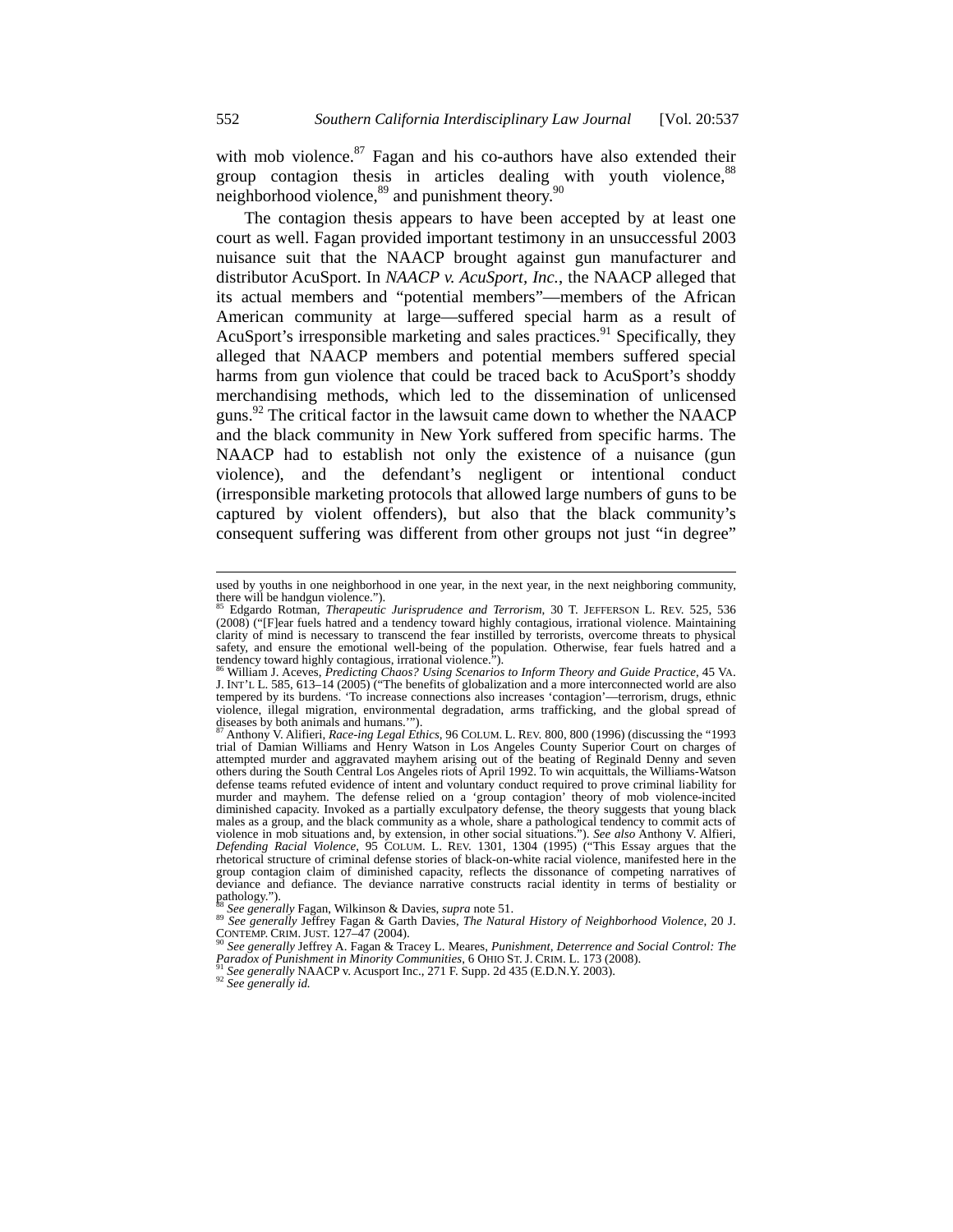with mob violence.[87] Fagan and his co-authors have also extended their group contagion thesis in articles dealing with youth violence,[88] neighborhood violence,[89] and punishment theory.[90]

The contagion thesis appears to have been accepted by at least one court as well. Fagan provided important testimony in an unsuccessful 2003 nuisance suit that the NAACP brought against gun manufacturer and distributor AcuSport. In *NAACP v. AcuSport, Inc.*, the NAACP alleged that its actual members and "potential members"—members of the African American community at large—suffered special harm as a result of AcuSport's irresponsible marketing and sales practices.[91] Specifically, they alleged that NAACP members and potential members suffered special harms from gun violence that could be traced back to AcuSport's shoddy merchandising methods, which led to the dissemination of unlicensed guns.[92] The critical factor in the lawsuit came down to whether the NAACP and the black community in New York suffered from specific harms. The NAACP had to establish not only the existence of a nuisance (gun violence), and the defendant's negligent or intentional conduct (irresponsible marketing protocols that allowed large numbers of guns to be captured by violent offenders), but also that the black community's consequent suffering was different from other groups not just "in degree"

---

used by youths in one neighborhood in one year, in the next year, in the next neighboring community, there will be handgun violence.").

[85] Edgardo Rotman, *Therapeutic Jurisprudence and Terrorism*, 30 T. JEFFERSON L. REV. 525, 536 (2008) ("[F]ear fuels hatred and a tendency toward highly contagious, irrational violence. Maintaining clarity of mind is necessary to transcend the fear instilled by terrorists, overcome threats to physical safety, and ensure the emotional well-being of the population. Otherwise, fear fuels hatred and a tendency toward highly contagious, irrational violence.").

[86] William J. Aceves, *Predicting Chaos? Using Scenarios to Inform Theory and Guide Practice*, 45 VA. J. INT'L L. 585, 613–14 (2005) ("The benefits of globalization and a more interconnected world are also tempered by its burdens. 'To increase connections also increases 'contagion'—terrorism, drugs, ethnic violence, illegal migration, environmental degradation, arms trafficking, and the global spread of diseases by both animals and humans.'").

[87] Anthony V. Alfieri, *Race-ing Legal Ethics*, 96 COLUM. L. REV. 800, 800 (1996) (discussing the "1993 trial of Damian Williams and Henry Watson in Los Angeles County Superior Court on charges of attempted murder and aggravated mayhem arising out of the beating of Reginald Denny and seven others during the South Central Los Angeles riots of April 1992. To win acquittals, the Williams-Watson defense teams refuted evidence of intent and voluntary conduct required to prove criminal liability for murder and mayhem. The defense relied on a 'group contagion' theory of mob violence-incited diminished capacity. Invoked as a partially exculpatory defense, the theory suggests that young black males as a group, and the black community as a whole, share a pathological tendency to commit acts of violence in mob situations and, by extension, in other social situations."). *See also* Anthony V. Alfieri, *Defending Racial Violence*, 95 COLUM. L. REV. 1301, 1304 (1995) ("This Essay argues that the rhetorical structure of criminal defense stories of black-on-white racial violence, manifested here in the group contagion claim of diminished capacity, reflects the dissonance of competing narratives of deviance and defiance. The deviance narrative constructs racial identity in terms of bestiality or pathology.").

[88] *See generally* Fagan, Wilkinson & Davies, *supra* note 51.

[89] *See generally* Jeffrey Fagan & Garth Davies, *The Natural History of Neighborhood Violence*, 20 J. CONTEMP. CRIM. JUST. 127–47 (2004).

[90] *See generally* Jeffrey A. Fagan & Tracey L. Meares, *Punishment, Deterrence and Social Control: The Paradox of Punishment in Minority Communities*, 6 OHIO ST. J. CRIM. L. 173 (2008).

[91] *See generally* NAACP v. Acusport Inc., 271 F. Supp. 2d 435 (E.D.N.Y. 2003).

[92] *See generally id.*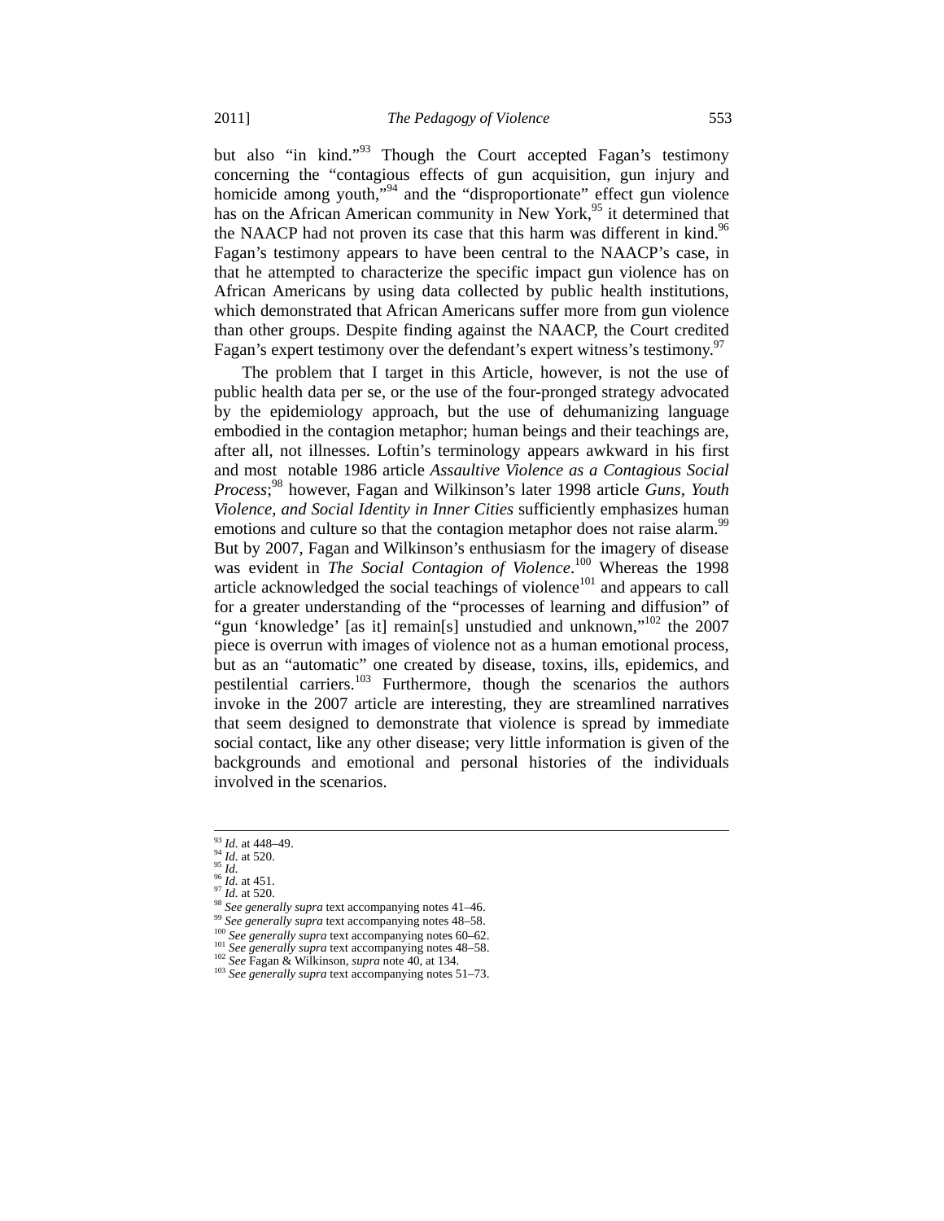but also "in kind."[93] Though the Court accepted Fagan's testimony concerning the "contagious effects of gun acquisition, gun injury and homicide among youth,"[94] and the "disproportionate" effect gun violence has on the African American community in New York,[95] it determined that the NAACP had not proven its case that this harm was different in kind.[96] Fagan's testimony appears to have been central to the NAACP's case, in that he attempted to characterize the specific impact gun violence has on African Americans by using data collected by public health institutions, which demonstrated that African Americans suffer more from gun violence than other groups. Despite finding against the NAACP, the Court credited Fagan's expert testimony over the defendant's expert witness's testimony.[97]

The problem that I target in this Article, however, is not the use of public health data per se, or the use of the four-pronged strategy advocated by the epidemiology approach, but the use of dehumanizing language embodied in the contagion metaphor; human beings and their teachings are, after all, not illnesses. Loftin's terminology appears awkward in his first and most notable 1986 article *Assaultive Violence as a Contagious Social Process*;[98] however, Fagan and Wilkinson's later 1998 article *Guns, Youth Violence, and Social Identity in Inner Cities* sufficiently emphasizes human emotions and culture so that the contagion metaphor does not raise alarm.[99] But by 2007, Fagan and Wilkinson's enthusiasm for the imagery of disease was evident in *The Social Contagion of Violence*.[100] Whereas the 1998 article acknowledged the social teachings of violence[101] and appears to call for a greater understanding of the "processes of learning and diffusion" of "gun 'knowledge' [as it] remain[s] unstudied and unknown,"[102] the 2007 piece is overrun with images of violence not as a human emotional process, but as an "automatic" one created by disease, toxins, ills, epidemics, and pestilential carriers.[103] Furthermore, though the scenarios the authors invoke in the 2007 article are interesting, they are streamlined narratives that seem designed to demonstrate that violence is spread by immediate social contact, like any other disease; very little information is given of the backgrounds and emotional and personal histories of the individuals involved in the scenarios.

---

[93] *Id.* at 448–49.
[94] *Id.* at 520.
[95] *Id.*
[96] *Id.* at 451.
[97] *Id.* at 520.
[98] *See generally supra* text accompanying notes 41–46.
[99] *See generally supra* text accompanying notes 48–58.
[100] *See generally supra* text accompanying notes 60–62.
[101] *See generally supra* text accompanying notes 48–58.
[102] *See* Fagan & Wilkinson, *supra* note 40, at 134.
[103] *See generally supra* text accompanying notes 51–73.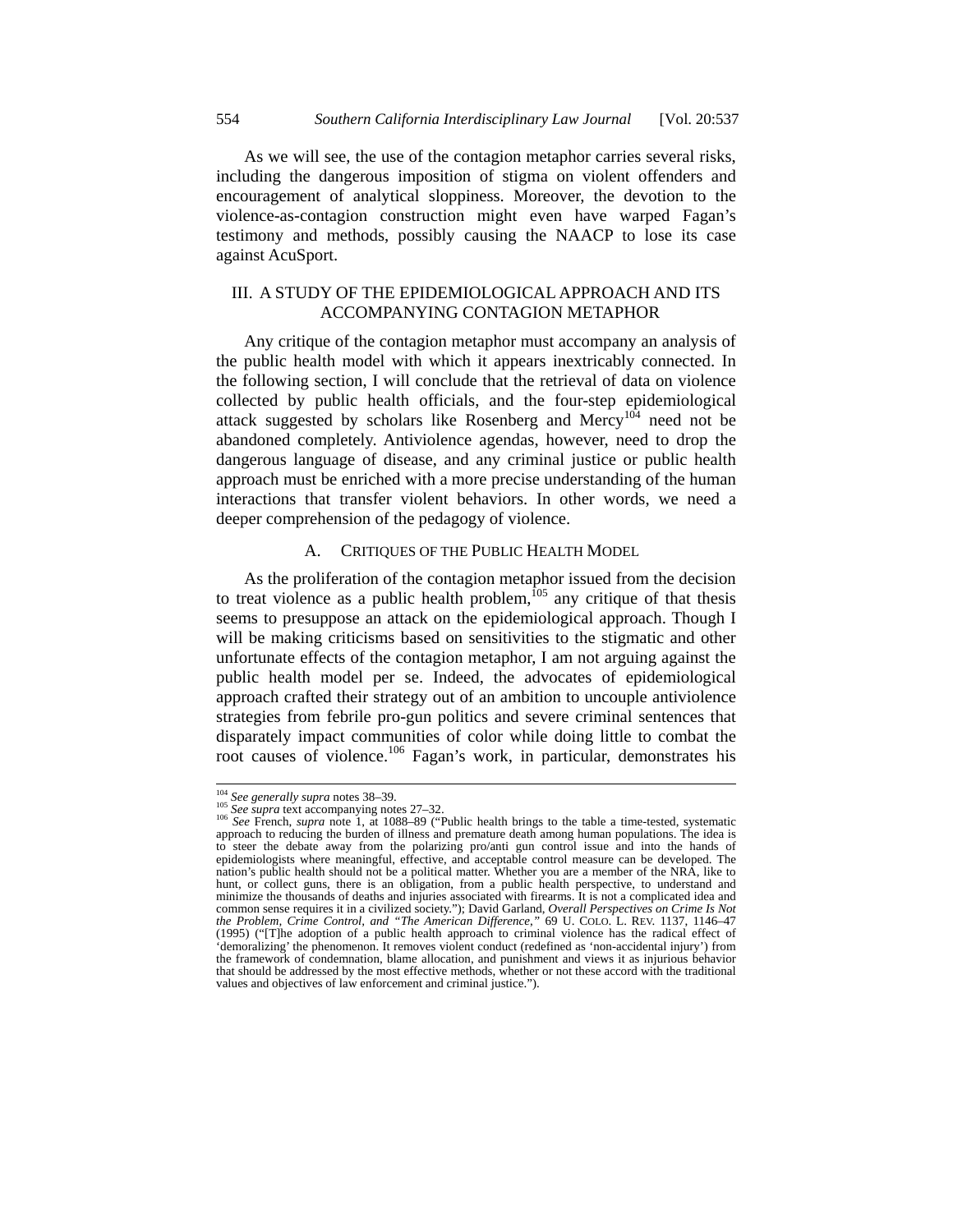As we will see, the use of the contagion metaphor carries several risks, including the dangerous imposition of stigma on violent offenders and encouragement of analytical sloppiness. Moreover, the devotion to the violence-as-contagion construction might even have warped Fagan's testimony and methods, possibly causing the NAACP to lose its case against AcuSport.

## III. A STUDY OF THE EPIDEMIOLOGICAL APPROACH AND ITS ACCOMPANYING CONTAGION METAPHOR

Any critique of the contagion metaphor must accompany an analysis of the public health model with which it appears inextricably connected. In the following section, I will conclude that the retrieval of data on violence collected by public health officials, and the four-step epidemiological attack suggested by scholars like Rosenberg and Mercy[104] need not be abandoned completely. Antiviolence agendas, however, need to drop the dangerous language of disease, and any criminal justice or public health approach must be enriched with a more precise understanding of the human interactions that transfer violent behaviors. In other words, we need a deeper comprehension of the pedagogy of violence.

### A. CRITIQUES OF THE PUBLIC HEALTH MODEL

As the proliferation of the contagion metaphor issued from the decision to treat violence as a public health problem,[105] any critique of that thesis seems to presuppose an attack on the epidemiological approach. Though I will be making criticisms based on sensitivities to the stigmatic and other unfortunate effects of the contagion metaphor, I am not arguing against the public health model per se. Indeed, the advocates of epidemiological approach crafted their strategy out of an ambition to uncouple antiviolence strategies from febrile pro-gun politics and severe criminal sentences that disparately impact communities of color while doing little to combat the root causes of violence.[106] Fagan's work, in particular, demonstrates his

---

[104] *See generally supra* notes 38–39.

[105] *See supra* text accompanying notes 27–32.

[106] *See* French, *supra* note 1, at 1088–89 ("Public health brings to the table a time-tested, systematic approach to reducing the burden of illness and premature death among human populations. The idea is to steer the debate away from the polarizing pro/anti gun control issue and into the hands of epidemiologists where meaningful, effective, and acceptable control measure can be developed. The nation's public health should not be a political matter. Whether you are a member of the NRA, like to hunt, or collect guns, there is an obligation, from a public health perspective, to understand and minimize the thousands of deaths and injuries associated with firearms. It is not a complicated idea and common sense requires it in a civilized society."); David Garland, *Overall Perspectives on Crime Is Not the Problem, Crime Control, and "The American Difference,"* 69 U. COLO. L. REV. 1137, 1146–47 (1995) ("[T]he adoption of a public health approach to criminal violence has the radical effect of 'demoralizing' the phenomenon. It removes violent conduct (redefined as 'non-accidental injury') from the framework of condemnation, blame allocation, and punishment and views it as injurious behavior that should be addressed by the most effective methods, whether or not these accord with the traditional values and objectives of law enforcement and criminal justice.").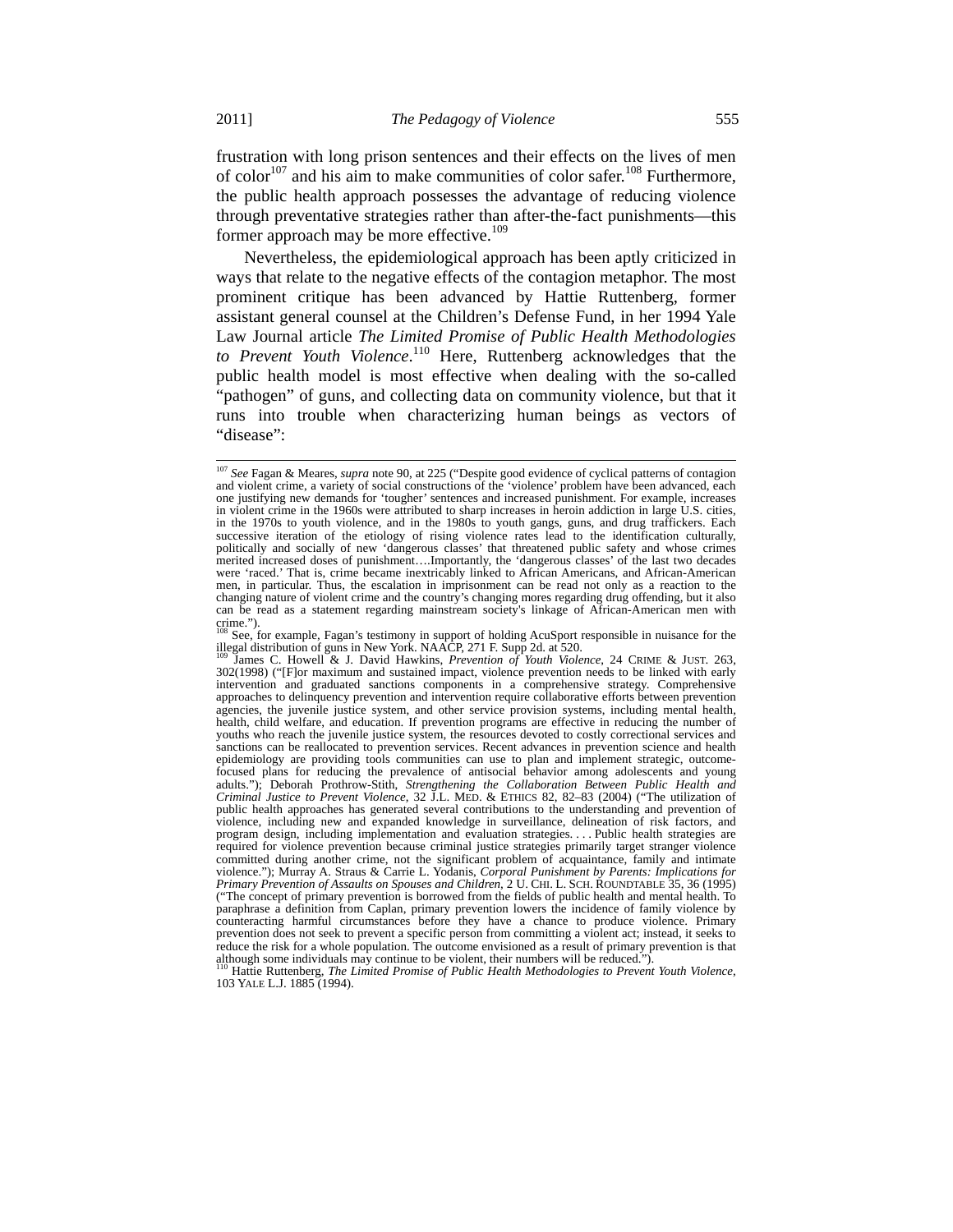frustration with long prison sentences and their effects on the lives of men of color[107] and his aim to make communities of color safer.[108] Furthermore, the public health approach possesses the advantage of reducing violence through preventative strategies rather than after-the-fact punishments—this former approach may be more effective.[109]

Nevertheless, the epidemiological approach has been aptly criticized in ways that relate to the negative effects of the contagion metaphor. The most prominent critique has been advanced by Hattie Ruttenberg, former assistant general counsel at the Children's Defense Fund, in her 1994 Yale Law Journal article *The Limited Promise of Public Health Methodologies to Prevent Youth Violence*.[110] Here, Ruttenberg acknowledges that the public health model is most effective when dealing with the so-called "pathogen" of guns, and collecting data on community violence, but that it runs into trouble when characterizing human beings as vectors of "disease":

---

[107] *See* Fagan & Meares, *supra* note 90, at 225 ("Despite good evidence of cyclical patterns of contagion and violent crime, a variety of social constructions of the 'violence' problem have been advanced, each one justifying new demands for 'tougher' sentences and increased punishment. For example, increases in violent crime in the 1960s were attributed to sharp increases in heroin addiction in large U.S. cities, in the 1970s to youth violence, and in the 1980s to youth gangs, guns, and drug traffickers. Each successive iteration of the etiology of rising violence rates lead to the identification culturally, politically and socially of new 'dangerous classes' that threatened public safety and whose crimes merited increased doses of punishment….Importantly, the 'dangerous classes' of the last two decades were 'raced.' That is, crime became inextricably linked to African Americans, and African-American men, in particular. Thus, the escalation in imprisonment can be read not only as a reaction to the changing nature of violent crime and the country's changing mores regarding drug offending, but it also can be read as a statement regarding mainstream society's linkage of African-American men with crime.").

[108] See, for example, Fagan's testimony in support of holding AcuSport responsible in nuisance for the illegal distribution of guns in New York. NAACP, 271 F. Supp 2d. at 520.

[109] James C. Howell & J. David Hawkins, *Prevention of Youth Violence*, 24 CRIME & JUST. 263, 302(1998) ("[F]or maximum and sustained impact, violence prevention needs to be linked with early intervention and graduated sanctions components in a comprehensive strategy. Comprehensive approaches to delinquency prevention and intervention require collaborative efforts between prevention agencies, the juvenile justice system, and other service provision systems, including mental health, health, child welfare, and education. If prevention programs are effective in reducing the number of youths who reach the juvenile justice system, the resources devoted to costly correctional services and sanctions can be reallocated to prevention services. Recent advances in prevention science and health epidemiology are providing tools communities can use to plan and implement strategic, outcome-focused plans for reducing the prevalence of antisocial behavior among adolescents and young adults."); Deborah Prothrow-Stith, *Strengthening the Collaboration Between Public Health and Criminal Justice to Prevent Violence*, 32 J.L. MED. & ETHICS 82, 82–83 (2004) ("The utilization of public health approaches has generated several contributions to the understanding and prevention of violence, including new and expanded knowledge in surveillance, delineation of risk factors, and program design, including implementation and evaluation strategies. . . . Public health strategies are required for violence prevention because criminal justice strategies primarily target stranger violence committed during another crime, not the significant problem of acquaintance, family and intimate violence."); Murray A. Straus & Carrie L. Yodanis, *Corporal Punishment by Parents: Implications for Primary Prevention of Assaults on Spouses and Children*, 2 U. CHI. L. SCH. ROUNDTABLE 35, 36 (1995) ("The concept of primary prevention is borrowed from the fields of public health and mental health. To paraphrase a definition from Caplan, primary prevention lowers the incidence of family violence by counteracting harmful circumstances before they have a chance to produce violence. Primary prevention does not seek to prevent a specific person from committing a violent act; instead, it seeks to reduce the risk for a whole population. The outcome envisioned as a result of primary prevention is that although some individuals may continue to be violent, their numbers will be reduced.").

[110] Hattie Ruttenberg, *The Limited Promise of Public Health Methodologies to Prevent Youth Violence*, 103 YALE L.J. 1885 (1994).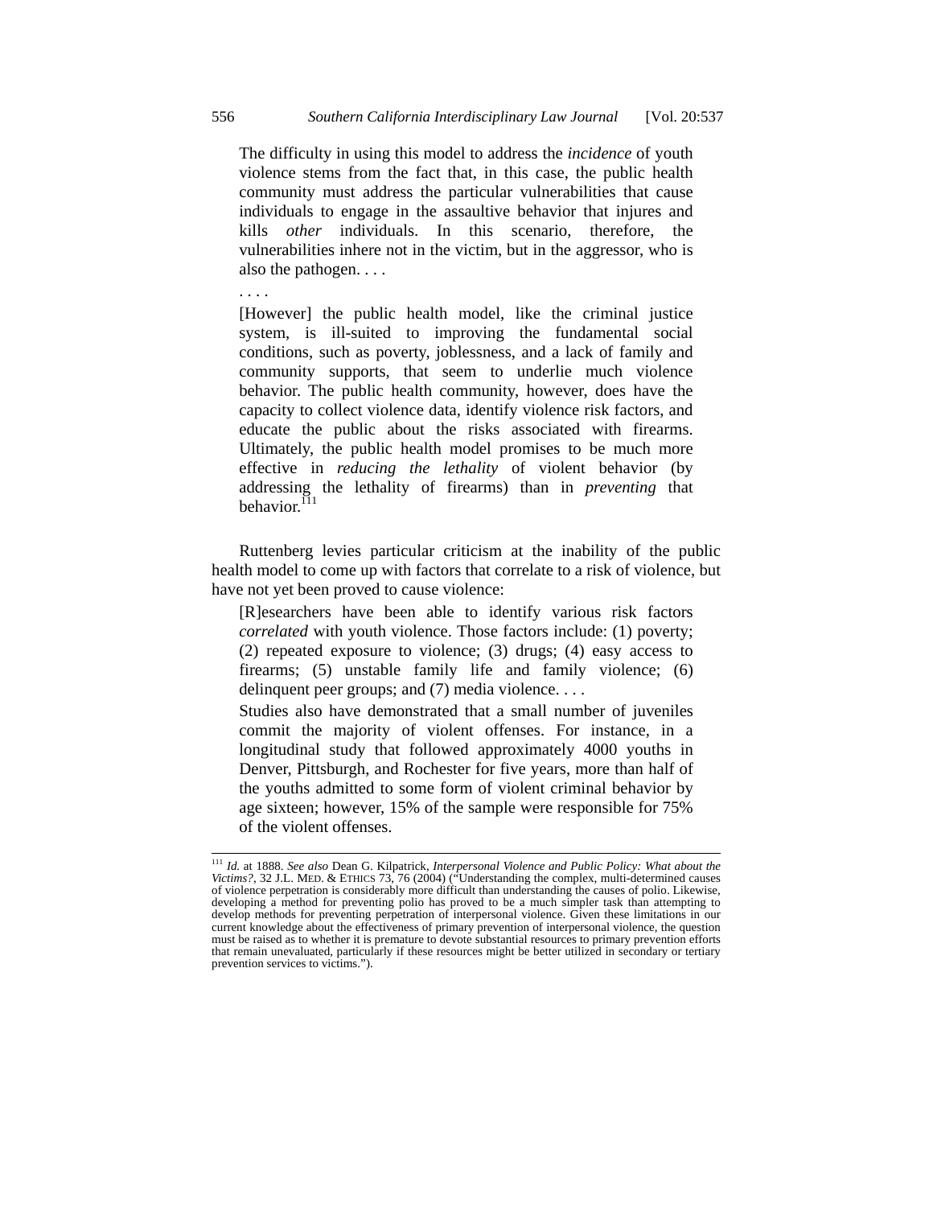> The difficulty in using this model to address the *incidence* of youth violence stems from the fact that, in this case, the public health community must address the particular vulnerabilities that cause individuals to engage in the assaultive behavior that injures and kills *other* individuals. In this scenario, therefore, the vulnerabilities inhere not in the victim, but in the aggressor, who is also the pathogen. . . .
>
> . . . .
>
> [However] the public health model, like the criminal justice system, is ill-suited to improving the fundamental social conditions, such as poverty, joblessness, and a lack of family and community supports, that seem to underlie much violence behavior. The public health community, however, does have the capacity to collect violence data, identify violence risk factors, and educate the public about the risks associated with firearms. Ultimately, the public health model promises to be much more effective in *reducing the lethality* of violent behavior (by addressing the lethality of firearms) than in *preventing* that behavior.[111]

Ruttenberg levies particular criticism at the inability of the public health model to come up with factors that correlate to a risk of violence, but have not yet been proved to cause violence:

> [R]esearchers have been able to identify various risk factors *correlated* with youth violence. Those factors include: (1) poverty; (2) repeated exposure to violence; (3) drugs; (4) easy access to firearms; (5) unstable family life and family violence; (6) delinquent peer groups; and (7) media violence. . . .
>
> Studies also have demonstrated that a small number of juveniles commit the majority of violent offenses. For instance, in a longitudinal study that followed approximately 4000 youths in Denver, Pittsburgh, and Rochester for five years, more than half of the youths admitted to some form of violent criminal behavior by age sixteen; however, 15% of the sample were responsible for 75% of the violent offenses.

---

[111] *Id.* at 1888. *See also* Dean G. Kilpatrick, *Interpersonal Violence and Public Policy: What about the Victims?*, 32 J.L. MED. & ETHICS 73, 76 (2004) ("Understanding the complex, multi-determined causes of violence perpetration is considerably more difficult than understanding the causes of polio. Likewise, developing a method for preventing polio has proved to be a much simpler task than attempting to develop methods for preventing perpetration of interpersonal violence. Given these limitations in our current knowledge about the effectiveness of primary prevention of interpersonal violence, the question must be raised as to whether it is premature to devote substantial resources to primary prevention efforts that remain unevaluated, particularly if these resources might be better utilized in secondary or tertiary prevention services to victims.").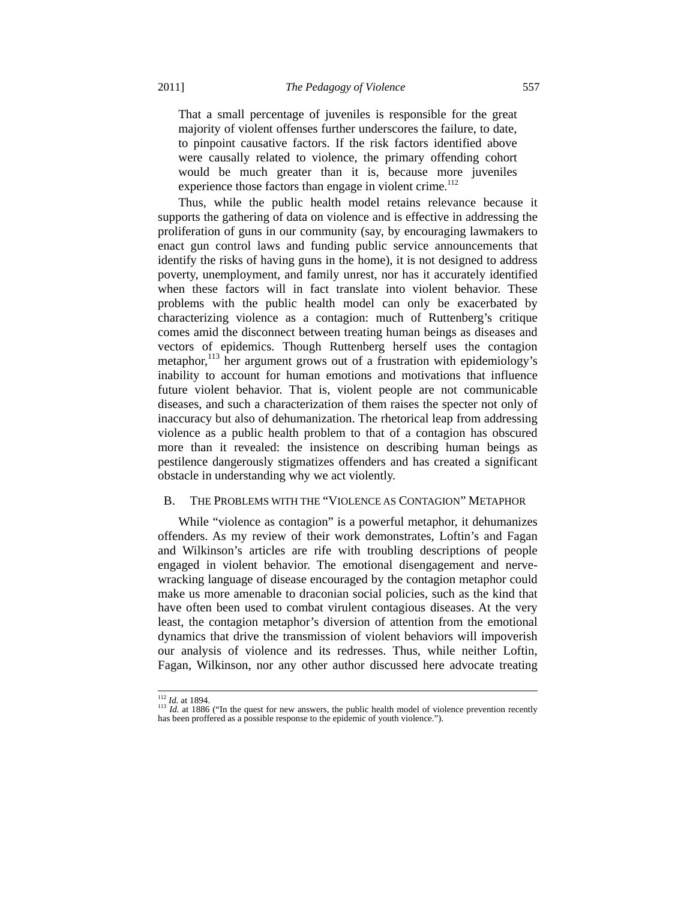> That a small percentage of juveniles is responsible for the great majority of violent offenses further underscores the failure, to date, to pinpoint causative factors. If the risk factors identified above were causally related to violence, the primary offending cohort would be much greater than it is, because more juveniles experience those factors than engage in violent crime.[112]

Thus, while the public health model retains relevance because it supports the gathering of data on violence and is effective in addressing the proliferation of guns in our community (say, by encouraging lawmakers to enact gun control laws and funding public service announcements that identify the risks of having guns in the home), it is not designed to address poverty, unemployment, and family unrest, nor has it accurately identified when these factors will in fact translate into violent behavior. These problems with the public health model can only be exacerbated by characterizing violence as a contagion: much of Ruttenberg's critique comes amid the disconnect between treating human beings as diseases and vectors of epidemics. Though Ruttenberg herself uses the contagion metaphor,[113] her argument grows out of a frustration with epidemiology's inability to account for human emotions and motivations that influence future violent behavior. That is, violent people are not communicable diseases, and such a characterization of them raises the specter not only of inaccuracy but also of dehumanization. The rhetorical leap from addressing violence as a public health problem to that of a contagion has obscured more than it revealed: the insistence on describing human beings as pestilence dangerously stigmatizes offenders and has created a significant obstacle in understanding why we act violently.

### B. THE PROBLEMS WITH THE "VIOLENCE AS CONTAGION" METAPHOR

While "violence as contagion" is a powerful metaphor, it dehumanizes offenders. As my review of their work demonstrates, Loftin's and Fagan and Wilkinson's articles are rife with troubling descriptions of people engaged in violent behavior. The emotional disengagement and nerve-wracking language of disease encouraged by the contagion metaphor could make us more amenable to draconian social policies, such as the kind that have often been used to combat virulent contagious diseases. At the very least, the contagion metaphor's diversion of attention from the emotional dynamics that drive the transmission of violent behaviors will impoverish our analysis of violence and its redresses. Thus, while neither Loftin, Fagan, Wilkinson, nor any other author discussed here advocate treating

---

[112] *Id.* at 1894.

[113] *Id.* at 1886 ("In the quest for new answers, the public health model of violence prevention recently has been proffered as a possible response to the epidemic of youth violence.").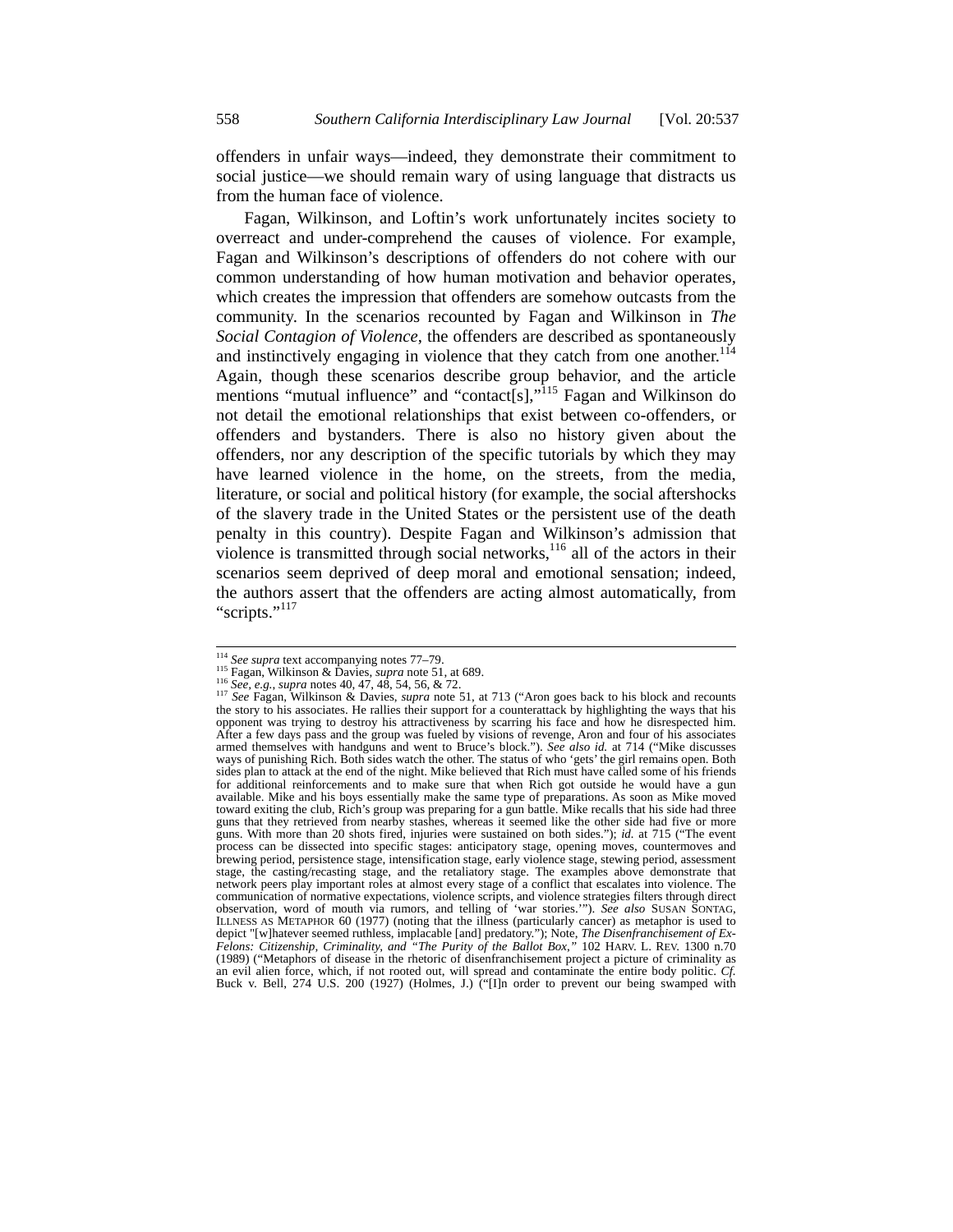offenders in unfair ways—indeed, they demonstrate their commitment to social justice—we should remain wary of using language that distracts us from the human face of violence.

Fagan, Wilkinson, and Loftin's work unfortunately incites society to overreact and under-comprehend the causes of violence. For example, Fagan and Wilkinson's descriptions of offenders do not cohere with our common understanding of how human motivation and behavior operates, which creates the impression that offenders are somehow outcasts from the community. In the scenarios recounted by Fagan and Wilkinson in *The Social Contagion of Violence*, the offenders are described as spontaneously and instinctively engaging in violence that they catch from one another.[114] Again, though these scenarios describe group behavior, and the article mentions "mutual influence" and "contact[s],"[115] Fagan and Wilkinson do not detail the emotional relationships that exist between co-offenders, or offenders and bystanders. There is also no history given about the offenders, nor any description of the specific tutorials by which they may have learned violence in the home, on the streets, from the media, literature, or social and political history (for example, the social aftershocks of the slavery trade in the United States or the persistent use of the death penalty in this country). Despite Fagan and Wilkinson's admission that violence is transmitted through social networks,[116] all of the actors in their scenarios seem deprived of deep moral and emotional sensation; indeed, the authors assert that the offenders are acting almost automatically, from "scripts."[117]

---

[114] *See supra* text accompanying notes 77–79.

[115] Fagan, Wilkinson & Davies, *supra* note 51, at 689.

[116] *See, e.g.*, *supra* notes 40, 47, 48, 54, 56, & 72.

[117] *See* Fagan, Wilkinson & Davies, *supra* note 51, at 713 ("Aron goes back to his block and recounts the story to his associates. He rallies their support for a counterattack by highlighting the ways that his opponent was trying to destroy his attractiveness by scarring his face and how he disrespected him. After a few days pass and the group was fueled by visions of revenge, Aron and four of his associates armed themselves with handguns and went to Bruce's block."). *See also id.* at 714 ("Mike discusses ways of punishing Rich. Both sides watch the other. The status of who 'gets' the girl remains open. Both sides plan to attack at the end of the night. Mike believed that Rich must have called some of his friends for additional reinforcements and to make sure that when Rich got outside he would have a gun available. Mike and his boys essentially make the same type of preparations. As soon as Mike moved toward exiting the club, Rich's group was preparing for a gun battle. Mike recalls that his side had three guns that they retrieved from nearby stashes, whereas it seemed like the other side had five or more guns. With more than 20 shots fired, injuries were sustained on both sides."); *id.* at 715 ("The event process can be dissected into specific stages: anticipatory stage, opening moves, countermoves and brewing period, persistence stage, intensification stage, early violence stage, stewing period, assessment stage, the casting/recasting stage, and the retaliatory stage. The examples above demonstrate that network peers play important roles at almost every stage of a conflict that escalates into violence. The communication of normative expectations, violence scripts, and violence strategies filters through direct observation, word of mouth via rumors, and telling of 'war stories.'"). *See also* SUSAN SONTAG, ILLNESS AS METAPHOR 60 (1977) (noting that the illness (particularly cancer) as metaphor is used to depict "[w]hatever seemed ruthless, implacable [and] predatory."); Note, *The Disenfranchisement of Ex-Felons: Citizenship, Criminality, and "The Purity of the Ballot Box,"* 102 HARV. L. REV. 1300 n.70 (1989) ("Metaphors of disease in the rhetoric of disenfranchisement project a picture of criminality as an evil alien force, which, if not rooted out, will spread and contaminate the entire body politic. *Cf.* Buck v. Bell, 274 U.S. 200 (1927) (Holmes, J.) ("[I]n order to prevent our being swamped with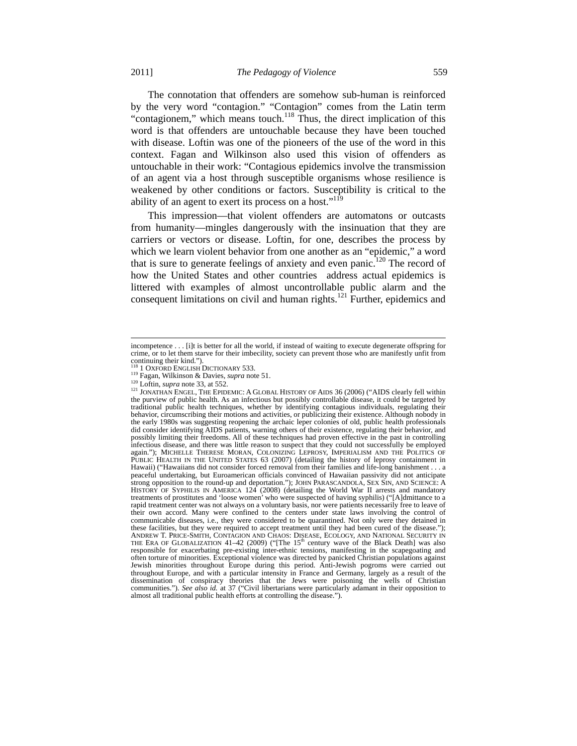The connotation that offenders are somehow sub-human is reinforced by the very word "contagion." "Contagion" comes from the Latin term "contagionem," which means touch.[118] Thus, the direct implication of this word is that offenders are untouchable because they have been touched with disease. Loftin was one of the pioneers of the use of the word in this context. Fagan and Wilkinson also used this vision of offenders as untouchable in their work: "Contagious epidemics involve the transmission of an agent via a host through susceptible organisms whose resilience is weakened by other conditions or factors. Susceptibility is critical to the ability of an agent to exert its process on a host."[119]

This impression—that violent offenders are automatons or outcasts from humanity—mingles dangerously with the insinuation that they are carriers or vectors or disease. Loftin, for one, describes the process by which we learn violent behavior from one another as an "epidemic," a word that is sure to generate feelings of anxiety and even panic.[120] The record of how the United States and other countries address actual epidemics is littered with examples of almost uncontrollable public alarm and the consequent limitations on civil and human rights.[121] Further, epidemics and

---

incompetence . . . [i]t is better for all the world, if instead of waiting to execute degenerate offspring for crime, or to let them starve for their imbecility, society can prevent those who are manifestly unfit from continuing their kind.").

[118] 1 OXFORD ENGLISH DICTIONARY 533.

[119] Fagan, Wilkinson & Davies, *supra* note 51.

[120] Loftin, *supra* note 33, at 552.

[121] JONATHAN ENGEL, THE EPIDEMIC: A GLOBAL HISTORY OF AIDS 36 (2006) ("AIDS clearly fell within the purview of public health. As an infectious but possibly controllable disease, it could be targeted by traditional public health techniques, whether by identifying contagious individuals, regulating their behavior, circumscribing their motions and activities, or publicizing their existence. Although nobody in the early 1980s was suggesting reopening the archaic leper colonies of old, public health professionals did consider identifying AIDS patients, warning others of their existence, regulating their behavior, and possibly limiting their freedoms. All of these techniques had proven effective in the past in controlling infectious disease, and there was little reason to suspect that they could not successfully be employed again."); MICHELLE THERESE MORAN, COLONIZING LEPROSY, IMPERIALISM AND THE POLITICS OF PUBLIC HEALTH IN THE UNITED STATES 63 (2007) (detailing the history of leprosy containment in Hawaii) ("Hawaiians did not consider forced removal from their families and life-long banishment . . . a peaceful undertaking, but Euroamerican officials convinced of Hawaiian passivity did not anticipate strong opposition to the round-up and deportation."); JOHN PARASCANDOLA, SEX SIN, AND SCIENCE: A HISTORY OF SYPHILIS IN AMERICA 124 (2008) (detailing the World War II arrests and mandatory treatments of prostitutes and 'loose women' who were suspected of having syphilis) ("[A]dmittance to a rapid treatment center was not always on a voluntary basis, nor were patients necessarily free to leave of their own accord. Many were confined to the centers under state laws involving the control of communicable diseases, i.e., they were considered to be quarantined. Not only were they detained in these facilities, but they were required to accept treatment until they had been cured of the disease."); ANDREW T. PRICE-SMITH, CONTAGION AND CHAOS: DISEASE, ECOLOGY, AND NATIONAL SECURITY IN THE ERA OF GLOBALIZATION 41–42 (2009) ("[The 15th century wave of the Black Death] was also responsible for exacerbating pre-existing inter-ethnic tensions, manifesting in the scapegoating and often torture of minorities. Exceptional violence was directed by panicked Christian populations against Jewish minorities throughout Europe during this period. Anti-Jewish pogroms were carried out throughout Europe, and with a particular intensity in France and Germany, largely as a result of the dissemination of conspiracy theories that the Jews were poisoning the wells of Christian communities."). *See also id.* at 37 ("Civil libertarians were particularly adamant in their opposition to almost all traditional public health efforts at controlling the disease.").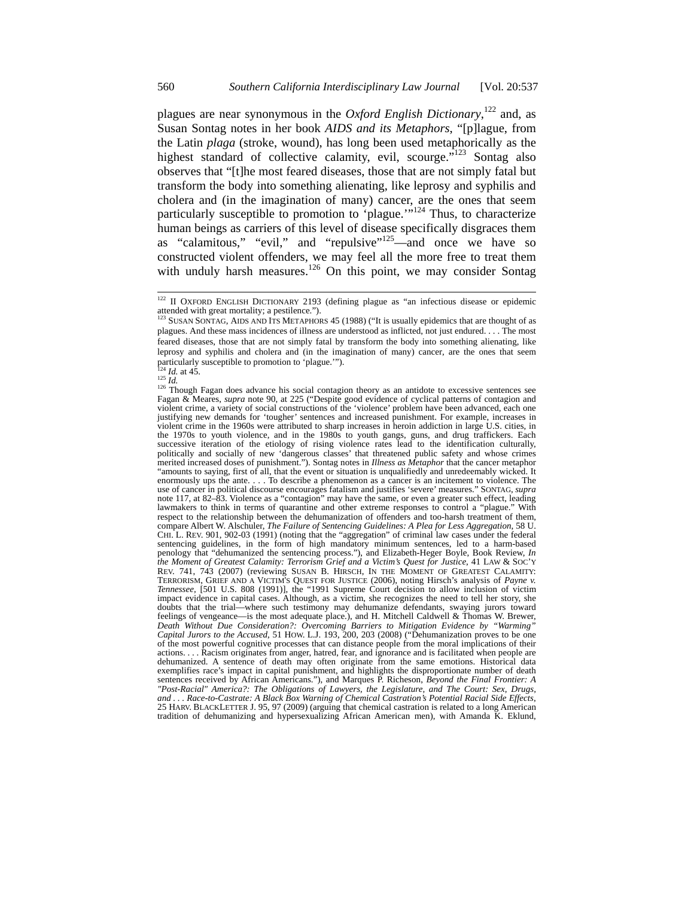plagues are near synonymous in the *Oxford English Dictionary*,[122] and, as Susan Sontag notes in her book *AIDS and its Metaphors*, "[p]lague, from the Latin *plaga* (stroke, wound), has long been used metaphorically as the highest standard of collective calamity, evil, scourge."[123] Sontag also observes that "[t]he most feared diseases, those that are not simply fatal but transform the body into something alienating, like leprosy and syphilis and cholera and (in the imagination of many) cancer, are the ones that seem particularly susceptible to promotion to 'plague.'"[124] Thus, to characterize human beings as carriers of this level of disease specifically disgraces them as "calamitous," "evil," and "repulsive"[125]—and once we have so constructed violent offenders, we may feel all the more free to treat them with unduly harsh measures.[126] On this point, we may consider Sontag

---

[122] II OXFORD ENGLISH DICTIONARY 2193 (defining plague as "an infectious disease or epidemic attended with great mortality; a pestilence.").

[123] SUSAN SONTAG, AIDS AND ITS METAPHORS 45 (1988) ("It is usually epidemics that are thought of as plagues. And these mass incidences of illness are understood as inflicted, not just endured. . . . The most feared diseases, those that are not simply fatal by transform the body into something alienating, like leprosy and syphilis and cholera and (in the imagination of many) cancer, are the ones that seem particularly susceptible to promotion to 'plague.'").

[124] *Id.* at 45.

[125] *Id.*

[126] Though Fagan does advance his social contagion theory as an antidote to excessive sentences see Fagan & Meares, *supra* note 90, at 225 ("Despite good evidence of cyclical patterns of contagion and violent crime, a variety of social constructions of the 'violence' problem have been advanced, each one justifying new demands for 'tougher' sentences and increased punishment. For example, increases in violent crime in the 1960s were attributed to sharp increases in heroin addiction in large U.S. cities, in the 1970s to youth violence, and in the 1980s to youth gangs, guns, and drug traffickers. Each successive iteration of the etiology of rising violence rates lead to the identification culturally, politically and socially of new 'dangerous classes' that threatened public safety and whose crimes merited increased doses of punishment."). Sontag notes in *Illness as Metaphor* that the cancer metaphor "amounts to saying, first of all, that the event or situation is unqualifiedly and unredeemably wicked. It enormously ups the ante. . . . To describe a phenomenon as a cancer is an incitement to violence. The use of cancer in political discourse encourages fatalism and justifies 'severe' measures." SONTAG, *supra* note 117, at 82–83. Violence as a "contagion" may have the same, or even a greater such effect, leading lawmakers to think in terms of quarantine and other extreme responses to control a "plague." With respect to the relationship between the dehumanization of offenders and too-harsh treatment of them, compare Albert W. Alschuler, *The Failure of Sentencing Guidelines: A Plea for Less Aggregation*, 58 U. CHI. L. REV. 901, 902-03 (1991) (noting that the "aggregation" of criminal law cases under the federal sentencing guidelines, in the form of high mandatory minimum sentences, led to a harm-based penology that "dehumanized the sentencing process."), and Elizabeth-Heger Boyle, Book Review, *In the Moment of Greatest Calamity: Terrorism Grief and a Victim's Quest for Justice*, 41 LAW & SOC'Y REV. 741, 743 (2007) (reviewing SUSAN B. HIRSCH, IN THE MOMENT OF GREATEST CALAMITY: TERRORISM, GRIEF AND A VICTIM'S QUEST FOR JUSTICE (2006), noting Hirsch's analysis of *Payne v. Tennessee*, [501 U.S. 808 (1991)], the "1991 Supreme Court decision to allow inclusion of victim impact evidence in capital cases. Although, as a victim, she recognizes the need to tell her story, she doubts that the trial—where such testimony may dehumanize defendants, swaying jurors toward feelings of vengeance—is the most adequate place.), and H. Mitchell Caldwell & Thomas W. Brewer, *Death Without Due Consideration?: Overcoming Barriers to Mitigation Evidence by "Warming" Capital Jurors to the Accused*, 51 HOW. L.J. 193, 200, 203 (2008) ("Dehumanization proves to be one of the most powerful cognitive processes that can distance people from the moral implications of their actions. . . . Racism originates from anger, hatred, fear, and ignorance and is facilitated when people are dehumanized. A sentence of death may often originate from the same emotions. Historical data exemplifies race's impact in capital punishment, and highlights the disproportionate number of death sentences received by African Americans."), and Marques P. Richeson, *Beyond the Final Frontier: A "Post-Racial" America?: The Obligations of Lawyers, the Legislature, and The Court: Sex, Drugs, and . . . Race-to-Castrate: A Black Box Warning of Chemical Castration's Potential Racial Side Effects*, 25 HARV. BLACKLETTER J. 95, 97 (2009) (arguing that chemical castration is related to a long American tradition of dehumanizing and hypersexualizing African American men), with Amanda K. Eklund,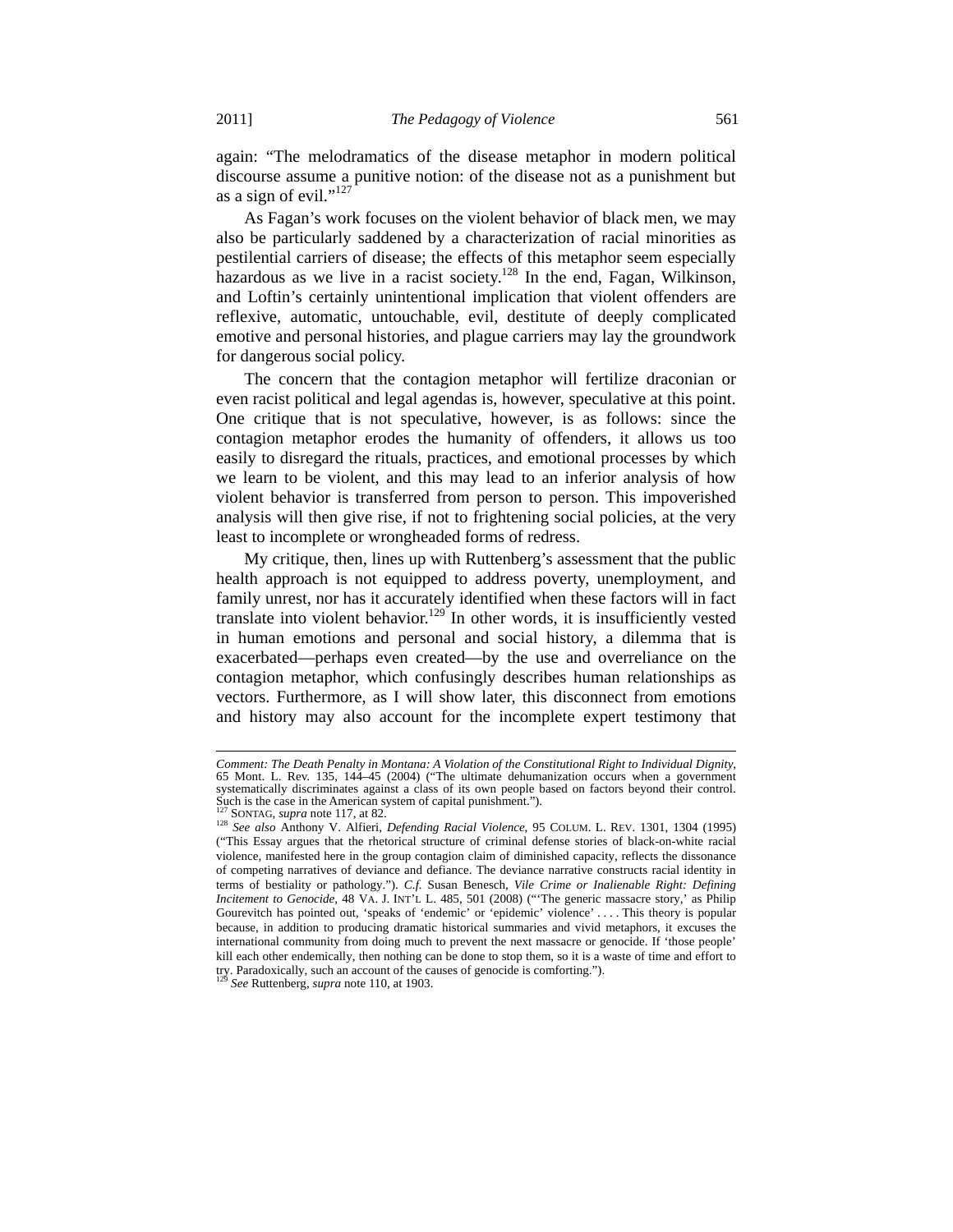again: "The melodramatics of the disease metaphor in modern political discourse assume a punitive notion: of the disease not as a punishment but as a sign of evil."[127]

As Fagan's work focuses on the violent behavior of black men, we may also be particularly saddened by a characterization of racial minorities as pestilential carriers of disease; the effects of this metaphor seem especially hazardous as we live in a racist society.[128] In the end, Fagan, Wilkinson, and Loftin's certainly unintentional implication that violent offenders are reflexive, automatic, untouchable, evil, destitute of deeply complicated emotive and personal histories, and plague carriers may lay the groundwork for dangerous social policy.

The concern that the contagion metaphor will fertilize draconian or even racist political and legal agendas is, however, speculative at this point. One critique that is not speculative, however, is as follows: since the contagion metaphor erodes the humanity of offenders, it allows us too easily to disregard the rituals, practices, and emotional processes by which we learn to be violent, and this may lead to an inferior analysis of how violent behavior is transferred from person to person. This impoverished analysis will then give rise, if not to frightening social policies, at the very least to incomplete or wrongheaded forms of redress.

My critique, then, lines up with Ruttenberg's assessment that the public health approach is not equipped to address poverty, unemployment, and family unrest, nor has it accurately identified when these factors will in fact translate into violent behavior.[129] In other words, it is insufficiently vested in human emotions and personal and social history, a dilemma that is exacerbated—perhaps even created—by the use and overreliance on the contagion metaphor, which confusingly describes human relationships as vectors. Furthermore, as I will show later, this disconnect from emotions and history may also account for the incomplete expert testimony that

---

*Comment: The Death Penalty in Montana: A Violation of the Constitutional Right to Individual Dignity*, 65 Mont. L. Rev. 135, 144–45 (2004) ("The ultimate dehumanization occurs when a government systematically discriminates against a class of its own people based on factors beyond their control. Such is the case in the American system of capital punishment.").

[127] SONTAG, *supra* note 117, at 82.

[128] *See also* Anthony V. Alfieri, *Defending Racial Violence*, 95 COLUM. L. REV. 1301, 1304 (1995) ("This Essay argues that the rhetorical structure of criminal defense stories of black-on-white racial violence, manifested here in the group contagion claim of diminished capacity, reflects the dissonance of competing narratives of deviance and defiance. The deviance narrative constructs racial identity in terms of bestiality or pathology."). *C.f.* Susan Benesch, *Vile Crime or Inalienable Right: Defining Incitement to Genocide*, 48 VA. J. INT'L L. 485, 501 (2008) ("'The generic massacre story,' as Philip Gourevitch has pointed out, 'speaks of 'endemic' or 'epidemic' violence' . . . . This theory is popular because, in addition to producing dramatic historical summaries and vivid metaphors, it excuses the international community from doing much to prevent the next massacre or genocide. If 'those people' kill each other endemically, then nothing can be done to stop them, so it is a waste of time and effort to try. Paradoxically, such an account of the causes of genocide is comforting.").

[129] *See* Ruttenberg, *supra* note 110, at 1903.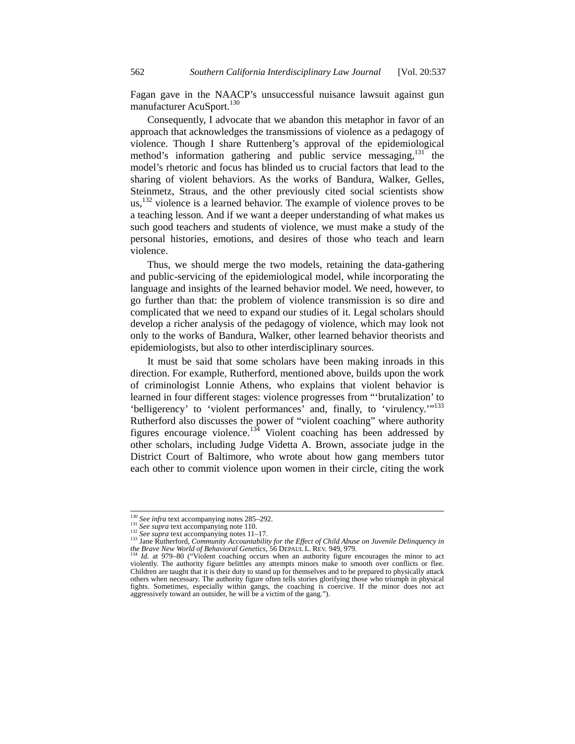Fagan gave in the NAACP's unsuccessful nuisance lawsuit against gun manufacturer AcuSport.[130]

Consequently, I advocate that we abandon this metaphor in favor of an approach that acknowledges the transmissions of violence as a pedagogy of violence. Though I share Ruttenberg's approval of the epidemiological method's information gathering and public service messaging,[131] the model's rhetoric and focus has blinded us to crucial factors that lead to the sharing of violent behaviors. As the works of Bandura, Walker, Gelles, Steinmetz, Straus, and the other previously cited social scientists show us,[132] violence is a learned behavior. The example of violence proves to be a teaching lesson. And if we want a deeper understanding of what makes us such good teachers and students of violence, we must make a study of the personal histories, emotions, and desires of those who teach and learn violence.

Thus, we should merge the two models, retaining the data-gathering and public-servicing of the epidemiological model, while incorporating the language and insights of the learned behavior model. We need, however, to go further than that: the problem of violence transmission is so dire and complicated that we need to expand our studies of it. Legal scholars should develop a richer analysis of the pedagogy of violence, which may look not only to the works of Bandura, Walker, other learned behavior theorists and epidemiologists, but also to other interdisciplinary sources.

It must be said that some scholars have been making inroads in this direction. For example, Rutherford, mentioned above, builds upon the work of criminologist Lonnie Athens, who explains that violent behavior is learned in four different stages: violence progresses from "'brutalization' to 'belligerency' to 'violent performances' and, finally, to 'virulency.'"[133] Rutherford also discusses the power of "violent coaching" where authority figures encourage violence.[134] Violent coaching has been addressed by other scholars, including Judge Videtta A. Brown, associate judge in the District Court of Baltimore, who wrote about how gang members tutor each other to commit violence upon women in their circle, citing the work

---

[130] *See infra* text accompanying notes 285–292.

[131] *See supra* text accompanying note 110.

[132] *See supra* text accompanying notes 11–17.

[133] Jane Rutherford, *Community Accountability for the Effect of Child Abuse on Juvenile Delinquency in the Brave New World of Behavioral Genetics*, 56 DEPAUL L. REV. 949, 979.

[134] *Id.* at 979–80 ("Violent coaching occurs when an authority figure encourages the minor to act violently. The authority figure belittles any attempts minors make to smooth over conflicts or flee. Children are taught that it is their duty to stand up for themselves and to be prepared to physically attack others when necessary. The authority figure often tells stories glorifying those who triumph in physical fights. Sometimes, especially within gangs, the coaching is coercive. If the minor does not act aggressively toward an outsider, he will be a victim of the gang.").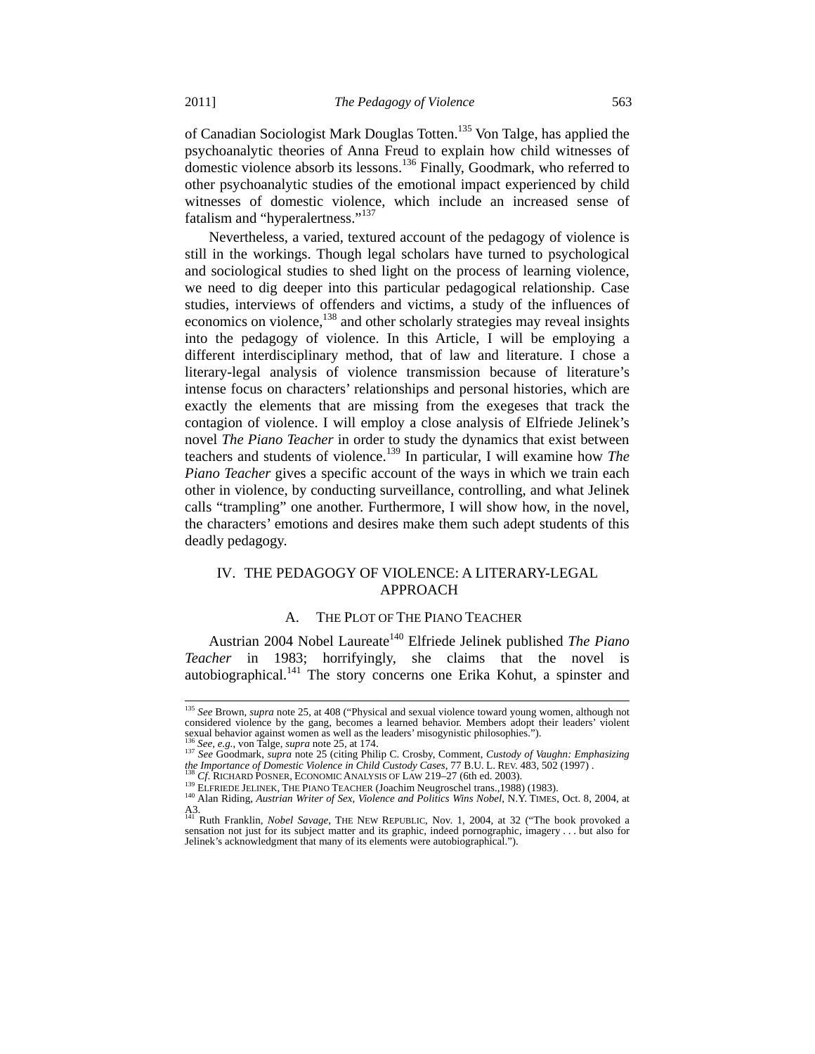of Canadian Sociologist Mark Douglas Totten.[135] Von Talge, has applied the psychoanalytic theories of Anna Freud to explain how child witnesses of domestic violence absorb its lessons.[136] Finally, Goodmark, who referred to other psychoanalytic studies of the emotional impact experienced by child witnesses of domestic violence, which include an increased sense of fatalism and "hyperalertness."[137]

Nevertheless, a varied, textured account of the pedagogy of violence is still in the workings. Though legal scholars have turned to psychological and sociological studies to shed light on the process of learning violence, we need to dig deeper into this particular pedagogical relationship. Case studies, interviews of offenders and victims, a study of the influences of economics on violence,[138] and other scholarly strategies may reveal insights into the pedagogy of violence. In this Article, I will be employing a different interdisciplinary method, that of law and literature. I chose a literary-legal analysis of violence transmission because of literature's intense focus on characters' relationships and personal histories, which are exactly the elements that are missing from the exegeses that track the contagion of violence. I will employ a close analysis of Elfriede Jelinek's novel *The Piano Teacher* in order to study the dynamics that exist between teachers and students of violence.[139] In particular, I will examine how *The Piano Teacher* gives a specific account of the ways in which we train each other in violence, by conducting surveillance, controlling, and what Jelinek calls "trampling" one another. Furthermore, I will show how, in the novel, the characters' emotions and desires make them such adept students of this deadly pedagogy.

## IV. THE PEDAGOGY OF VIOLENCE: A LITERARY-LEGAL APPROACH

### A. THE PLOT OF THE PIANO TEACHER

Austrian 2004 Nobel Laureate[140] Elfriede Jelinek published *The Piano Teacher* in 1983; horrifyingly, she claims that the novel is autobiographical.[141] The story concerns one Erika Kohut, a spinster and

---

[135] *See* Brown, *supra* note 25, at 408 ("Physical and sexual violence toward young women, although not considered violence by the gang, becomes a learned behavior. Members adopt their leaders' violent sexual behavior against women as well as the leaders' misogynistic philosophies.").

[136] *See, e.g.*, von Talge, *supra* note 25, at 174.

[137] *See* Goodmark, *supra* note 25 (citing Philip C. Crosby, Comment, *Custody of Vaughn: Emphasizing the Importance of Domestic Violence in Child Custody Cases*, 77 B.U. L. REV. 483, 502 (1997) .

[138] *Cf*. RICHARD POSNER, ECONOMIC ANALYSIS OF LAW 219–27 (6th ed. 2003).

[139] ELFRIEDE JELINEK, THE PIANO TEACHER (Joachim Neugroschel trans.,1988) (1983).

[140] Alan Riding, *Austrian Writer of Sex, Violence and Politics Wins Nobel*, N.Y. TIMES, Oct. 8, 2004, at A3.

[141] Ruth Franklin, *Nobel Savage*, THE NEW REPUBLIC, Nov. 1, 2004, at 32 ("The book provoked a sensation not just for its subject matter and its graphic, indeed pornographic, imagery . . . but also for Jelinek's acknowledgment that many of its elements were autobiographical.").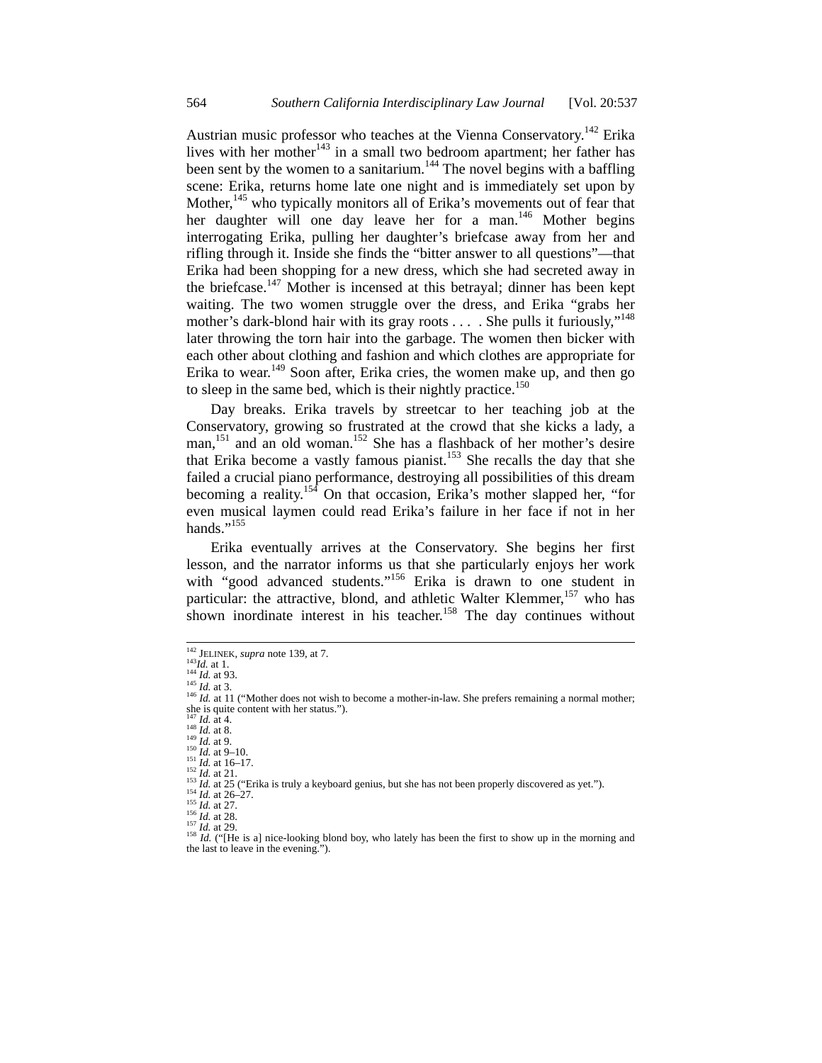Austrian music professor who teaches at the Vienna Conservatory.[142] Erika lives with her mother[143] in a small two bedroom apartment; her father has been sent by the women to a sanitarium.[144] The novel begins with a baffling scene: Erika, returns home late one night and is immediately set upon by Mother,[145] who typically monitors all of Erika's movements out of fear that her daughter will one day leave her for a man.[146] Mother begins interrogating Erika, pulling her daughter's briefcase away from her and rifling through it. Inside she finds the "bitter answer to all questions"—that Erika had been shopping for a new dress, which she had secreted away in the briefcase.[147] Mother is incensed at this betrayal; dinner has been kept waiting. The two women struggle over the dress, and Erika "grabs her mother's dark-blond hair with its gray roots . . . . She pulls it furiously,"[148] later throwing the torn hair into the garbage. The women then bicker with each other about clothing and fashion and which clothes are appropriate for Erika to wear.[149] Soon after, Erika cries, the women make up, and then go to sleep in the same bed, which is their nightly practice.[150]

Day breaks. Erika travels by streetcar to her teaching job at the Conservatory, growing so frustrated at the crowd that she kicks a lady, a man,[151] and an old woman.[152] She has a flashback of her mother's desire that Erika become a vastly famous pianist.[153] She recalls the day that she failed a crucial piano performance, destroying all possibilities of this dream becoming a reality.[154] On that occasion, Erika's mother slapped her, "for even musical laymen could read Erika's failure in her face if not in her hands."[155]

Erika eventually arrives at the Conservatory. She begins her first lesson, and the narrator informs us that she particularly enjoys her work with "good advanced students."[156] Erika is drawn to one student in particular: the attractive, blond, and athletic Walter Klemmer,[157] who has shown inordinate interest in his teacher.[158] The day continues without

---

[142] JELINEK, *supra* note 139, at 7.
[143] *Id.* at 1.
[144] *Id.* at 93.
[145] *Id.* at 3.
[146] *Id.* at 11 ("Mother does not wish to become a mother-in-law. She prefers remaining a normal mother; she is quite content with her status.").
[147] *Id.* at 4.
[148] *Id.* at 8.
[149] *Id.* at 9.
[150] *Id.* at 9–10.
[151] *Id.* at 16–17.
[152] *Id.* at 21.
[153] *Id.* at 25 ("Erika is truly a keyboard genius, but she has not been properly discovered as yet.").
[154] *Id.* at 26–27.
[155] *Id.* at 27.
[156] *Id.* at 28.
[157] *Id.* at 29.
[158] *Id.* ("[He is a] nice-looking blond boy, who lately has been the first to show up in the morning and the last to leave in the evening.").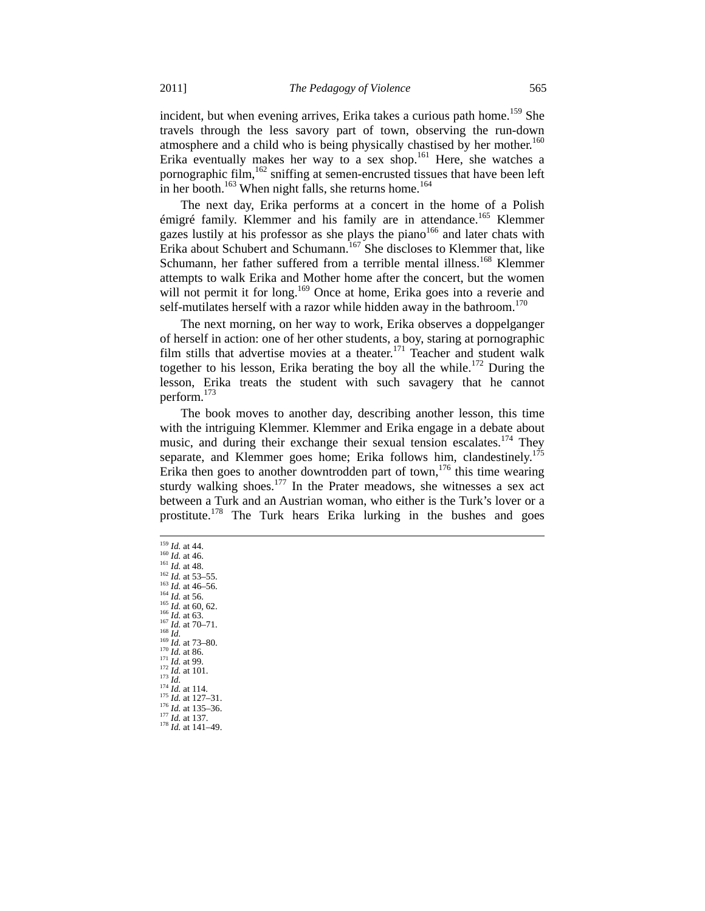incident, but when evening arrives, Erika takes a curious path home.[159] She travels through the less savory part of town, observing the run-down atmosphere and a child who is being physically chastised by her mother.[160] Erika eventually makes her way to a sex shop.[161] Here, she watches a pornographic film,[162] sniffing at semen-encrusted tissues that have been left in her booth.[163] When night falls, she returns home.[164]

The next day, Erika performs at a concert in the home of a Polish émigré family. Klemmer and his family are in attendance.[165] Klemmer gazes lustily at his professor as she plays the piano[166] and later chats with Erika about Schubert and Schumann.[167] She discloses to Klemmer that, like Schumann, her father suffered from a terrible mental illness.[168] Klemmer attempts to walk Erika and Mother home after the concert, but the women will not permit it for long.[169] Once at home, Erika goes into a reverie and self-mutilates herself with a razor while hidden away in the bathroom.[170]

The next morning, on her way to work, Erika observes a doppelganger of herself in action: one of her other students, a boy, staring at pornographic film stills that advertise movies at a theater.[171] Teacher and student walk together to his lesson, Erika berating the boy all the while.[172] During the lesson, Erika treats the student with such savagery that he cannot perform.[173]

The book moves to another day, describing another lesson, this time with the intriguing Klemmer. Klemmer and Erika engage in a debate about music, and during their exchange their sexual tension escalates.[174] They separate, and Klemmer goes home; Erika follows him, clandestinely.[175] Erika then goes to another downtrodden part of town,[176] this time wearing sturdy walking shoes.[177] In the Prater meadows, she witnesses a sex act between a Turk and an Austrian woman, who either is the Turk's lover or a prostitute.[178] The Turk hears Erika lurking in the bushes and goes

---

[159] *Id.* at 44.
[160] *Id.* at 46.
[161] *Id.* at 48.
[162] *Id.* at 53–55.
[163] *Id.* at 46–56.
[164] *Id.* at 56.
[165] *Id.* at 60, 62.
[166] *Id.* at 63.
[167] *Id.* at 70–71.
[168] *Id.*
[169] *Id.* at 73–80.
[170] *Id.* at 86.
[171] *Id.* at 99.
[172] *Id.* at 101.
[173] *Id.*
[174] *Id.* at 114.
[175] *Id.* at 127–31.
[176] *Id.* at 135–36.
[177] *Id.* at 137.
[178] *Id.* at 141–49.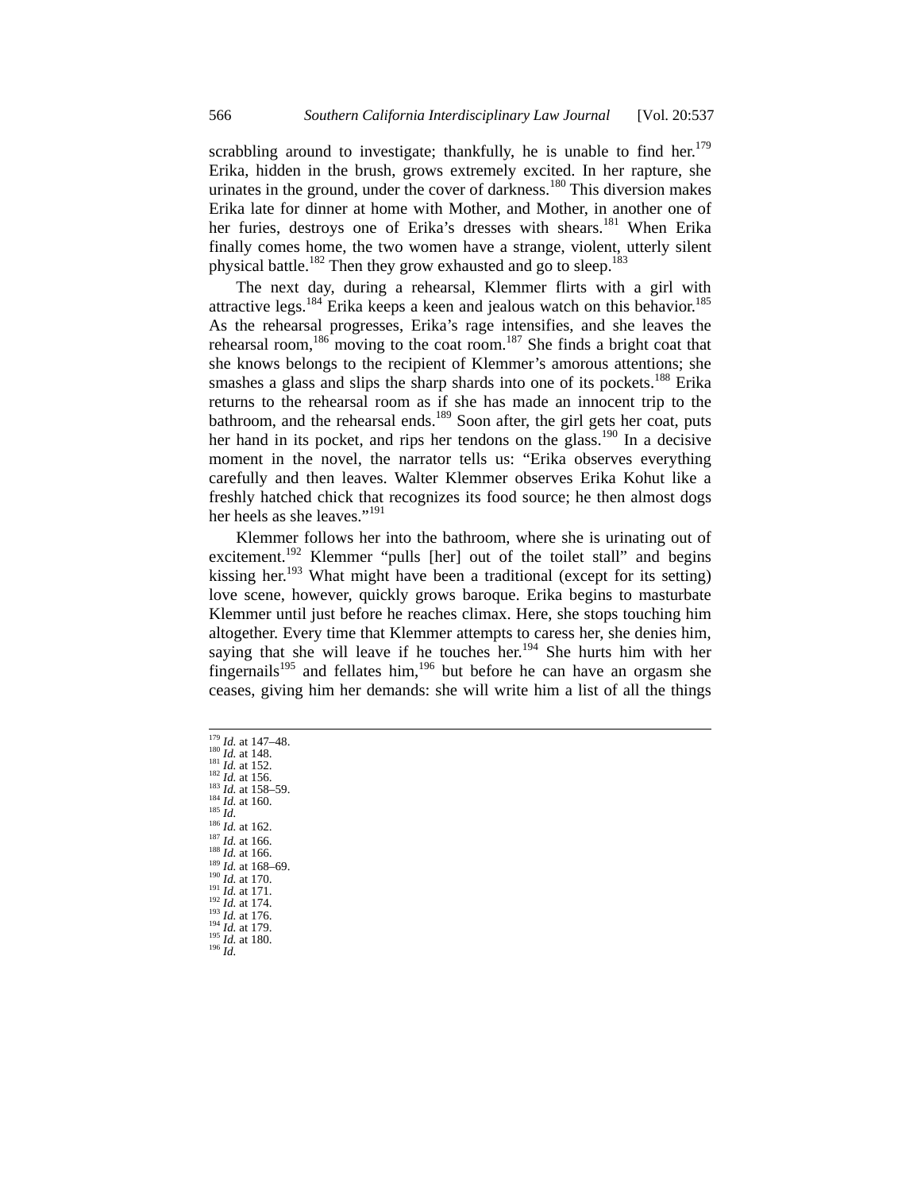scrabbling around to investigate; thankfully, he is unable to find her.[179] Erika, hidden in the brush, grows extremely excited. In her rapture, she urinates in the ground, under the cover of darkness.[180] This diversion makes Erika late for dinner at home with Mother, and Mother, in another one of her furies, destroys one of Erika's dresses with shears.[181] When Erika finally comes home, the two women have a strange, violent, utterly silent physical battle.[182] Then they grow exhausted and go to sleep.[183]

The next day, during a rehearsal, Klemmer flirts with a girl with attractive legs.[184] Erika keeps a keen and jealous watch on this behavior.[185] As the rehearsal progresses, Erika's rage intensifies, and she leaves the rehearsal room,[186] moving to the coat room.[187] She finds a bright coat that she knows belongs to the recipient of Klemmer's amorous attentions; she smashes a glass and slips the sharp shards into one of its pockets.[188] Erika returns to the rehearsal room as if she has made an innocent trip to the bathroom, and the rehearsal ends.[189] Soon after, the girl gets her coat, puts her hand in its pocket, and rips her tendons on the glass.[190] In a decisive moment in the novel, the narrator tells us: "Erika observes everything carefully and then leaves. Walter Klemmer observes Erika Kohut like a freshly hatched chick that recognizes its food source; he then almost dogs her heels as she leaves."[191]

Klemmer follows her into the bathroom, where she is urinating out of excitement.[192] Klemmer "pulls [her] out of the toilet stall" and begins kissing her.[193] What might have been a traditional (except for its setting) love scene, however, quickly grows baroque. Erika begins to masturbate Klemmer until just before he reaches climax. Here, she stops touching him altogether. Every time that Klemmer attempts to caress her, she denies him, saying that she will leave if he touches her.[194] She hurts him with her fingernails[195] and fellates him,[196] but before he can have an orgasm she ceases, giving him her demands: she will write him a list of all the things

---

[179] *Id.* at 147–48.
[180] *Id.* at 148.
[181] *Id.* at 152.
[182] *Id.* at 156.
[183] *Id.* at 158–59.
[184] *Id.* at 160.
[185] *Id.*
[186] *Id.* at 162.
[187] *Id.* at 166.
[188] *Id.* at 166.
[189] *Id.* at 168–69.
[190] *Id.* at 170.
[191] *Id.* at 171.
[192] *Id.* at 174.
[193] *Id.* at 176.
[194] *Id.* at 179.
[195] *Id.* at 180.
[196] *Id.*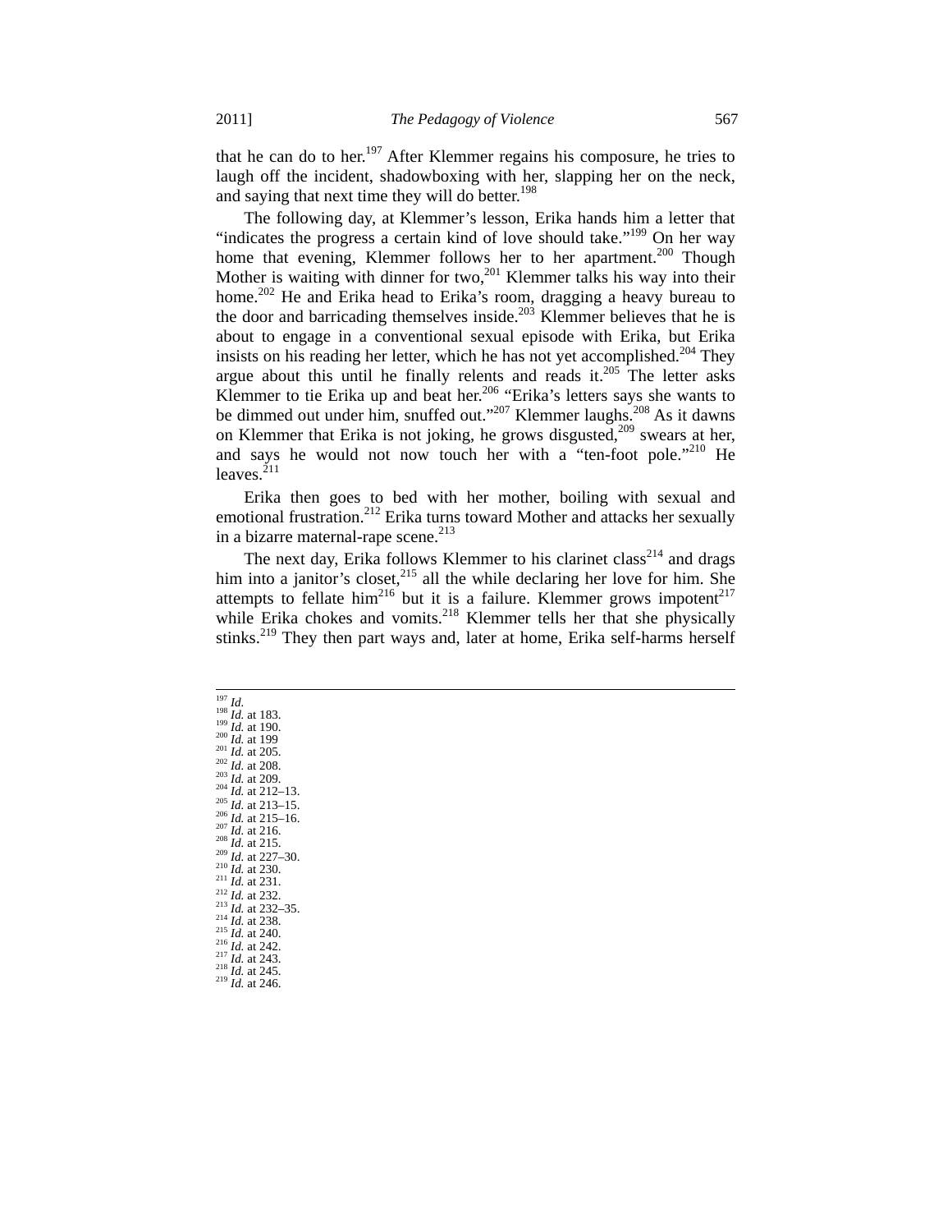that he can do to her.[197] After Klemmer regains his composure, he tries to laugh off the incident, shadowboxing with her, slapping her on the neck, and saying that next time they will do better.[198]

The following day, at Klemmer's lesson, Erika hands him a letter that "indicates the progress a certain kind of love should take."[199] On her way home that evening, Klemmer follows her to her apartment.[200] Though Mother is waiting with dinner for two,[201] Klemmer talks his way into their home.[202] He and Erika head to Erika's room, dragging a heavy bureau to the door and barricading themselves inside.[203] Klemmer believes that he is about to engage in a conventional sexual episode with Erika, but Erika insists on his reading her letter, which he has not yet accomplished.[204] They argue about this until he finally relents and reads it.[205] The letter asks Klemmer to tie Erika up and beat her.[206] "Erika's letters says she wants to be dimmed out under him, snuffed out."[207] Klemmer laughs.[208] As it dawns on Klemmer that Erika is not joking, he grows disgusted,[209] swears at her, and says he would not now touch her with a "ten-foot pole."[210] He leaves.[211]

Erika then goes to bed with her mother, boiling with sexual and emotional frustration.[212] Erika turns toward Mother and attacks her sexually in a bizarre maternal-rape scene.[213]

The next day, Erika follows Klemmer to his clarinet class[214] and drags him into a janitor's closet,[215] all the while declaring her love for him. She attempts to fellate him[216] but it is a failure. Klemmer grows impotent[217] while Erika chokes and vomits.[218] Klemmer tells her that she physically stinks.[219] They then part ways and, later at home, Erika self-harms herself

---

[197] *Id.*
[198] *Id.* at 183.
[199] *Id.* at 190.
[200] *Id.* at 199
[201] *Id.* at 205.
[202] *Id.* at 208.
[203] *Id.* at 209.
[204] *Id.* at 212–13.
[205] *Id.* at 213–15.
[206] *Id.* at 215–16.
[207] *Id.* at 216.
[208] *Id.* at 215.
[209] *Id.* at 227–30.
[210] *Id.* at 230.
[211] *Id.* at 231.
[212] *Id.* at 232.
[213] *Id.* at 232–35.
[214] *Id.* at 238.
[215] *Id.* at 240.
[216] *Id.* at 242.
[217] *Id.* at 243.
[218] *Id.* at 245.
[219] *Id.* at 246.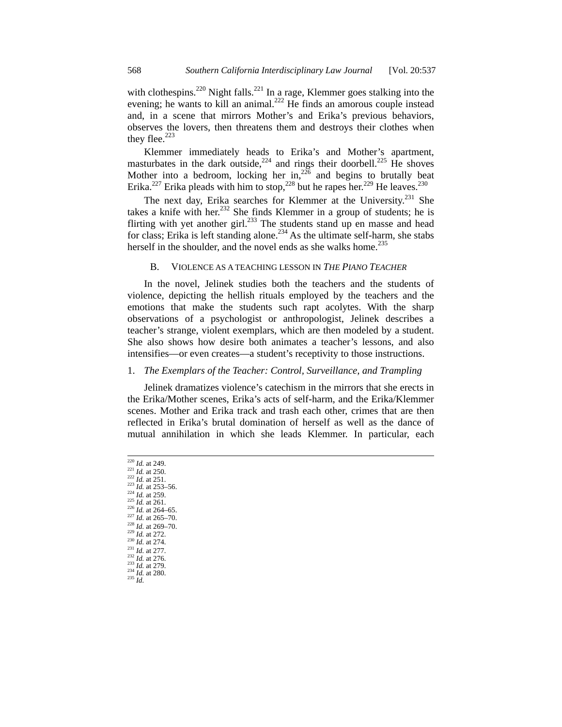with clothespins.[220] Night falls.[221] In a rage, Klemmer goes stalking into the evening; he wants to kill an animal.[222] He finds an amorous couple instead and, in a scene that mirrors Mother's and Erika's previous behaviors, observes the lovers, then threatens them and destroys their clothes when they flee.[223]

Klemmer immediately heads to Erika's and Mother's apartment, masturbates in the dark outside,[224] and rings their doorbell.[225] He shoves Mother into a bedroom, locking her in,[226] and begins to brutally beat Erika.[227] Erika pleads with him to stop,[228] but he rapes her.[229] He leaves.[230]

The next day, Erika searches for Klemmer at the University.[231] She takes a knife with her.[232] She finds Klemmer in a group of students; he is flirting with yet another girl.[233] The students stand up en masse and head for class; Erika is left standing alone.[234] As the ultimate self-harm, she stabs herself in the shoulder, and the novel ends as she walks home.[235]

### B. VIOLENCE AS A TEACHING LESSON IN *THE PIANO TEACHER*

In the novel, Jelinek studies both the teachers and the students of violence, depicting the hellish rituals employed by the teachers and the emotions that make the students such rapt acolytes. With the sharp observations of a psychologist or anthropologist, Jelinek describes a teacher's strange, violent exemplars, which are then modeled by a student. She also shows how desire both animates a teacher's lessons, and also intensifies—or even creates—a student's receptivity to those instructions.

#### 1. *The Exemplars of the Teacher: Control, Surveillance, and Trampling*

Jelinek dramatizes violence's catechism in the mirrors that she erects in the Erika/Mother scenes, Erika's acts of self-harm, and the Erika/Klemmer scenes. Mother and Erika track and trash each other, crimes that are then reflected in Erika's brutal domination of herself as well as the dance of mutual annihilation in which she leads Klemmer. In particular, each

---

[220] *Id.* at 249.
[221] *Id.* at 250.
[222] *Id.* at 251.
[223] *Id.* at 253–56.
[224] *Id.* at 259.
[225] *Id.* at 261.
[226] *Id.* at 264–65.
[227] *Id.* at 265–70.
[228] *Id.* at 269–70.
[229] *Id.* at 272.
[230] *Id.* at 274.
[231] *Id.* at 277.
[232] *Id.* at 276.
[233] *Id.* at 279.
[234] *Id.* at 280.
[235] *Id.*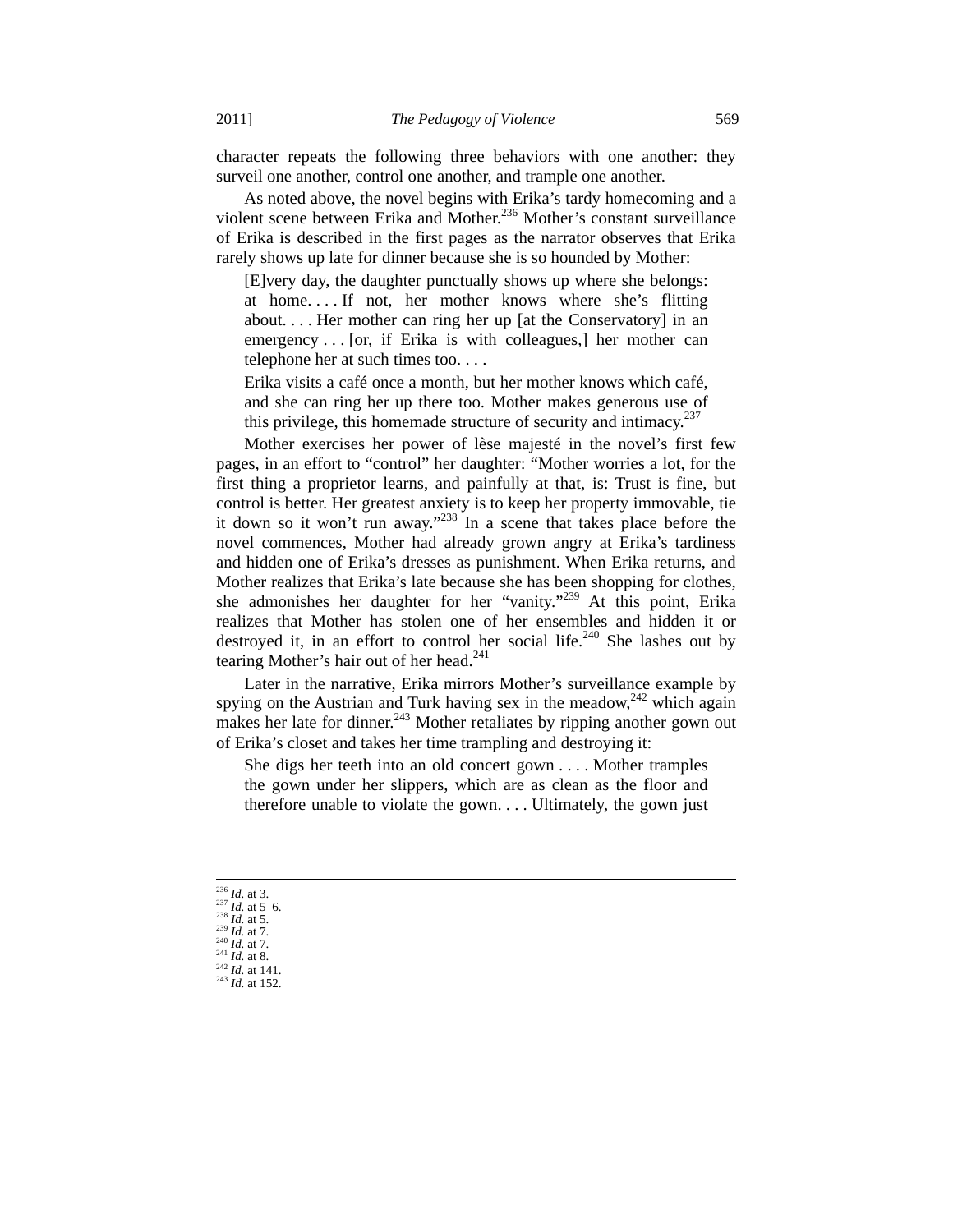character repeats the following three behaviors with one another: they surveil one another, control one another, and trample one another.

As noted above, the novel begins with Erika's tardy homecoming and a violent scene between Erika and Mother.[236] Mother's constant surveillance of Erika is described in the first pages as the narrator observes that Erika rarely shows up late for dinner because she is so hounded by Mother:

> [E]very day, the daughter punctually shows up where she belongs: at home. . . . If not, her mother knows where she's flitting about. . . . Her mother can ring her up [at the Conservatory] in an emergency . . . [or, if Erika is with colleagues,] her mother can telephone her at such times too. . . .
>
> Erika visits a café once a month, but her mother knows which café, and she can ring her up there too. Mother makes generous use of this privilege, this homemade structure of security and intimacy.[237]

Mother exercises her power of lèse majesté in the novel's first few pages, in an effort to "control" her daughter: "Mother worries a lot, for the first thing a proprietor learns, and painfully at that, is: Trust is fine, but control is better. Her greatest anxiety is to keep her property immovable, tie it down so it won't run away."[238] In a scene that takes place before the novel commences, Mother had already grown angry at Erika's tardiness and hidden one of Erika's dresses as punishment. When Erika returns, and Mother realizes that Erika's late because she has been shopping for clothes, she admonishes her daughter for her "vanity."[239] At this point, Erika realizes that Mother has stolen one of her ensembles and hidden it or destroyed it, in an effort to control her social life.[240] She lashes out by tearing Mother's hair out of her head.[241]

Later in the narrative, Erika mirrors Mother's surveillance example by spying on the Austrian and Turk having sex in the meadow,[242] which again makes her late for dinner.[243] Mother retaliates by ripping another gown out of Erika's closet and takes her time trampling and destroying it:

> She digs her teeth into an old concert gown . . . . Mother tramples the gown under her slippers, which are as clean as the floor and therefore unable to violate the gown. . . . Ultimately, the gown just

---

[236] *Id.* at 3.
[237] *Id.* at 5–6.
[238] *Id.* at 5.
[239] *Id.* at 7.
[240] *Id.* at 7.
[241] *Id.* at 8.
[242] *Id.* at 141.
[243] *Id.* at 152.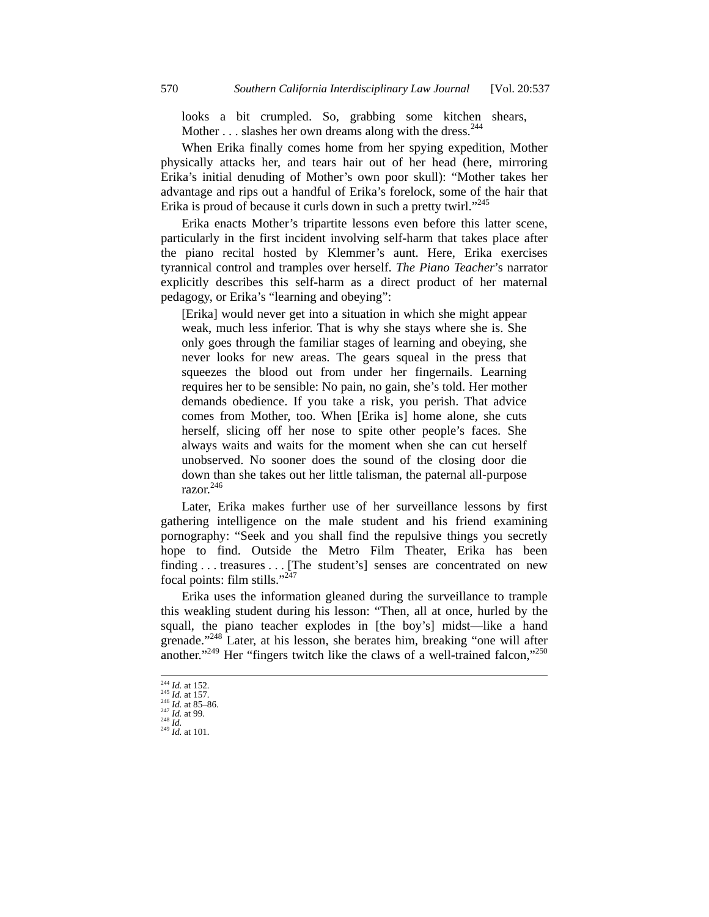> looks a bit crumpled. So, grabbing some kitchen shears, Mother . . . slashes her own dreams along with the dress.[244]

When Erika finally comes home from her spying expedition, Mother physically attacks her, and tears hair out of her head (here, mirroring Erika's initial denuding of Mother's own poor skull): "Mother takes her advantage and rips out a handful of Erika's forelock, some of the hair that Erika is proud of because it curls down in such a pretty twirl."[245]

Erika enacts Mother's tripartite lessons even before this latter scene, particularly in the first incident involving self-harm that takes place after the piano recital hosted by Klemmer's aunt. Here, Erika exercises tyrannical control and tramples over herself. *The Piano Teacher*'s narrator explicitly describes this self-harm as a direct product of her maternal pedagogy, or Erika's "learning and obeying":

> [Erika] would never get into a situation in which she might appear weak, much less inferior. That is why she stays where she is. She only goes through the familiar stages of learning and obeying, she never looks for new areas. The gears squeal in the press that squeezes the blood out from under her fingernails. Learning requires her to be sensible: No pain, no gain, she's told. Her mother demands obedience. If you take a risk, you perish. That advice comes from Mother, too. When [Erika is] home alone, she cuts herself, slicing off her nose to spite other people's faces. She always waits and waits for the moment when she can cut herself unobserved. No sooner does the sound of the closing door die down than she takes out her little talisman, the paternal all-purpose razor.[246]

Later, Erika makes further use of her surveillance lessons by first gathering intelligence on the male student and his friend examining pornography: "Seek and you shall find the repulsive things you secretly hope to find. Outside the Metro Film Theater, Erika has been finding . . . treasures . . . [The student's] senses are concentrated on new focal points: film stills."[247]

Erika uses the information gleaned during the surveillance to trample this weakling student during his lesson: "Then, all at once, hurled by the squall, the piano teacher explodes in [the boy's] midst—like a hand grenade."[248] Later, at his lesson, she berates him, breaking "one will after another."[249] Her "fingers twitch like the claws of a well-trained falcon,"[250]

---

[244] *Id.* at 152.
[245] *Id.* at 157.
[246] *Id.* at 85–86.
[247] *Id.* at 99.
[248] *Id.*
[249] *Id.* at 101.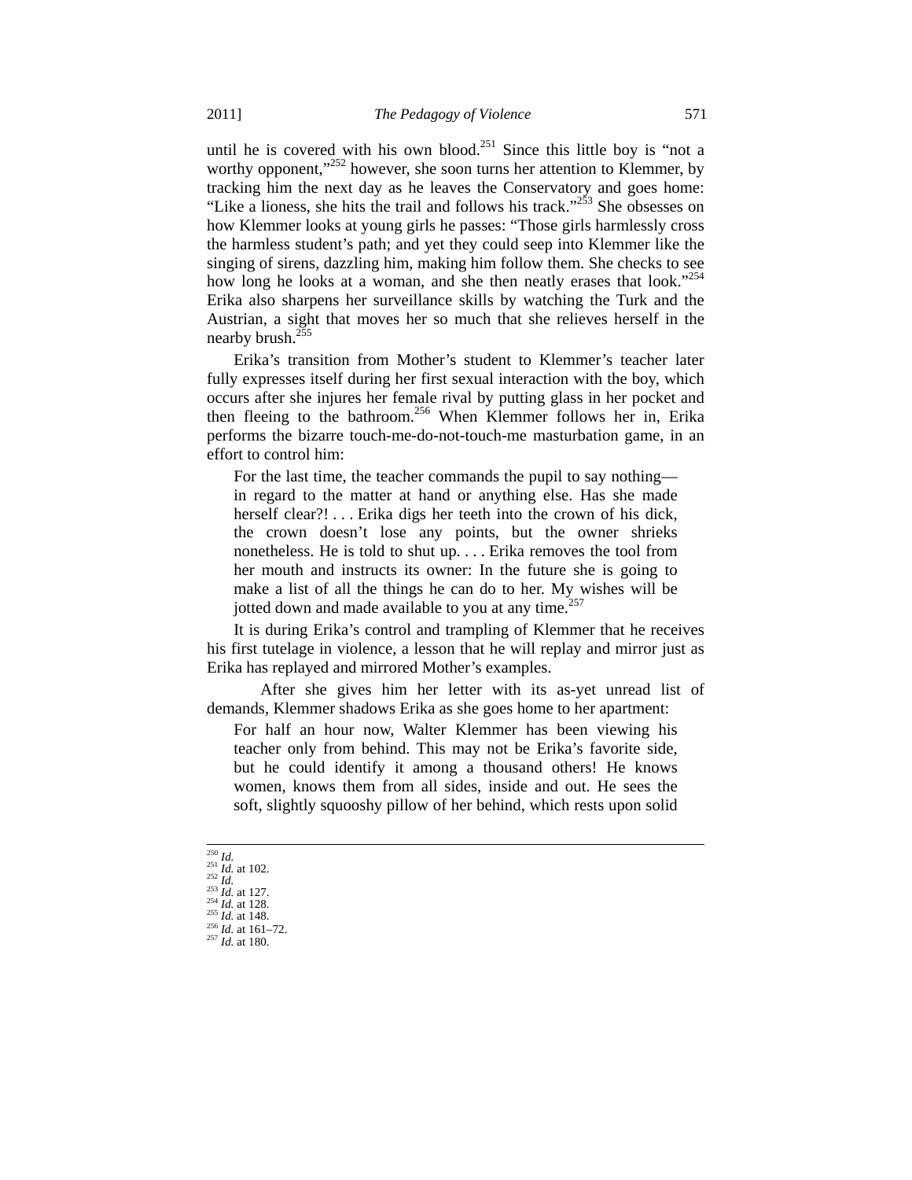until he is covered with his own blood.[251] Since this little boy is "not a worthy opponent,"[252] however, she soon turns her attention to Klemmer, by tracking him the next day as he leaves the Conservatory and goes home: "Like a lioness, she hits the trail and follows his track."[253] She obsesses on how Klemmer looks at young girls he passes: "Those girls harmlessly cross the harmless student's path; and yet they could seep into Klemmer like the singing of sirens, dazzling him, making him follow them. She checks to see how long he looks at a woman, and she then neatly erases that look."[254] Erika also sharpens her surveillance skills by watching the Turk and the Austrian, a sight that moves her so much that she relieves herself in the nearby brush.[255]

Erika's transition from Mother's student to Klemmer's teacher later fully expresses itself during her first sexual interaction with the boy, which occurs after she injures her female rival by putting glass in her pocket and then fleeing to the bathroom.[256] When Klemmer follows her in, Erika performs the bizarre touch-me-do-not-touch-me masturbation game, in an effort to control him:

> For the last time, the teacher commands the pupil to say nothing—in regard to the matter at hand or anything else. Has she made herself clear?! . . . Erika digs her teeth into the crown of his dick, the crown doesn't lose any points, but the owner shrieks nonetheless. He is told to shut up. . . . Erika removes the tool from her mouth and instructs its owner: In the future she is going to make a list of all the things he can do to her. My wishes will be jotted down and made available to you at any time.[257]

It is during Erika's control and trampling of Klemmer that he receives his first tutelage in violence, a lesson that he will replay and mirror just as Erika has replayed and mirrored Mother's examples.

After she gives him her letter with its as-yet unread list of demands, Klemmer shadows Erika as she goes home to her apartment:

> For half an hour now, Walter Klemmer has been viewing his teacher only from behind. This may not be Erika's favorite side, but he could identify it among a thousand others! He knows women, knows them from all sides, inside and out. He sees the soft, slightly squooshy pillow of her behind, which rests upon solid

---

[250] *Id.*
[251] *Id.* at 102.
[252] *Id.*
[253] *Id.* at 127.
[254] *Id.* at 128.
[255] *Id.* at 148.
[256] *Id.* at 161–72.
[257] *Id.* at 180.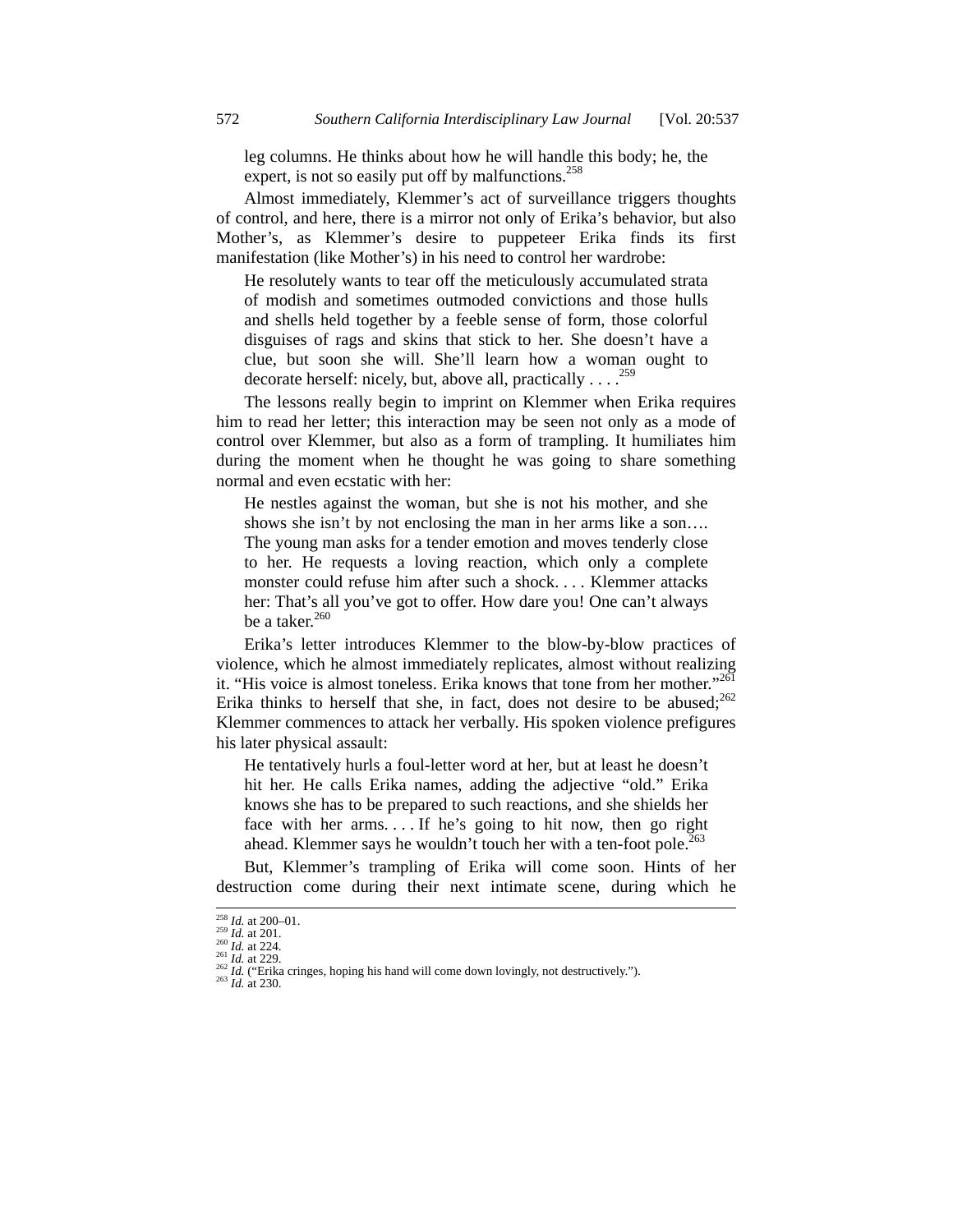leg columns. He thinks about how he will handle this body; he, the expert, is not so easily put off by malfunctions.[258]

Almost immediately, Klemmer's act of surveillance triggers thoughts of control, and here, there is a mirror not only of Erika's behavior, but also Mother's, as Klemmer's desire to puppeteer Erika finds its first manifestation (like Mother's) in his need to control her wardrobe:

> He resolutely wants to tear off the meticulously accumulated strata of modish and sometimes outmoded convictions and those hulls and shells held together by a feeble sense of form, those colorful disguises of rags and skins that stick to her. She doesn't have a clue, but soon she will. She'll learn how a woman ought to decorate herself: nicely, but, above all, practically . . . .[259]

The lessons really begin to imprint on Klemmer when Erika requires him to read her letter; this interaction may be seen not only as a mode of control over Klemmer, but also as a form of trampling. It humiliates him during the moment when he thought he was going to share something normal and even ecstatic with her:

> He nestles against the woman, but she is not his mother, and she shows she isn't by not enclosing the man in her arms like a son…. The young man asks for a tender emotion and moves tenderly close to her. He requests a loving reaction, which only a complete monster could refuse him after such a shock. . . . Klemmer attacks her: That's all you've got to offer. How dare you! One can't always be a taker.[260]

Erika's letter introduces Klemmer to the blow-by-blow practices of violence, which he almost immediately replicates, almost without realizing it. "His voice is almost toneless. Erika knows that tone from her mother."[261] Erika thinks to herself that she, in fact, does not desire to be abused;[262] Klemmer commences to attack her verbally. His spoken violence prefigures his later physical assault:

> He tentatively hurls a foul-letter word at her, but at least he doesn't hit her. He calls Erika names, adding the adjective "old." Erika knows she has to be prepared to such reactions, and she shields her face with her arms. . . . If he's going to hit now, then go right ahead. Klemmer says he wouldn't touch her with a ten-foot pole.[263]

But, Klemmer's trampling of Erika will come soon. Hints of her destruction come during their next intimate scene, during which he

---

[258] *Id.* at 200–01.
[259] *Id.* at 201.
[260] *Id.* at 224.
[261] *Id.* at 229.
[262] *Id.* ("Erika cringes, hoping his hand will come down lovingly, not destructively.").
[263] *Id.* at 230.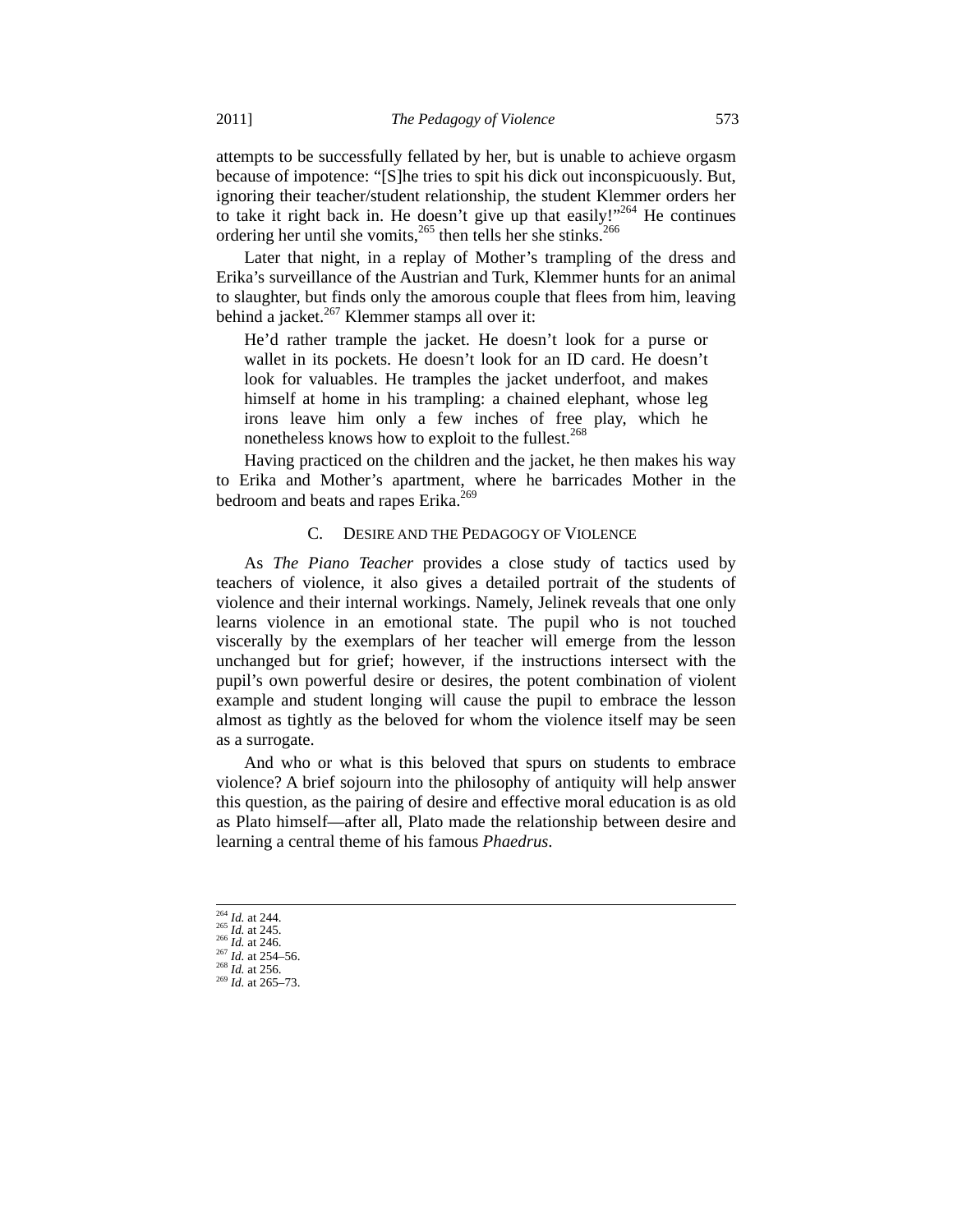attempts to be successfully fellated by her, but is unable to achieve orgasm because of impotence: "[S]he tries to spit his dick out inconspicuously. But, ignoring their teacher/student relationship, the student Klemmer orders her to take it right back in. He doesn't give up that easily!"[264] He continues ordering her until she vomits,[265] then tells her she stinks.[266]

Later that night, in a replay of Mother's trampling of the dress and Erika's surveillance of the Austrian and Turk, Klemmer hunts for an animal to slaughter, but finds only the amorous couple that flees from him, leaving behind a jacket.[267] Klemmer stamps all over it:

> He'd rather trample the jacket. He doesn't look for a purse or wallet in its pockets. He doesn't look for an ID card. He doesn't look for valuables. He tramples the jacket underfoot, and makes himself at home in his trampling: a chained elephant, whose leg irons leave him only a few inches of free play, which he nonetheless knows how to exploit to the fullest.[268]

Having practiced on the children and the jacket, he then makes his way to Erika and Mother's apartment, where he barricades Mother in the bedroom and beats and rapes Erika.[269]

### C. DESIRE AND THE PEDAGOGY OF VIOLENCE

As *The Piano Teacher* provides a close study of tactics used by teachers of violence, it also gives a detailed portrait of the students of violence and their internal workings. Namely, Jelinek reveals that one only learns violence in an emotional state. The pupil who is not touched viscerally by the exemplars of her teacher will emerge from the lesson unchanged but for grief; however, if the instructions intersect with the pupil's own powerful desire or desires, the potent combination of violent example and student longing will cause the pupil to embrace the lesson almost as tightly as the beloved for whom the violence itself may be seen as a surrogate.

And who or what is this beloved that spurs on students to embrace violence? A brief sojourn into the philosophy of antiquity will help answer this question, as the pairing of desire and effective moral education is as old as Plato himself—after all, Plato made the relationship between desire and learning a central theme of his famous *Phaedrus*.

---

[264] *Id.* at 244.
[265] *Id.* at 245.
[266] *Id.* at 246.
[267] *Id.* at 254–56.
[268] *Id.* at 256.
[269] *Id.* at 265–73.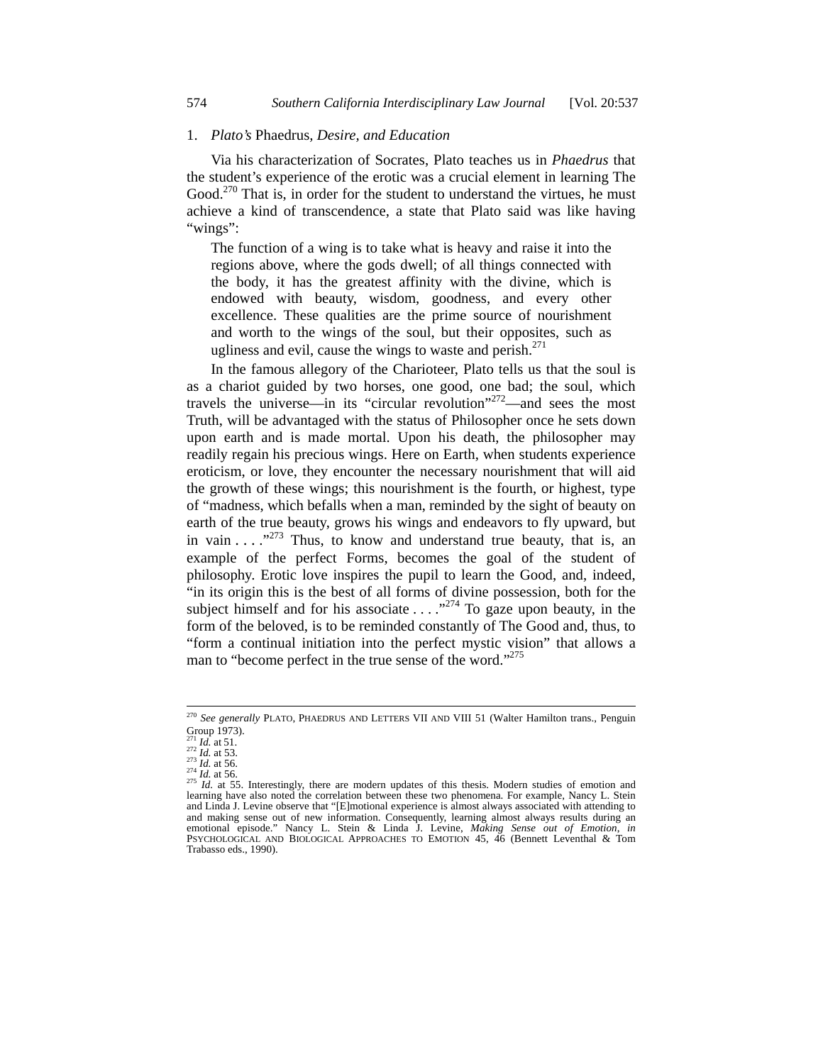### 1. *Plato's* Phaedrus*, Desire, and Education*

Via his characterization of Socrates, Plato teaches us in *Phaedrus* that the student's experience of the erotic was a crucial element in learning The Good.[270] That is, in order for the student to understand the virtues, he must achieve a kind of transcendence, a state that Plato said was like having "wings":

> The function of a wing is to take what is heavy and raise it into the regions above, where the gods dwell; of all things connected with the body, it has the greatest affinity with the divine, which is endowed with beauty, wisdom, goodness, and every other excellence. These qualities are the prime source of nourishment and worth to the wings of the soul, but their opposites, such as ugliness and evil, cause the wings to waste and perish.[271]

In the famous allegory of the Charioteer, Plato tells us that the soul is as a chariot guided by two horses, one good, one bad; the soul, which travels the universe—in its "circular revolution"[272]—and sees the most Truth, will be advantaged with the status of Philosopher once he sets down upon earth and is made mortal. Upon his death, the philosopher may readily regain his precious wings. Here on Earth, when students experience eroticism, or love, they encounter the necessary nourishment that will aid the growth of these wings; this nourishment is the fourth, or highest, type of "madness, which befalls when a man, reminded by the sight of beauty on earth of the true beauty, grows his wings and endeavors to fly upward, but in vain . . . ."[273] Thus, to know and understand true beauty, that is, an example of the perfect Forms, becomes the goal of the student of philosophy. Erotic love inspires the pupil to learn the Good, and, indeed, "in its origin this is the best of all forms of divine possession, both for the subject himself and for his associate . . . ."[274] To gaze upon beauty, in the form of the beloved, is to be reminded constantly of The Good and, thus, to "form a continual initiation into the perfect mystic vision" that allows a man to "become perfect in the true sense of the word."[275]

---

[270] *See generally* PLATO, PHAEDRUS AND LETTERS VII AND VIII 51 (Walter Hamilton trans., Penguin Group 1973).

[271] *Id.* at 51.

[272] *Id.* at 53.

[273] *Id.* at 56.

[274] *Id.* at 56.

[275] *Id.* at 55. Interestingly, there are modern updates of this thesis. Modern studies of emotion and learning have also noted the correlation between these two phenomena. For example, Nancy L. Stein and Linda J. Levine observe that "[E]motional experience is almost always associated with attending to and making sense out of new information. Consequently, learning almost always results during an emotional episode." Nancy L. Stein & Linda J. Levine, *Making Sense out of Emotion*, *in* PSYCHOLOGICAL AND BIOLOGICAL APPROACHES TO EMOTION 45, 46 (Bennett Leventhal & Tom Trabasso eds., 1990).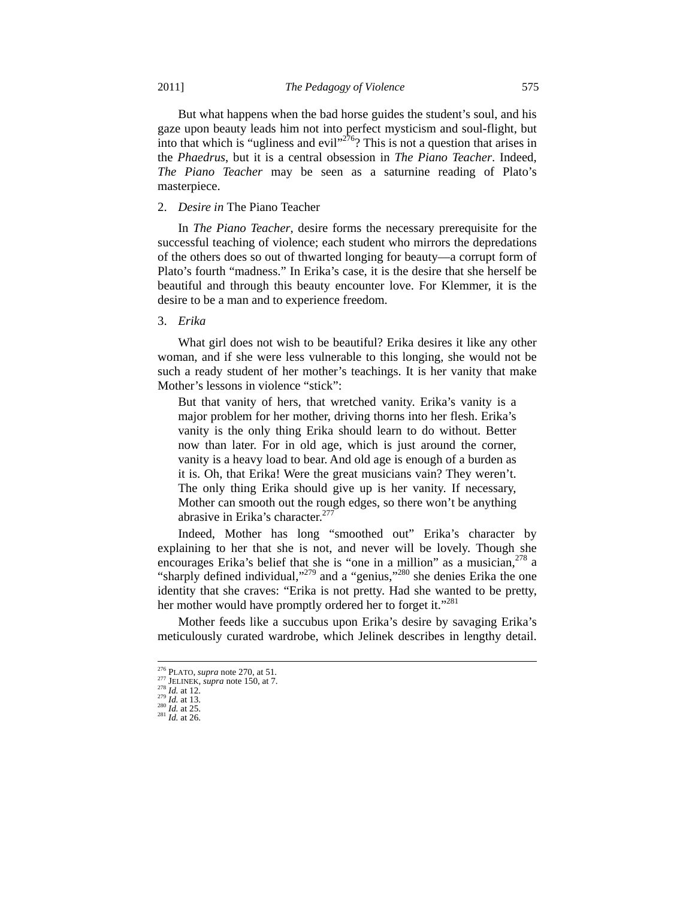But what happens when the bad horse guides the student's soul, and his gaze upon beauty leads him not into perfect mysticism and soul-flight, but into that which is "ugliness and evil"[276]? This is not a question that arises in the *Phaedrus*, but it is a central obsession in *The Piano Teacher*. Indeed, *The Piano Teacher* may be seen as a saturnine reading of Plato's masterpiece.

2. *Desire in* The Piano Teacher

In *The Piano Teacher*, desire forms the necessary prerequisite for the successful teaching of violence; each student who mirrors the depredations of the others does so out of thwarted longing for beauty—a corrupt form of Plato's fourth "madness." In Erika's case, it is the desire that she herself be beautiful and through this beauty encounter love. For Klemmer, it is the desire to be a man and to experience freedom.

3. *Erika*

What girl does not wish to be beautiful? Erika desires it like any other woman, and if she were less vulnerable to this longing, she would not be such a ready student of her mother's teachings. It is her vanity that make Mother's lessons in violence "stick":

> But that vanity of hers, that wretched vanity. Erika's vanity is a major problem for her mother, driving thorns into her flesh. Erika's vanity is the only thing Erika should learn to do without. Better now than later. For in old age, which is just around the corner, vanity is a heavy load to bear. And old age is enough of a burden as it is. Oh, that Erika! Were the great musicians vain? They weren't. The only thing Erika should give up is her vanity. If necessary, Mother can smooth out the rough edges, so there won't be anything abrasive in Erika's character.[277]

Indeed, Mother has long "smoothed out" Erika's character by explaining to her that she is not, and never will be lovely. Though she encourages Erika's belief that she is "one in a million" as a musician,[278] a "sharply defined individual,"[279] and a "genius,"[280] she denies Erika the one identity that she craves: "Erika is not pretty. Had she wanted to be pretty, her mother would have promptly ordered her to forget it."[281]

Mother feeds like a succubus upon Erika's desire by savaging Erika's meticulously curated wardrobe, which Jelinek describes in lengthy detail.

---

[276] PLATO, *supra* note 270, at 51.
[277] JELINEK, *supra* note 150, at 7.
[278] *Id.* at 12.
[279] *Id.* at 13.
[280] *Id.* at 25.
[281] *Id.* at 26.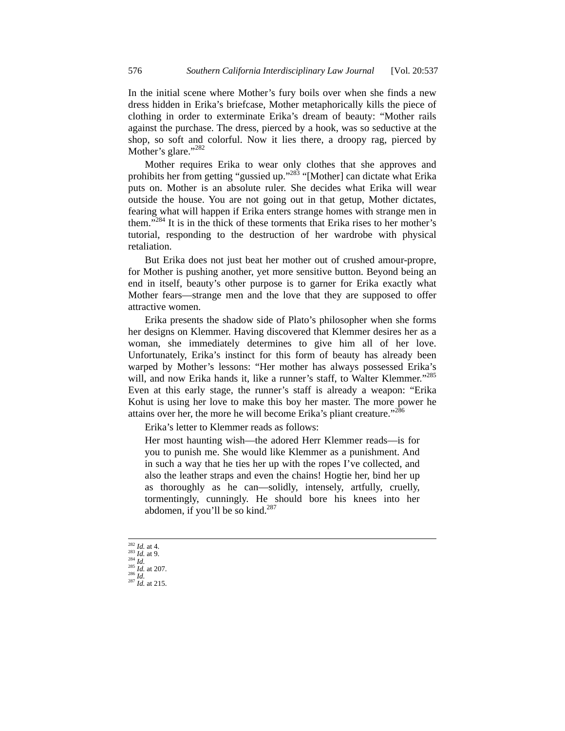In the initial scene where Mother's fury boils over when she finds a new dress hidden in Erika's briefcase, Mother metaphorically kills the piece of clothing in order to exterminate Erika's dream of beauty: "Mother rails against the purchase. The dress, pierced by a hook, was so seductive at the shop, so soft and colorful. Now it lies there, a droopy rag, pierced by Mother's glare."[282]

Mother requires Erika to wear only clothes that she approves and prohibits her from getting "gussied up."[283] "[Mother] can dictate what Erika puts on. Mother is an absolute ruler. She decides what Erika will wear outside the house. You are not going out in that getup, Mother dictates, fearing what will happen if Erika enters strange homes with strange men in them."[284] It is in the thick of these torments that Erika rises to her mother's tutorial, responding to the destruction of her wardrobe with physical retaliation.

But Erika does not just beat her mother out of crushed amour-propre, for Mother is pushing another, yet more sensitive button. Beyond being an end in itself, beauty's other purpose is to garner for Erika exactly what Mother fears—strange men and the love that they are supposed to offer attractive women.

Erika presents the shadow side of Plato's philosopher when she forms her designs on Klemmer. Having discovered that Klemmer desires her as a woman, she immediately determines to give him all of her love. Unfortunately, Erika's instinct for this form of beauty has already been warped by Mother's lessons: "Her mother has always possessed Erika's will, and now Erika hands it, like a runner's staff, to Walter Klemmer."[285] Even at this early stage, the runner's staff is already a weapon: "Erika Kohut is using her love to make this boy her master. The more power he attains over her, the more he will become Erika's pliant creature."[286]

Erika's letter to Klemmer reads as follows:

> Her most haunting wish—the adored Herr Klemmer reads—is for you to punish me. She would like Klemmer as a punishment. And in such a way that he ties her up with the ropes I've collected, and also the leather straps and even the chains! Hogtie her, bind her up as thoroughly as he can—solidly, intensely, artfully, cruelly, tormentingly, cunningly. He should bore his knees into her abdomen, if you'll be so kind.[287]

---

[282] *Id.* at 4.
[283] *Id.* at 9.
[284] *Id.*
[285] *Id.* at 207.
[286] *Id.*
[287] *Id.* at 215.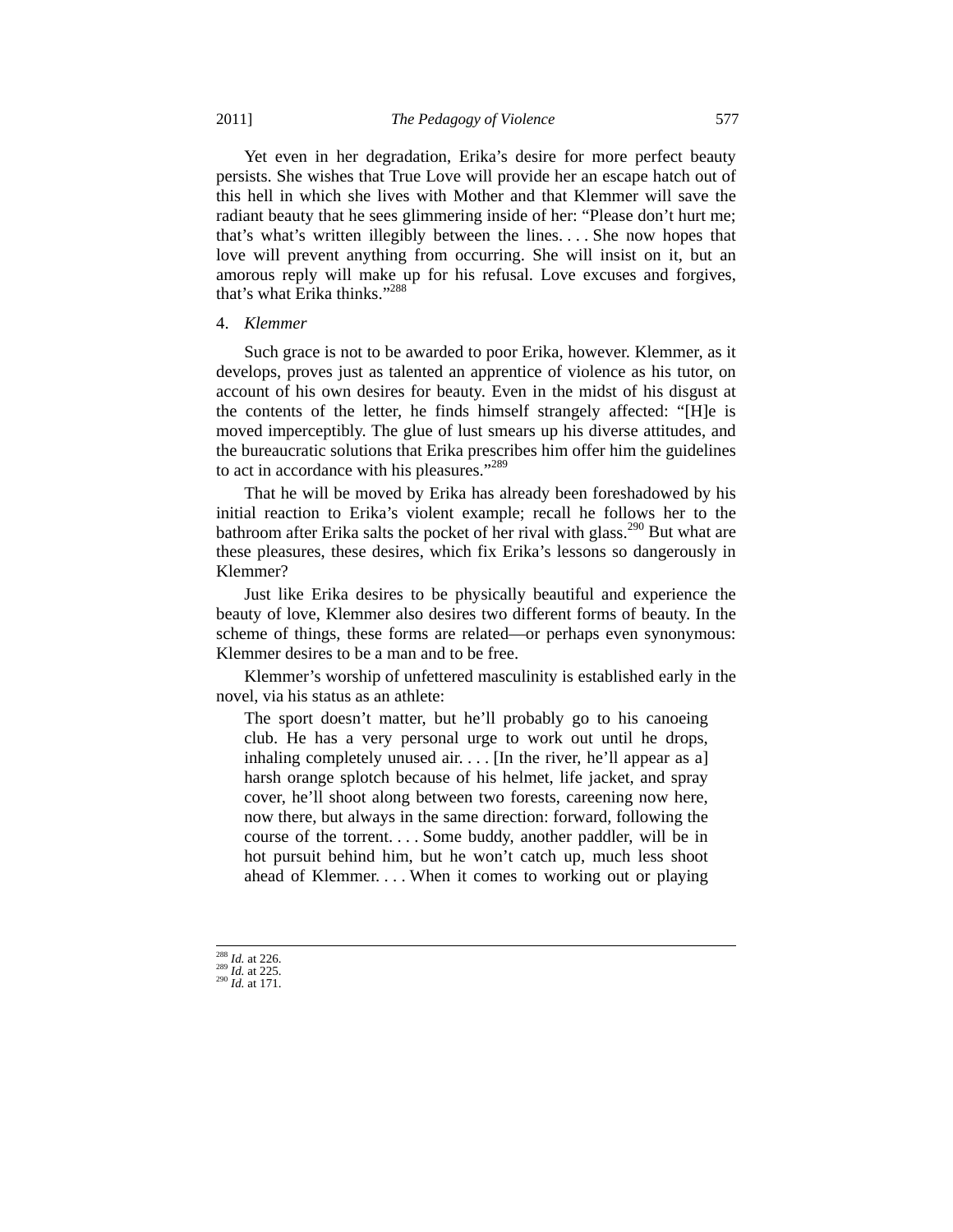Yet even in her degradation, Erika's desire for more perfect beauty persists. She wishes that True Love will provide her an escape hatch out of this hell in which she lives with Mother and that Klemmer will save the radiant beauty that he sees glimmering inside of her: "Please don't hurt me; that's what's written illegibly between the lines. . . . She now hopes that love will prevent anything from occurring. She will insist on it, but an amorous reply will make up for his refusal. Love excuses and forgives, that's what Erika thinks."[288]

4. *Klemmer*

Such grace is not to be awarded to poor Erika, however. Klemmer, as it develops, proves just as talented an apprentice of violence as his tutor, on account of his own desires for beauty. Even in the midst of his disgust at the contents of the letter, he finds himself strangely affected: "[H]e is moved imperceptibly. The glue of lust smears up his diverse attitudes, and the bureaucratic solutions that Erika prescribes him offer him the guidelines to act in accordance with his pleasures."[289]

That he will be moved by Erika has already been foreshadowed by his initial reaction to Erika's violent example; recall he follows her to the bathroom after Erika salts the pocket of her rival with glass.[290] But what are these pleasures, these desires, which fix Erika's lessons so dangerously in Klemmer?

Just like Erika desires to be physically beautiful and experience the beauty of love, Klemmer also desires two different forms of beauty. In the scheme of things, these forms are related—or perhaps even synonymous: Klemmer desires to be a man and to be free.

Klemmer's worship of unfettered masculinity is established early in the novel, via his status as an athlete:

> The sport doesn't matter, but he'll probably go to his canoeing club. He has a very personal urge to work out until he drops, inhaling completely unused air. . . . [In the river, he'll appear as a] harsh orange splotch because of his helmet, life jacket, and spray cover, he'll shoot along between two forests, careening now here, now there, but always in the same direction: forward, following the course of the torrent. . . . Some buddy, another paddler, will be in hot pursuit behind him, but he won't catch up, much less shoot ahead of Klemmer. . . . When it comes to working out or playing

---

[288] *Id.* at 226.
[289] *Id.* at 225.
[290] *Id.* at 171.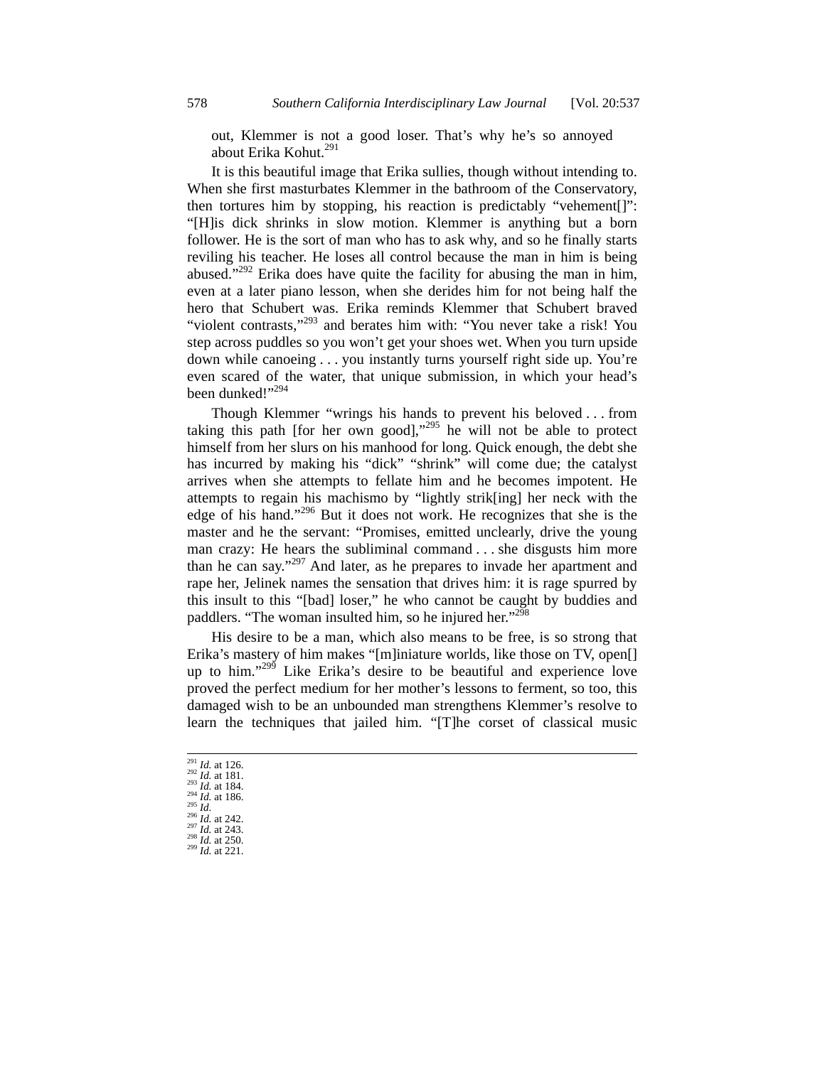out, Klemmer is not a good loser. That's why he's so annoyed about Erika Kohut.[291]

It is this beautiful image that Erika sullies, though without intending to. When she first masturbates Klemmer in the bathroom of the Conservatory, then tortures him by stopping, his reaction is predictably "vehement[]": "[H]is dick shrinks in slow motion. Klemmer is anything but a born follower. He is the sort of man who has to ask why, and so he finally starts reviling his teacher. He loses all control because the man in him is being abused."[292] Erika does have quite the facility for abusing the man in him, even at a later piano lesson, when she derides him for not being half the hero that Schubert was. Erika reminds Klemmer that Schubert braved "violent contrasts,"[293] and berates him with: "You never take a risk! You step across puddles so you won't get your shoes wet. When you turn upside down while canoeing . . . you instantly turns yourself right side up. You're even scared of the water, that unique submission, in which your head's been dunked!"[294]

Though Klemmer "wrings his hands to prevent his beloved . . . from taking this path [for her own good],"[295] he will not be able to protect himself from her slurs on his manhood for long. Quick enough, the debt she has incurred by making his "dick" "shrink" will come due; the catalyst arrives when she attempts to fellate him and he becomes impotent. He attempts to regain his machismo by "lightly strik[ing] her neck with the edge of his hand."[296] But it does not work. He recognizes that she is the master and he the servant: "Promises, emitted unclearly, drive the young man crazy: He hears the subliminal command . . . she disgusts him more than he can say."[297] And later, as he prepares to invade her apartment and rape her, Jelinek names the sensation that drives him: it is rage spurred by this insult to this "[bad] loser," he who cannot be caught by buddies and paddlers. "The woman insulted him, so he injured her."[298]

His desire to be a man, which also means to be free, is so strong that Erika's mastery of him makes "[m]iniature worlds, like those on TV, open[] up to him."[299] Like Erika's desire to be beautiful and experience love proved the perfect medium for her mother's lessons to ferment, so too, this damaged wish to be an unbounded man strengthens Klemmer's resolve to learn the techniques that jailed him. "[T]he corset of classical music

---

[291] *Id.* at 126.
[292] *Id.* at 181.
[293] *Id.* at 184.
[294] *Id.* at 186.
[295] *Id.*
[296] *Id.* at 242.
[297] *Id.* at 243.
[298] *Id.* at 250.
[299] *Id.* at 221.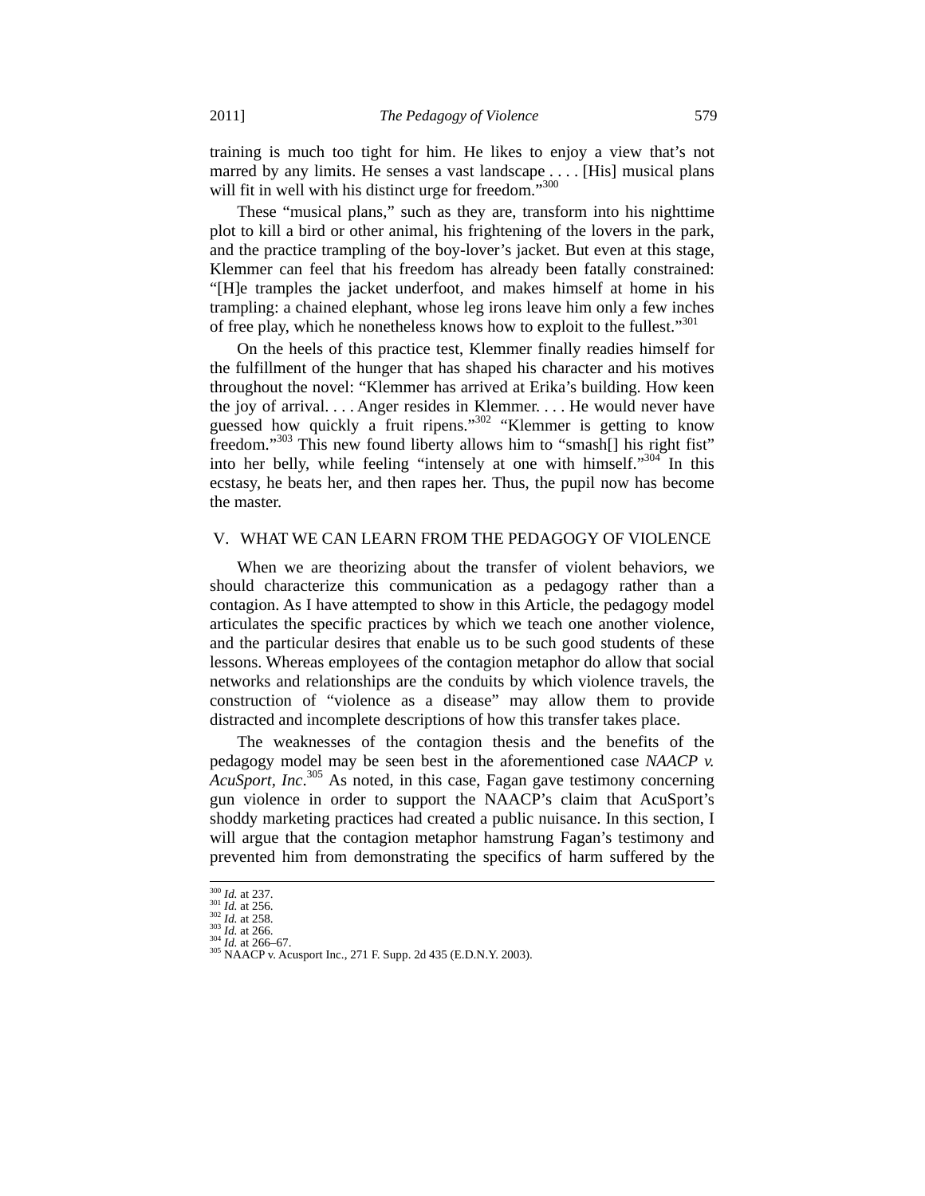training is much too tight for him. He likes to enjoy a view that's not marred by any limits. He senses a vast landscape . . . . [His] musical plans will fit in well with his distinct urge for freedom."[300]

These "musical plans," such as they are, transform into his nighttime plot to kill a bird or other animal, his frightening of the lovers in the park, and the practice trampling of the boy-lover's jacket. But even at this stage, Klemmer can feel that his freedom has already been fatally constrained: "[H]e tramples the jacket underfoot, and makes himself at home in his trampling: a chained elephant, whose leg irons leave him only a few inches of free play, which he nonetheless knows how to exploit to the fullest."[301]

On the heels of this practice test, Klemmer finally readies himself for the fulfillment of the hunger that has shaped his character and his motives throughout the novel: "Klemmer has arrived at Erika's building. How keen the joy of arrival. . . . Anger resides in Klemmer. . . . He would never have guessed how quickly a fruit ripens."[302] "Klemmer is getting to know freedom."[303] This new found liberty allows him to "smash[] his right fist" into her belly, while feeling "intensely at one with himself."[304] In this ecstasy, he beats her, and then rapes her. Thus, the pupil now has become the master.

## V. WHAT WE CAN LEARN FROM THE PEDAGOGY OF VIOLENCE

When we are theorizing about the transfer of violent behaviors, we should characterize this communication as a pedagogy rather than a contagion. As I have attempted to show in this Article, the pedagogy model articulates the specific practices by which we teach one another violence, and the particular desires that enable us to be such good students of these lessons. Whereas employees of the contagion metaphor do allow that social networks and relationships are the conduits by which violence travels, the construction of "violence as a disease" may allow them to provide distracted and incomplete descriptions of how this transfer takes place.

The weaknesses of the contagion thesis and the benefits of the pedagogy model may be seen best in the aforementioned case *NAACP v. AcuSport*, *Inc*.[305] As noted, in this case, Fagan gave testimony concerning gun violence in order to support the NAACP's claim that AcuSport's shoddy marketing practices had created a public nuisance. In this section, I will argue that the contagion metaphor hamstrung Fagan's testimony and prevented him from demonstrating the specifics of harm suffered by the

---

[300] *Id.* at 237.
[301] *Id.* at 256.
[302] *Id.* at 258.
[303] *Id.* at 266.
[304] *Id.* at 266–67.
[305] NAACP v. Acusport Inc., 271 F. Supp. 2d 435 (E.D.N.Y. 2003).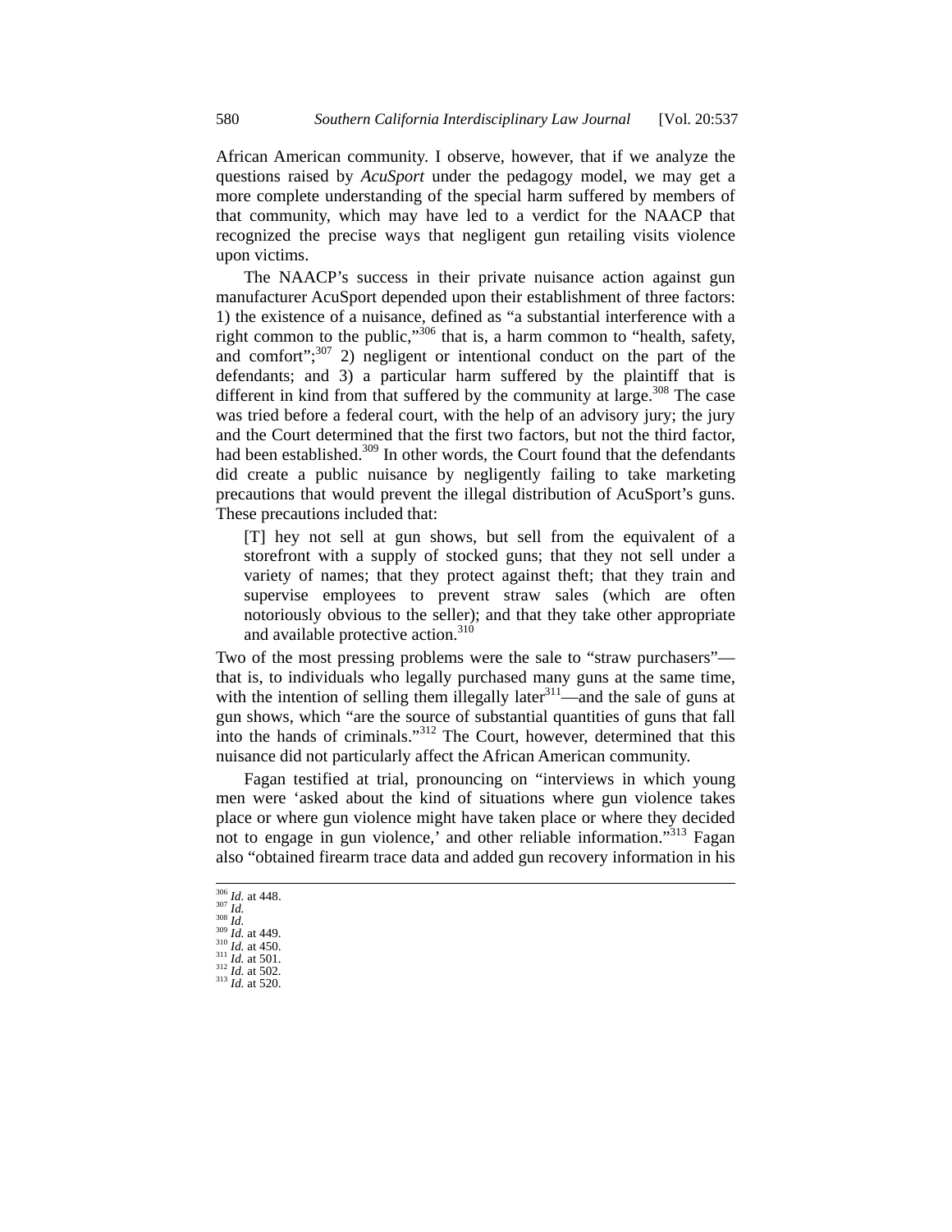African American community. I observe, however, that if we analyze the questions raised by *AcuSport* under the pedagogy model, we may get a more complete understanding of the special harm suffered by members of that community, which may have led to a verdict for the NAACP that recognized the precise ways that negligent gun retailing visits violence upon victims.

The NAACP's success in their private nuisance action against gun manufacturer AcuSport depended upon their establishment of three factors: 1) the existence of a nuisance, defined as "a substantial interference with a right common to the public,"[306] that is, a harm common to "health, safety, and comfort";[307] 2) negligent or intentional conduct on the part of the defendants; and 3) a particular harm suffered by the plaintiff that is different in kind from that suffered by the community at large.[308] The case was tried before a federal court, with the help of an advisory jury; the jury and the Court determined that the first two factors, but not the third factor, had been established.[309] In other words, the Court found that the defendants did create a public nuisance by negligently failing to take marketing precautions that would prevent the illegal distribution of AcuSport's guns. These precautions included that:

> [T] hey not sell at gun shows, but sell from the equivalent of a storefront with a supply of stocked guns; that they not sell under a variety of names; that they protect against theft; that they train and supervise employees to prevent straw sales (which are often notoriously obvious to the seller); and that they take other appropriate and available protective action.[310]

Two of the most pressing problems were the sale to "straw purchasers"—that is, to individuals who legally purchased many guns at the same time, with the intention of selling them illegally later[311]—and the sale of guns at gun shows, which "are the source of substantial quantities of guns that fall into the hands of criminals."[312] The Court, however, determined that this nuisance did not particularly affect the African American community.

Fagan testified at trial, pronouncing on "interviews in which young men were 'asked about the kind of situations where gun violence takes place or where gun violence might have taken place or where they decided not to engage in gun violence,' and other reliable information."[313] Fagan also "obtained firearm trace data and added gun recovery information in his

---

[306] *Id.* at 448.
[307] *Id.*
[308] *Id.*
[309] *Id.* at 449.
[310] *Id.* at 450.
[311] *Id.* at 501.
[312] *Id.* at 502.
[313] *Id.* at 520.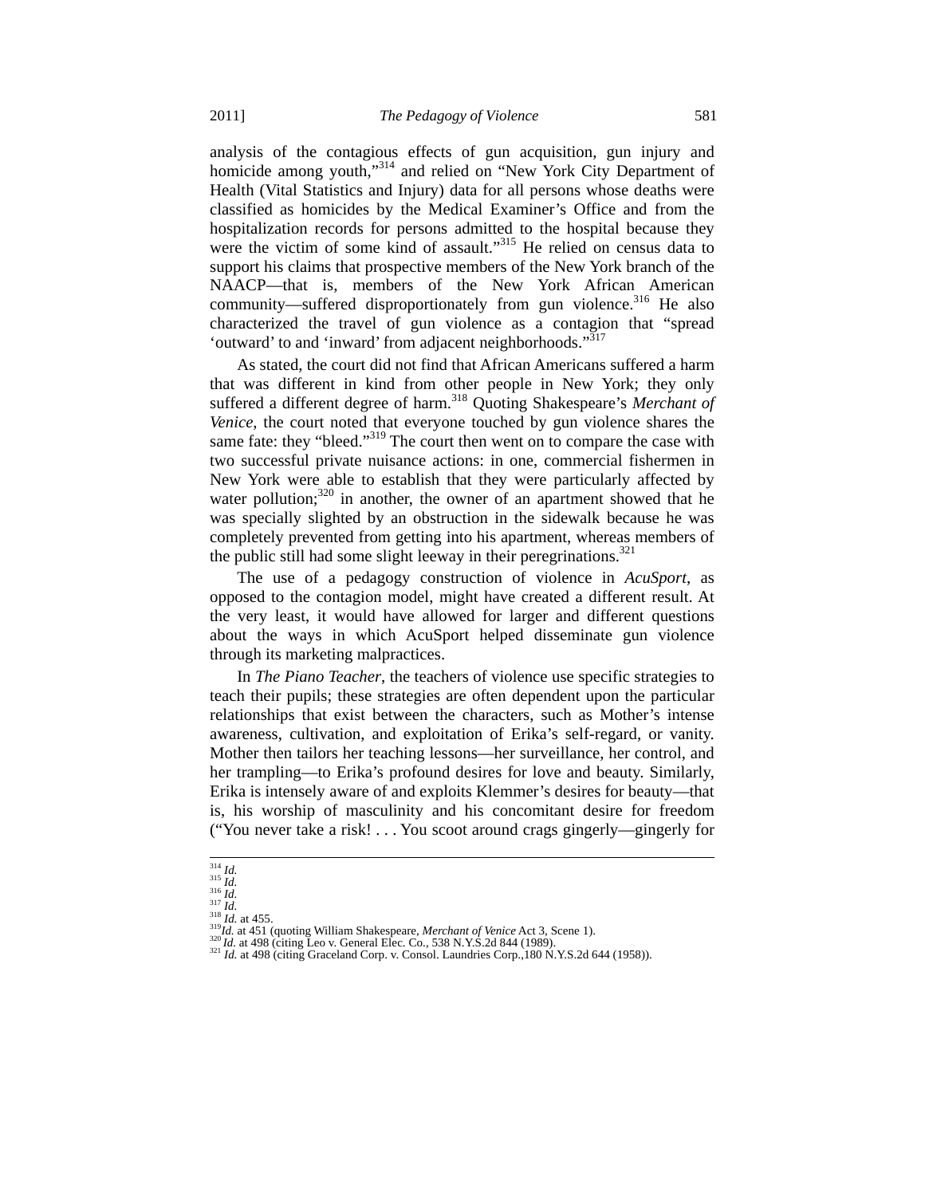analysis of the contagious effects of gun acquisition, gun injury and homicide among youth,"[314] and relied on "New York City Department of Health (Vital Statistics and Injury) data for all persons whose deaths were classified as homicides by the Medical Examiner's Office and from the hospitalization records for persons admitted to the hospital because they were the victim of some kind of assault."[315] He relied on census data to support his claims that prospective members of the New York branch of the NAACP—that is, members of the New York African American community—suffered disproportionately from gun violence.[316] He also characterized the travel of gun violence as a contagion that "spread 'outward' to and 'inward' from adjacent neighborhoods."[317]

As stated, the court did not find that African Americans suffered a harm that was different in kind from other people in New York; they only suffered a different degree of harm.[318] Quoting Shakespeare's *Merchant of Venice*, the court noted that everyone touched by gun violence shares the same fate: they "bleed."[319] The court then went on to compare the case with two successful private nuisance actions: in one, commercial fishermen in New York were able to establish that they were particularly affected by water pollution;[320] in another, the owner of an apartment showed that he was specially slighted by an obstruction in the sidewalk because he was completely prevented from getting into his apartment, whereas members of the public still had some slight leeway in their peregrinations.[321]

The use of a pedagogy construction of violence in *AcuSport*, as opposed to the contagion model, might have created a different result. At the very least, it would have allowed for larger and different questions about the ways in which AcuSport helped disseminate gun violence through its marketing malpractices.

In *The Piano Teacher*, the teachers of violence use specific strategies to teach their pupils; these strategies are often dependent upon the particular relationships that exist between the characters, such as Mother's intense awareness, cultivation, and exploitation of Erika's self-regard, or vanity. Mother then tailors her teaching lessons—her surveillance, her control, and her trampling—to Erika's profound desires for love and beauty. Similarly, Erika is intensely aware of and exploits Klemmer's desires for beauty—that is, his worship of masculinity and his concomitant desire for freedom ("You never take a risk! . . . You scoot around crags gingerly—gingerly for

---

[314] *Id.*
[315] *Id.*
[316] *Id.*
[317] *Id.*
[318] *Id.* at 455.
[319] *Id.* at 451 (quoting William Shakespeare, *Merchant of Venice* Act 3, Scene 1).
[320] *Id.* at 498 (citing Leo v. General Elec. Co., 538 N.Y.S.2d 844 (1989).
[321] *Id.* at 498 (citing Graceland Corp. v. Consol. Laundries Corp.,180 N.Y.S.2d 644 (1958)).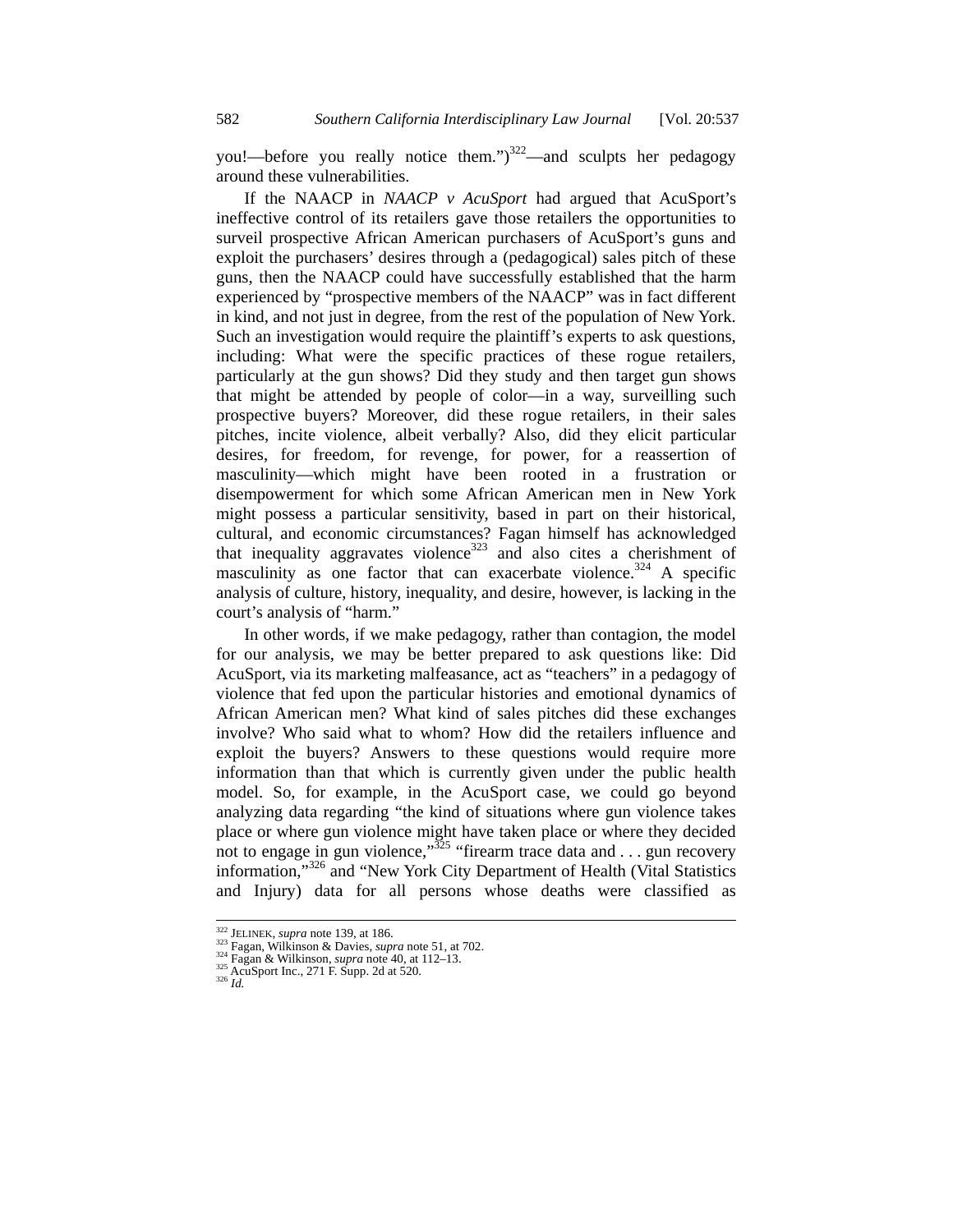you!—before you really notice them.")[322]—and sculpts her pedagogy around these vulnerabilities.

If the NAACP in *NAACP v AcuSport* had argued that AcuSport's ineffective control of its retailers gave those retailers the opportunities to surveil prospective African American purchasers of AcuSport's guns and exploit the purchasers' desires through a (pedagogical) sales pitch of these guns, then the NAACP could have successfully established that the harm experienced by "prospective members of the NAACP" was in fact different in kind, and not just in degree, from the rest of the population of New York. Such an investigation would require the plaintiff's experts to ask questions, including: What were the specific practices of these rogue retailers, particularly at the gun shows? Did they study and then target gun shows that might be attended by people of color—in a way, surveilling such prospective buyers? Moreover, did these rogue retailers, in their sales pitches, incite violence, albeit verbally? Also, did they elicit particular desires, for freedom, for revenge, for power, for a reassertion of masculinity—which might have been rooted in a frustration or disempowerment for which some African American men in New York might possess a particular sensitivity, based in part on their historical, cultural, and economic circumstances? Fagan himself has acknowledged that inequality aggravates violence[323] and also cites a cherishment of masculinity as one factor that can exacerbate violence.[324] A specific analysis of culture, history, inequality, and desire, however, is lacking in the court's analysis of "harm."

In other words, if we make pedagogy, rather than contagion, the model for our analysis, we may be better prepared to ask questions like: Did AcuSport, via its marketing malfeasance, act as "teachers" in a pedagogy of violence that fed upon the particular histories and emotional dynamics of African American men? What kind of sales pitches did these exchanges involve? Who said what to whom? How did the retailers influence and exploit the buyers? Answers to these questions would require more information than that which is currently given under the public health model. So, for example, in the AcuSport case, we could go beyond analyzing data regarding "the kind of situations where gun violence takes place or where gun violence might have taken place or where they decided not to engage in gun violence,"[325] "firearm trace data and . . . gun recovery information,"[326] and "New York City Department of Health (Vital Statistics and Injury) data for all persons whose deaths were classified as

---

[322] JELINEK, *supra* note 139, at 186.
[323] Fagan, Wilkinson & Davies, *supra* note 51, at 702.
[324] Fagan & Wilkinson, *supra* note 40, at 112–13.
[325] AcuSport Inc., 271 F. Supp. 2d at 520.
[326] *Id.*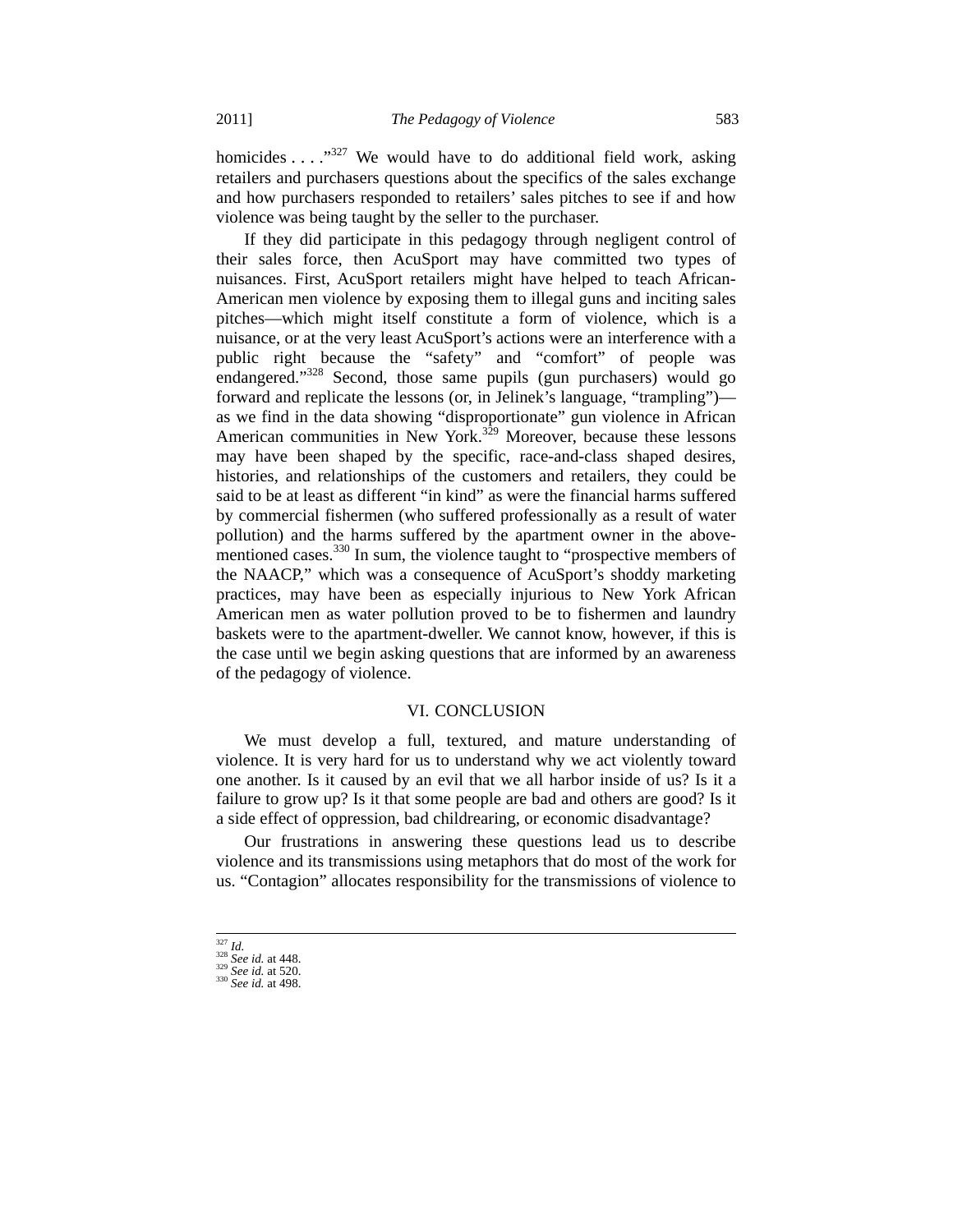homicides . . . ."[327] We would have to do additional field work, asking retailers and purchasers questions about the specifics of the sales exchange and how purchasers responded to retailers' sales pitches to see if and how violence was being taught by the seller to the purchaser.

If they did participate in this pedagogy through negligent control of their sales force, then AcuSport may have committed two types of nuisances. First, AcuSport retailers might have helped to teach African-American men violence by exposing them to illegal guns and inciting sales pitches—which might itself constitute a form of violence, which is a nuisance, or at the very least AcuSport's actions were an interference with a public right because the "safety" and "comfort" of people was endangered."[328] Second, those same pupils (gun purchasers) would go forward and replicate the lessons (or, in Jelinek's language, "trampling")—as we find in the data showing "disproportionate" gun violence in African American communities in New York.[329] Moreover, because these lessons may have been shaped by the specific, race-and-class shaped desires, histories, and relationships of the customers and retailers, they could be said to be at least as different "in kind" as were the financial harms suffered by commercial fishermen (who suffered professionally as a result of water pollution) and the harms suffered by the apartment owner in the above-mentioned cases.[330] In sum, the violence taught to "prospective members of the NAACP," which was a consequence of AcuSport's shoddy marketing practices, may have been as especially injurious to New York African American men as water pollution proved to be to fishermen and laundry baskets were to the apartment-dweller. We cannot know, however, if this is the case until we begin asking questions that are informed by an awareness of the pedagogy of violence.

## VI. CONCLUSION

We must develop a full, textured, and mature understanding of violence. It is very hard for us to understand why we act violently toward one another. Is it caused by an evil that we all harbor inside of us? Is it a failure to grow up? Is it that some people are bad and others are good? Is it a side effect of oppression, bad childrearing, or economic disadvantage?

Our frustrations in answering these questions lead us to describe violence and its transmissions using metaphors that do most of the work for us. "Contagion" allocates responsibility for the transmissions of violence to

---

[327] *Id.*
[328] *See id.* at 448.
[329] *See id.* at 520.
[330] *See id.* at 498.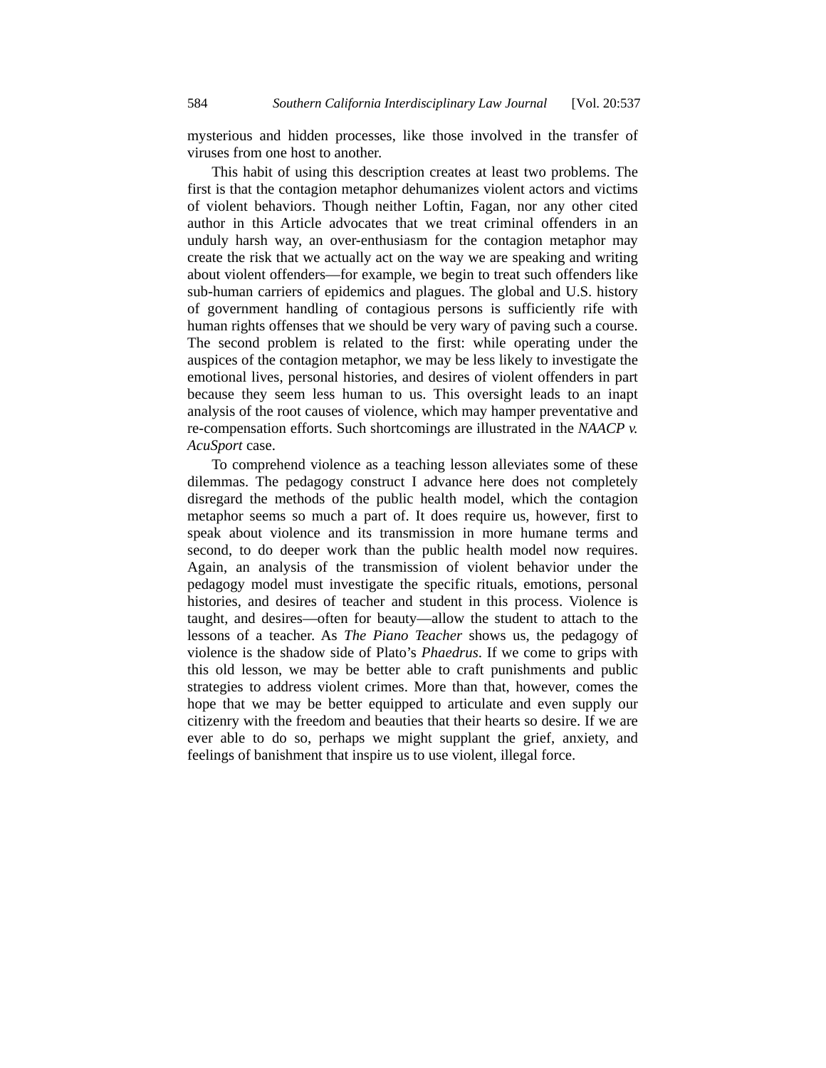mysterious and hidden processes, like those involved in the transfer of viruses from one host to another.

This habit of using this description creates at least two problems. The first is that the contagion metaphor dehumanizes violent actors and victims of violent behaviors. Though neither Loftin, Fagan, nor any other cited author in this Article advocates that we treat criminal offenders in an unduly harsh way, an over-enthusiasm for the contagion metaphor may create the risk that we actually act on the way we are speaking and writing about violent offenders—for example, we begin to treat such offenders like sub-human carriers of epidemics and plagues. The global and U.S. history of government handling of contagious persons is sufficiently rife with human rights offenses that we should be very wary of paving such a course. The second problem is related to the first: while operating under the auspices of the contagion metaphor, we may be less likely to investigate the emotional lives, personal histories, and desires of violent offenders in part because they seem less human to us. This oversight leads to an inapt analysis of the root causes of violence, which may hamper preventative and re-compensation efforts. Such shortcomings are illustrated in the *NAACP v. AcuSport* case.

To comprehend violence as a teaching lesson alleviates some of these dilemmas. The pedagogy construct I advance here does not completely disregard the methods of the public health model, which the contagion metaphor seems so much a part of. It does require us, however, first to speak about violence and its transmission in more humane terms and second, to do deeper work than the public health model now requires. Again, an analysis of the transmission of violent behavior under the pedagogy model must investigate the specific rituals, emotions, personal histories, and desires of teacher and student in this process. Violence is taught, and desires—often for beauty—allow the student to attach to the lessons of a teacher. As *The Piano Teacher* shows us, the pedagogy of violence is the shadow side of Plato's *Phaedrus*. If we come to grips with this old lesson, we may be better able to craft punishments and public strategies to address violent crimes. More than that, however, comes the hope that we may be better equipped to articulate and even supply our citizenry with the freedom and beauties that their hearts so desire. If we are ever able to do so, perhaps we might supplant the grief, anxiety, and feelings of banishment that inspire us to use violent, illegal force.